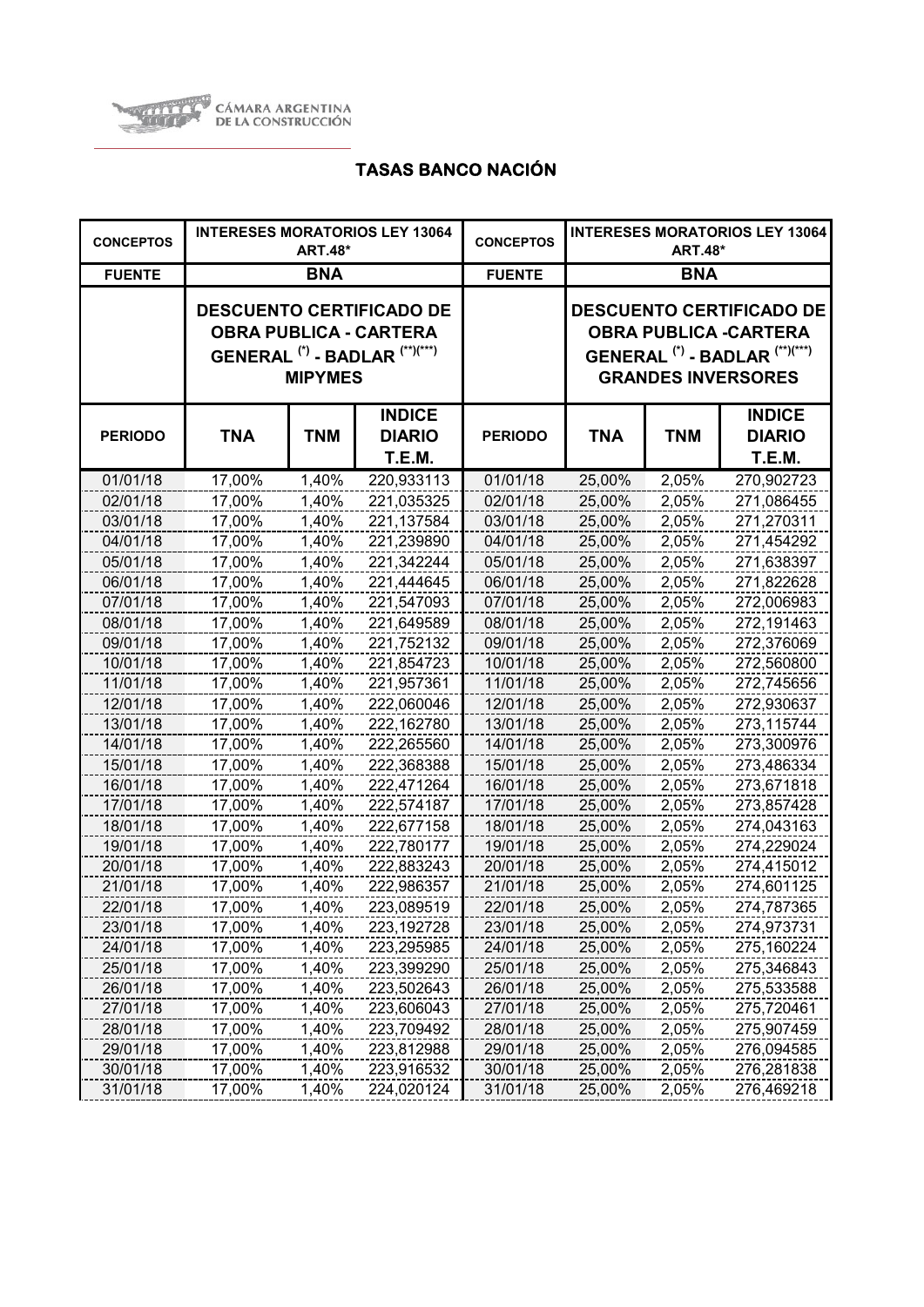CÁMARA ARGENTINA DE LA CONSTRUCCIÓN

## TASAS BANCO NACIÓN

| CONCEPTOS | INTERESES MORATORIOS LEY 13064 ART.48* | | | CONCEPTOS | INTERESES MORATORIOS LEY 13064 ART.48* | | |
|---|---|---|---|---|---|---|---|
| FUENTE | BNA | | | FUENTE | BNA | | |
| | DESCUENTO CERTIFICADO DE OBRA PUBLICA - CARTERA GENERAL (*) - BADLAR (**)(***) MIPYMES | | | | DESCUENTO CERTIFICADO DE OBRA PUBLICA -CARTERA GENERAL (*) - BADLAR (**)(***) GRANDES INVERSORES | | |
| PERIODO | TNA | TNM | INDICE DIARIO T.E.M. | PERIODO | TNA | TNM | INDICE DIARIO T.E.M. |
| 01/01/18 | 17,00% | 1,40% | 220,933113 | 01/01/18 | 25,00% | 2,05% | 270,902723 |
| 02/01/18 | 17,00% | 1,40% | 221,035325 | 02/01/18 | 25,00% | 2,05% | 271,086455 |
| 03/01/18 | 17,00% | 1,40% | 221,137584 | 03/01/18 | 25,00% | 2,05% | 271,270311 |
| 04/01/18 | 17,00% | 1,40% | 221,239890 | 04/01/18 | 25,00% | 2,05% | 271,454292 |
| 05/01/18 | 17,00% | 1,40% | 221,342244 | 05/01/18 | 25,00% | 2,05% | 271,638397 |
| 06/01/18 | 17,00% | 1,40% | 221,444645 | 06/01/18 | 25,00% | 2,05% | 271,822628 |
| 07/01/18 | 17,00% | 1,40% | 221,547093 | 07/01/18 | 25,00% | 2,05% | 272,006983 |
| 08/01/18 | 17,00% | 1,40% | 221,649589 | 08/01/18 | 25,00% | 2,05% | 272,191463 |
| 09/01/18 | 17,00% | 1,40% | 221,752132 | 09/01/18 | 25,00% | 2,05% | 272,376069 |
| 10/01/18 | 17,00% | 1,40% | 221,854723 | 10/01/18 | 25,00% | 2,05% | 272,560800 |
| 11/01/18 | 17,00% | 1,40% | 221,957361 | 11/01/18 | 25,00% | 2,05% | 272,745656 |
| 12/01/18 | 17,00% | 1,40% | 222,060046 | 12/01/18 | 25,00% | 2,05% | 272,930637 |
| 13/01/18 | 17,00% | 1,40% | 222,162780 | 13/01/18 | 25,00% | 2,05% | 273,115744 |
| 14/01/18 | 17,00% | 1,40% | 222,265560 | 14/01/18 | 25,00% | 2,05% | 273,300976 |
| 15/01/18 | 17,00% | 1,40% | 222,368388 | 15/01/18 | 25,00% | 2,05% | 273,486334 |
| 16/01/18 | 17,00% | 1,40% | 222,471264 | 16/01/18 | 25,00% | 2,05% | 273,671818 |
| 17/01/18 | 17,00% | 1,40% | 222,574187 | 17/01/18 | 25,00% | 2,05% | 273,857428 |
| 18/01/18 | 17,00% | 1,40% | 222,677158 | 18/01/18 | 25,00% | 2,05% | 274,043163 |
| 19/01/18 | 17,00% | 1,40% | 222,780177 | 19/01/18 | 25,00% | 2,05% | 274,229024 |
| 20/01/18 | 17,00% | 1,40% | 222,883243 | 20/01/18 | 25,00% | 2,05% | 274,415012 |
| 21/01/18 | 17,00% | 1,40% | 222,986357 | 21/01/18 | 25,00% | 2,05% | 274,601125 |
| 22/01/18 | 17,00% | 1,40% | 223,089519 | 22/01/18 | 25,00% | 2,05% | 274,787365 |
| 23/01/18 | 17,00% | 1,40% | 223,192728 | 23/01/18 | 25,00% | 2,05% | 274,973731 |
| 24/01/18 | 17,00% | 1,40% | 223,295985 | 24/01/18 | 25,00% | 2,05% | 275,160224 |
| 25/01/18 | 17,00% | 1,40% | 223,399290 | 25/01/18 | 25,00% | 2,05% | 275,346843 |
| 26/01/18 | 17,00% | 1,40% | 223,502643 | 26/01/18 | 25,00% | 2,05% | 275,533588 |
| 27/01/18 | 17,00% | 1,40% | 223,606043 | 27/01/18 | 25,00% | 2,05% | 275,720461 |
| 28/01/18 | 17,00% | 1,40% | 223,709492 | 28/01/18 | 25,00% | 2,05% | 275,907459 |
| 29/01/18 | 17,00% | 1,40% | 223,812988 | 29/01/18 | 25,00% | 2,05% | 276,094585 |
| 30/01/18 | 17,00% | 1,40% | 223,916532 | 30/01/18 | 25,00% | 2,05% | 276,281838 |
| 31/01/18 | 17,00% | 1,40% | 224,020124 | 31/01/18 | 25,00% | 2,05% | 276,469218 |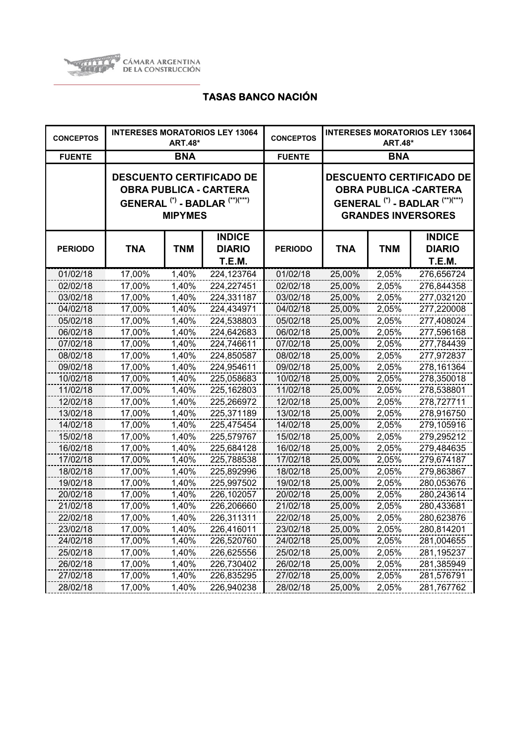CÁMARA ARGENTINA DE LA CONSTRUCCIÓN

## TASAS BANCO NACIÓN

| CONCEPTOS | INTERESES MORATORIOS LEY 13064 ART.48* | | | CONCEPTOS | INTERESES MORATORIOS LEY 13064 ART.48* | | |
|---|---|---|---|---|---|---|---|
| FUENTE | BNA | | | FUENTE | BNA | | |
| | DESCUENTO CERTIFICADO DE OBRA PUBLICA - CARTERA GENERAL (*) - BADLAR (**)(***) MIPYMES | | | | DESCUENTO CERTIFICADO DE OBRA PUBLICA -CARTERA GENERAL (*) - BADLAR (**)(***) GRANDES INVERSORES | | |
| PERIODO | TNA | TNM | INDICE DIARIO T.E.M. | PERIODO | TNA | TNM | INDICE DIARIO T.E.M. |
| 01/02/18 | 17,00% | 1,40% | 224,123764 | 01/02/18 | 25,00% | 2,05% | 276,656724 |
| 02/02/18 | 17,00% | 1,40% | 224,227451 | 02/02/18 | 25,00% | 2,05% | 276,844358 |
| 03/02/18 | 17,00% | 1,40% | 224,331187 | 03/02/18 | 25,00% | 2,05% | 277,032120 |
| 04/02/18 | 17,00% | 1,40% | 224,434971 | 04/02/18 | 25,00% | 2,05% | 277,220008 |
| 05/02/18 | 17,00% | 1,40% | 224,538803 | 05/02/18 | 25,00% | 2,05% | 277,408024 |
| 06/02/18 | 17,00% | 1,40% | 224,642683 | 06/02/18 | 25,00% | 2,05% | 277,596168 |
| 07/02/18 | 17,00% | 1,40% | 224,746611 | 07/02/18 | 25,00% | 2,05% | 277,784439 |
| 08/02/18 | 17,00% | 1,40% | 224,850587 | 08/02/18 | 25,00% | 2,05% | 277,972837 |
| 09/02/18 | 17,00% | 1,40% | 224,954611 | 09/02/18 | 25,00% | 2,05% | 278,161364 |
| 10/02/18 | 17,00% | 1,40% | 225,058683 | 10/02/18 | 25,00% | 2,05% | 278,350018 |
| 11/02/18 | 17,00% | 1,40% | 225,162803 | 11/02/18 | 25,00% | 2,05% | 278,538801 |
| 12/02/18 | 17,00% | 1,40% | 225,266972 | 12/02/18 | 25,00% | 2,05% | 278,727711 |
| 13/02/18 | 17,00% | 1,40% | 225,371189 | 13/02/18 | 25,00% | 2,05% | 278,916750 |
| 14/02/18 | 17,00% | 1,40% | 225,475454 | 14/02/18 | 25,00% | 2,05% | 279,105916 |
| 15/02/18 | 17,00% | 1,40% | 225,579767 | 15/02/18 | 25,00% | 2,05% | 279,295212 |
| 16/02/18 | 17,00% | 1,40% | 225,684128 | 16/02/18 | 25,00% | 2,05% | 279,484635 |
| 17/02/18 | 17,00% | 1,40% | 225,788538 | 17/02/18 | 25,00% | 2,05% | 279,674187 |
| 18/02/18 | 17,00% | 1,40% | 225,892996 | 18/02/18 | 25,00% | 2,05% | 279,863867 |
| 19/02/18 | 17,00% | 1,40% | 225,997502 | 19/02/18 | 25,00% | 2,05% | 280,053676 |
| 20/02/18 | 17,00% | 1,40% | 226,102057 | 20/02/18 | 25,00% | 2,05% | 280,243614 |
| 21/02/18 | 17,00% | 1,40% | 226,206660 | 21/02/18 | 25,00% | 2,05% | 280,433681 |
| 22/02/18 | 17,00% | 1,40% | 226,311311 | 22/02/18 | 25,00% | 2,05% | 280,623876 |
| 23/02/18 | 17,00% | 1,40% | 226,416011 | 23/02/18 | 25,00% | 2,05% | 280,814201 |
| 24/02/18 | 17,00% | 1,40% | 226,520760 | 24/02/18 | 25,00% | 2,05% | 281,004655 |
| 25/02/18 | 17,00% | 1,40% | 226,625556 | 25/02/18 | 25,00% | 2,05% | 281,195237 |
| 26/02/18 | 17,00% | 1,40% | 226,730402 | 26/02/18 | 25,00% | 2,05% | 281,385949 |
| 27/02/18 | 17,00% | 1,40% | 226,835295 | 27/02/18 | 25,00% | 2,05% | 281,576791 |
| 28/02/18 | 17,00% | 1,40% | 226,940238 | 28/02/18 | 25,00% | 2,05% | 281,767762 |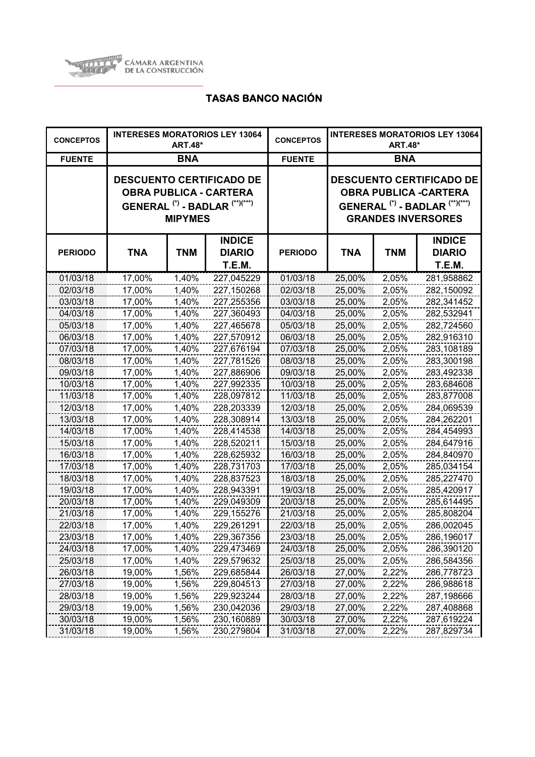CÁMARA ARGENTINA DE LA CONSTRUCCIÓN

## TASAS BANCO NACIÓN

| CONCEPTOS | INTERESES MORATORIOS LEY 13064 ART.48* | | | CONCEPTOS | INTERESES MORATORIOS LEY 13064 ART.48* | | |
|---|---|---|---|---|---|---|---|
| FUENTE | BNA | | | FUENTE | BNA | | |
| | DESCUENTO CERTIFICADO DE OBRA PUBLICA - CARTERA GENERAL (*) - BADLAR (**)(***) MIPYMES | | | | DESCUENTO CERTIFICADO DE OBRA PUBLICA -CARTERA GENERAL (*) - BADLAR (**)(***) GRANDES INVERSORES | | |
| PERIODO | TNA | TNM | INDICE DIARIO T.E.M. | PERIODO | TNA | TNM | INDICE DIARIO T.E.M. |
| 01/03/18 | 17,00% | 1,40% | 227,045229 | 01/03/18 | 25,00% | 2,05% | 281,958862 |
| 02/03/18 | 17,00% | 1,40% | 227,150268 | 02/03/18 | 25,00% | 2,05% | 282,150092 |
| 03/03/18 | 17,00% | 1,40% | 227,255356 | 03/03/18 | 25,00% | 2,05% | 282,341452 |
| 04/03/18 | 17,00% | 1,40% | 227,360493 | 04/03/18 | 25,00% | 2,05% | 282,532941 |
| 05/03/18 | 17,00% | 1,40% | 227,465678 | 05/03/18 | 25,00% | 2,05% | 282,724560 |
| 06/03/18 | 17,00% | 1,40% | 227,570912 | 06/03/18 | 25,00% | 2,05% | 282,916310 |
| 07/03/18 | 17,00% | 1,40% | 227,676194 | 07/03/18 | 25,00% | 2,05% | 283,108189 |
| 08/03/18 | 17,00% | 1,40% | 227,781526 | 08/03/18 | 25,00% | 2,05% | 283,300198 |
| 09/03/18 | 17,00% | 1,40% | 227,886906 | 09/03/18 | 25,00% | 2,05% | 283,492338 |
| 10/03/18 | 17,00% | 1,40% | 227,992335 | 10/03/18 | 25,00% | 2,05% | 283,684608 |
| 11/03/18 | 17,00% | 1,40% | 228,097812 | 11/03/18 | 25,00% | 2,05% | 283,877008 |
| 12/03/18 | 17,00% | 1,40% | 228,203339 | 12/03/18 | 25,00% | 2,05% | 284,069539 |
| 13/03/18 | 17,00% | 1,40% | 228,308914 | 13/03/18 | 25,00% | 2,05% | 284,262201 |
| 14/03/18 | 17,00% | 1,40% | 228,414538 | 14/03/18 | 25,00% | 2,05% | 284,454993 |
| 15/03/18 | 17,00% | 1,40% | 228,520211 | 15/03/18 | 25,00% | 2,05% | 284,647916 |
| 16/03/18 | 17,00% | 1,40% | 228,625932 | 16/03/18 | 25,00% | 2,05% | 284,840970 |
| 17/03/18 | 17,00% | 1,40% | 228,731703 | 17/03/18 | 25,00% | 2,05% | 285,034154 |
| 18/03/18 | 17,00% | 1,40% | 228,837523 | 18/03/18 | 25,00% | 2,05% | 285,227470 |
| 19/03/18 | 17,00% | 1,40% | 228,943391 | 19/03/18 | 25,00% | 2,05% | 285,420917 |
| 20/03/18 | 17,00% | 1,40% | 229,049309 | 20/03/18 | 25,00% | 2,05% | 285,614495 |
| 21/03/18 | 17,00% | 1,40% | 229,155276 | 21/03/18 | 25,00% | 2,05% | 285,808204 |
| 22/03/18 | 17,00% | 1,40% | 229,261291 | 22/03/18 | 25,00% | 2,05% | 286,002045 |
| 23/03/18 | 17,00% | 1,40% | 229,367356 | 23/03/18 | 25,00% | 2,05% | 286,196017 |
| 24/03/18 | 17,00% | 1,40% | 229,473469 | 24/03/18 | 25,00% | 2,05% | 286,390120 |
| 25/03/18 | 17,00% | 1,40% | 229,579632 | 25/03/18 | 25,00% | 2,05% | 286,584356 |
| 26/03/18 | 19,00% | 1,56% | 229,685844 | 26/03/18 | 27,00% | 2,22% | 286,778723 |
| 27/03/18 | 19,00% | 1,56% | 229,804513 | 27/03/18 | 27,00% | 2,22% | 286,988618 |
| 28/03/18 | 19,00% | 1,56% | 229,923244 | 28/03/18 | 27,00% | 2,22% | 287,198666 |
| 29/03/18 | 19,00% | 1,56% | 230,042036 | 29/03/18 | 27,00% | 2,22% | 287,408868 |
| 30/03/18 | 19,00% | 1,56% | 230,160889 | 30/03/18 | 27,00% | 2,22% | 287,619224 |
| 31/03/18 | 19,00% | 1,56% | 230,279804 | 31/03/18 | 27,00% | 2,22% | 287,829734 |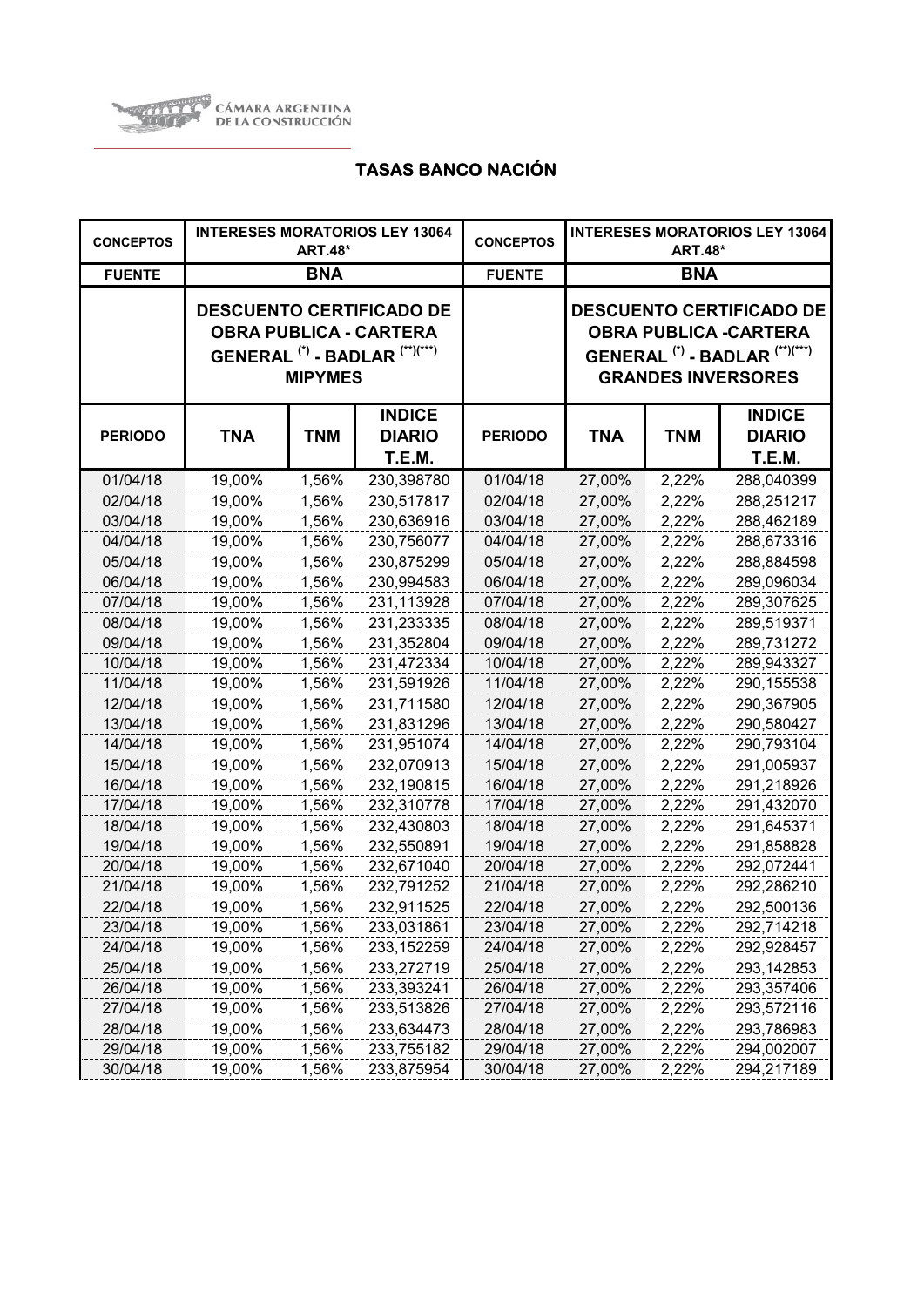CÁMARA ARGENTINA DE LA CONSTRUCCIÓN

# TASAS BANCO NACIÓN

| CONCEPTOS | INTERESES MORATORIOS LEY 13064 ART.48* | | | CONCEPTOS | INTERESES MORATORIOS LEY 13064 ART.48* | | |
|---|---|---|---|---|---|---|---|
| FUENTE | BNA | | | FUENTE | BNA | | |
| | DESCUENTO CERTIFICADO DE OBRA PUBLICA - CARTERA GENERAL (*) - BADLAR (**)(***) MIPYMES | | | | DESCUENTO CERTIFICADO DE OBRA PUBLICA -CARTERA GENERAL (*) - BADLAR (**)(***) GRANDES INVERSORES | | |
| PERIODO | TNA | TNM | INDICE DIARIO T.E.M. | PERIODO | TNA | TNM | INDICE DIARIO T.E.M. |
| 01/04/18 | 19,00% | 1,56% | 230,398780 | 01/04/18 | 27,00% | 2,22% | 288,040399 |
| 02/04/18 | 19,00% | 1,56% | 230,517817 | 02/04/18 | 27,00% | 2,22% | 288,251217 |
| 03/04/18 | 19,00% | 1,56% | 230,636916 | 03/04/18 | 27,00% | 2,22% | 288,462189 |
| 04/04/18 | 19,00% | 1,56% | 230,756077 | 04/04/18 | 27,00% | 2,22% | 288,673316 |
| 05/04/18 | 19,00% | 1,56% | 230,875299 | 05/04/18 | 27,00% | 2,22% | 288,884598 |
| 06/04/18 | 19,00% | 1,56% | 230,994583 | 06/04/18 | 27,00% | 2,22% | 289,096034 |
| 07/04/18 | 19,00% | 1,56% | 231,113928 | 07/04/18 | 27,00% | 2,22% | 289,307625 |
| 08/04/18 | 19,00% | 1,56% | 231,233335 | 08/04/18 | 27,00% | 2,22% | 289,519371 |
| 09/04/18 | 19,00% | 1,56% | 231,352804 | 09/04/18 | 27,00% | 2,22% | 289,731272 |
| 10/04/18 | 19,00% | 1,56% | 231,472334 | 10/04/18 | 27,00% | 2,22% | 289,943327 |
| 11/04/18 | 19,00% | 1,56% | 231,591926 | 11/04/18 | 27,00% | 2,22% | 290,155538 |
| 12/04/18 | 19,00% | 1,56% | 231,711580 | 12/04/18 | 27,00% | 2,22% | 290,367905 |
| 13/04/18 | 19,00% | 1,56% | 231,831296 | 13/04/18 | 27,00% | 2,22% | 290,580427 |
| 14/04/18 | 19,00% | 1,56% | 231,951074 | 14/04/18 | 27,00% | 2,22% | 290,793104 |
| 15/04/18 | 19,00% | 1,56% | 232,070913 | 15/04/18 | 27,00% | 2,22% | 291,005937 |
| 16/04/18 | 19,00% | 1,56% | 232,190815 | 16/04/18 | 27,00% | 2,22% | 291,218926 |
| 17/04/18 | 19,00% | 1,56% | 232,310778 | 17/04/18 | 27,00% | 2,22% | 291,432070 |
| 18/04/18 | 19,00% | 1,56% | 232,430803 | 18/04/18 | 27,00% | 2,22% | 291,645371 |
| 19/04/18 | 19,00% | 1,56% | 232,550891 | 19/04/18 | 27,00% | 2,22% | 291,858828 |
| 20/04/18 | 19,00% | 1,56% | 232,671040 | 20/04/18 | 27,00% | 2,22% | 292,072441 |
| 21/04/18 | 19,00% | 1,56% | 232,791252 | 21/04/18 | 27,00% | 2,22% | 292,286210 |
| 22/04/18 | 19,00% | 1,56% | 232,911525 | 22/04/18 | 27,00% | 2,22% | 292,500136 |
| 23/04/18 | 19,00% | 1,56% | 233,031861 | 23/04/18 | 27,00% | 2,22% | 292,714218 |
| 24/04/18 | 19,00% | 1,56% | 233,152259 | 24/04/18 | 27,00% | 2,22% | 292,928457 |
| 25/04/18 | 19,00% | 1,56% | 233,272719 | 25/04/18 | 27,00% | 2,22% | 293,142853 |
| 26/04/18 | 19,00% | 1,56% | 233,393241 | 26/04/18 | 27,00% | 2,22% | 293,357406 |
| 27/04/18 | 19,00% | 1,56% | 233,513826 | 27/04/18 | 27,00% | 2,22% | 293,572116 |
| 28/04/18 | 19,00% | 1,56% | 233,634473 | 28/04/18 | 27,00% | 2,22% | 293,786983 |
| 29/04/18 | 19,00% | 1,56% | 233,755182 | 29/04/18 | 27,00% | 2,22% | 294,002007 |
| 30/04/18 | 19,00% | 1,56% | 233,875954 | 30/04/18 | 27,00% | 2,22% | 294,217189 |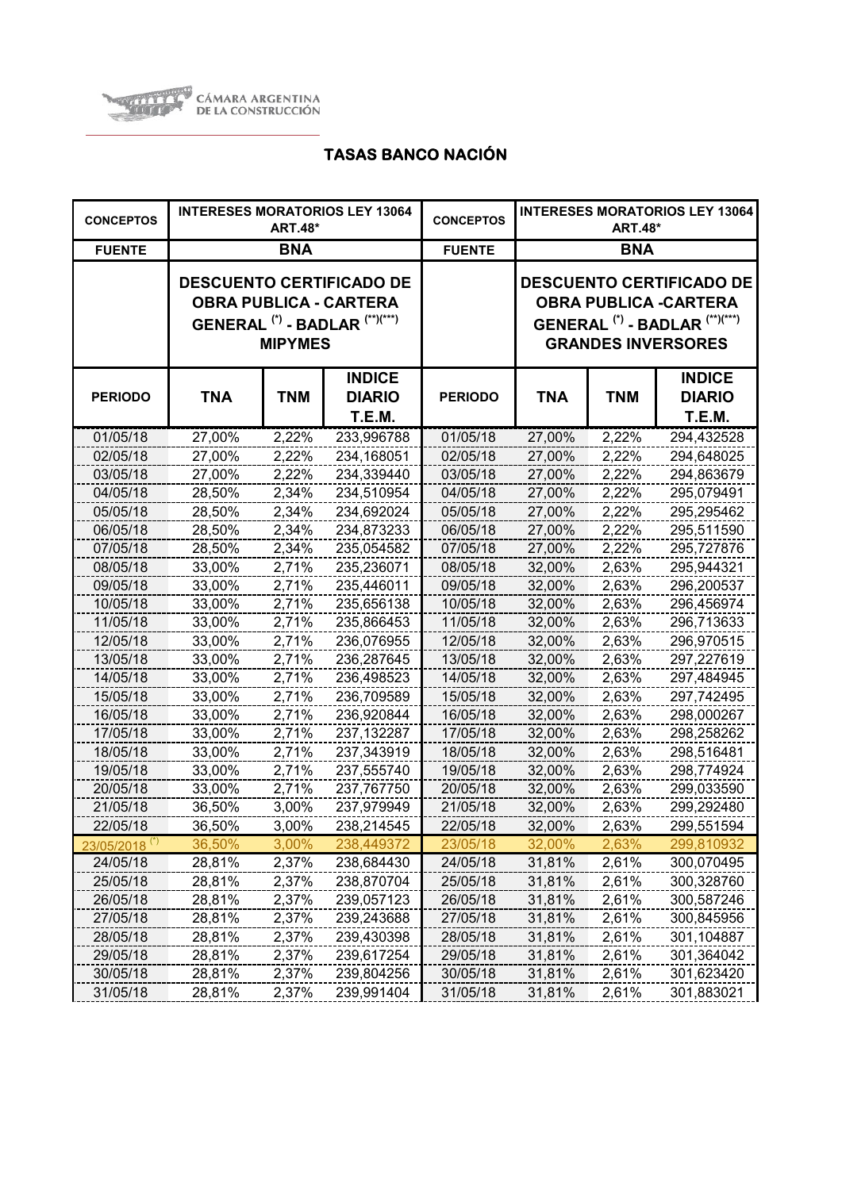CÁMARA ARGENTINA DE LA CONSTRUCCIÓN

# TASAS BANCO NACIÓN

| CONCEPTOS | INTERESES MORATORIOS LEY 13064 ART.48* | | | CONCEPTOS | INTERESES MORATORIOS LEY 13064 ART.48* | | |
|---|---|---|---|---|---|---|---|
| FUENTE | BNA | | | FUENTE | BNA | | |
| | DESCUENTO CERTIFICADO DE OBRA PUBLICA - CARTERA GENERAL (*) - BADLAR (**)(***) MIPYMES | | | | DESCUENTO CERTIFICADO DE OBRA PUBLICA -CARTERA GENERAL (*) - BADLAR (**)(***) GRANDES INVERSORES | | |
| PERIODO | TNA | TNM | INDICE DIARIO T.E.M. | PERIODO | TNA | TNM | INDICE DIARIO T.E.M. |
| 01/05/18 | 27,00% | 2,22% | 233,996788 | 01/05/18 | 27,00% | 2,22% | 294,432528 |
| 02/05/18 | 27,00% | 2,22% | 234,168051 | 02/05/18 | 27,00% | 2,22% | 294,648025 |
| 03/05/18 | 27,00% | 2,22% | 234,339440 | 03/05/18 | 27,00% | 2,22% | 294,863679 |
| 04/05/18 | 28,50% | 2,34% | 234,510954 | 04/05/18 | 27,00% | 2,22% | 295,079491 |
| 05/05/18 | 28,50% | 2,34% | 234,692024 | 05/05/18 | 27,00% | 2,22% | 295,295462 |
| 06/05/18 | 28,50% | 2,34% | 234,873233 | 06/05/18 | 27,00% | 2,22% | 295,511590 |
| 07/05/18 | 28,50% | 2,34% | 235,054582 | 07/05/18 | 27,00% | 2,22% | 295,727876 |
| 08/05/18 | 33,00% | 2,71% | 235,236071 | 08/05/18 | 32,00% | 2,63% | 295,944321 |
| 09/05/18 | 33,00% | 2,71% | 235,446011 | 09/05/18 | 32,00% | 2,63% | 296,200537 |
| 10/05/18 | 33,00% | 2,71% | 235,656138 | 10/05/18 | 32,00% | 2,63% | 296,456974 |
| 11/05/18 | 33,00% | 2,71% | 235,866453 | 11/05/18 | 32,00% | 2,63% | 296,713633 |
| 12/05/18 | 33,00% | 2,71% | 236,076955 | 12/05/18 | 32,00% | 2,63% | 296,970515 |
| 13/05/18 | 33,00% | 2,71% | 236,287645 | 13/05/18 | 32,00% | 2,63% | 297,227619 |
| 14/05/18 | 33,00% | 2,71% | 236,498523 | 14/05/18 | 32,00% | 2,63% | 297,484945 |
| 15/05/18 | 33,00% | 2,71% | 236,709589 | 15/05/18 | 32,00% | 2,63% | 297,742495 |
| 16/05/18 | 33,00% | 2,71% | 236,920844 | 16/05/18 | 32,00% | 2,63% | 298,000267 |
| 17/05/18 | 33,00% | 2,71% | 237,132287 | 17/05/18 | 32,00% | 2,63% | 298,258262 |
| 18/05/18 | 33,00% | 2,71% | 237,343919 | 18/05/18 | 32,00% | 2,63% | 298,516481 |
| 19/05/18 | 33,00% | 2,71% | 237,555740 | 19/05/18 | 32,00% | 2,63% | 298,774924 |
| 20/05/18 | 33,00% | 2,71% | 237,767750 | 20/05/18 | 32,00% | 2,63% | 299,033590 |
| 21/05/18 | 36,50% | 3,00% | 237,979949 | 21/05/18 | 32,00% | 2,63% | 299,292480 |
| 22/05/18 | 36,50% | 3,00% | 238,214545 | 22/05/18 | 32,00% | 2,63% | 299,551594 |
| 23/05/2018 (*) | 36,50% | 3,00% | 238,449372 | 23/05/18 | 32,00% | 2,63% | 299,810932 |
| 24/05/18 | 28,81% | 2,37% | 238,684430 | 24/05/18 | 31,81% | 2,61% | 300,070495 |
| 25/05/18 | 28,81% | 2,37% | 238,870704 | 25/05/18 | 31,81% | 2,61% | 300,328760 |
| 26/05/18 | 28,81% | 2,37% | 239,057123 | 26/05/18 | 31,81% | 2,61% | 300,587246 |
| 27/05/18 | 28,81% | 2,37% | 239,243688 | 27/05/18 | 31,81% | 2,61% | 300,845956 |
| 28/05/18 | 28,81% | 2,37% | 239,430398 | 28/05/18 | 31,81% | 2,61% | 301,104887 |
| 29/05/18 | 28,81% | 2,37% | 239,617254 | 29/05/18 | 31,81% | 2,61% | 301,364042 |
| 30/05/18 | 28,81% | 2,37% | 239,804256 | 30/05/18 | 31,81% | 2,61% | 301,623420 |
| 31/05/18 | 28,81% | 2,37% | 239,991404 | 31/05/18 | 31,81% | 2,61% | 301,883021 |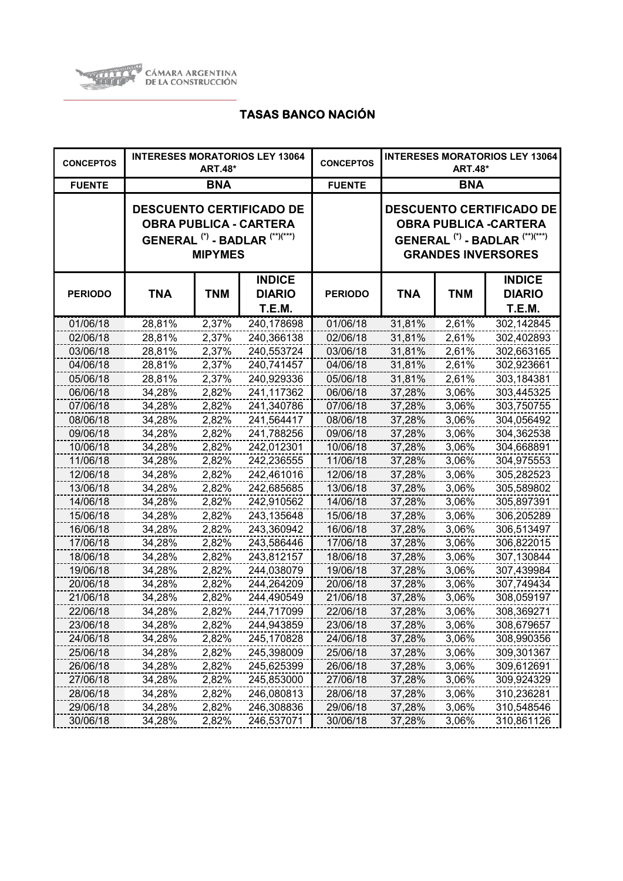CÁMARA ARGENTINA DE LA CONSTRUCCIÓN

# TASAS BANCO NACIÓN

| CONCEPTOS | INTERESES MORATORIOS LEY 13064 ART.48* | | | CONCEPTOS | INTERESES MORATORIOS LEY 13064 ART.48* | | |
|---|---|---|---|---|---|---|---|
| FUENTE | BNA | | | FUENTE | BNA | | |
| | DESCUENTO CERTIFICADO DE OBRA PUBLICA - CARTERA GENERAL (*) - BADLAR (**)(***) MIPYMES | | | | DESCUENTO CERTIFICADO DE OBRA PUBLICA -CARTERA GENERAL (*) - BADLAR (**)(***) GRANDES INVERSORES | | |
| PERIODO | TNA | TNM | INDICE DIARIO T.E.M. | PERIODO | TNA | TNM | INDICE DIARIO T.E.M. |
| 01/06/18 | 28,81% | 2,37% | 240,178698 | 01/06/18 | 31,81% | 2,61% | 302,142845 |
| 02/06/18 | 28,81% | 2,37% | 240,366138 | 02/06/18 | 31,81% | 2,61% | 302,402893 |
| 03/06/18 | 28,81% | 2,37% | 240,553724 | 03/06/18 | 31,81% | 2,61% | 302,663165 |
| 04/06/18 | 28,81% | 2,37% | 240,741457 | 04/06/18 | 31,81% | 2,61% | 302,923661 |
| 05/06/18 | 28,81% | 2,37% | 240,929336 | 05/06/18 | 31,81% | 2,61% | 303,184381 |
| 06/06/18 | 34,28% | 2,82% | 241,117362 | 06/06/18 | 37,28% | 3,06% | 303,445325 |
| 07/06/18 | 34,28% | 2,82% | 241,340786 | 07/06/18 | 37,28% | 3,06% | 303,750755 |
| 08/06/18 | 34,28% | 2,82% | 241,564417 | 08/06/18 | 37,28% | 3,06% | 304,056492 |
| 09/06/18 | 34,28% | 2,82% | 241,788256 | 09/06/18 | 37,28% | 3,06% | 304,362538 |
| 10/06/18 | 34,28% | 2,82% | 242,012301 | 10/06/18 | 37,28% | 3,06% | 304,668891 |
| 11/06/18 | 34,28% | 2,82% | 242,236555 | 11/06/18 | 37,28% | 3,06% | 304,975553 |
| 12/06/18 | 34,28% | 2,82% | 242,461016 | 12/06/18 | 37,28% | 3,06% | 305,282523 |
| 13/06/18 | 34,28% | 2,82% | 242,685685 | 13/06/18 | 37,28% | 3,06% | 305,589802 |
| 14/06/18 | 34,28% | 2,82% | 242,910562 | 14/06/18 | 37,28% | 3,06% | 305,897391 |
| 15/06/18 | 34,28% | 2,82% | 243,135648 | 15/06/18 | 37,28% | 3,06% | 306,205289 |
| 16/06/18 | 34,28% | 2,82% | 243,360942 | 16/06/18 | 37,28% | 3,06% | 306,513497 |
| 17/06/18 | 34,28% | 2,82% | 243,586446 | 17/06/18 | 37,28% | 3,06% | 306,822015 |
| 18/06/18 | 34,28% | 2,82% | 243,812157 | 18/06/18 | 37,28% | 3,06% | 307,130844 |
| 19/06/18 | 34,28% | 2,82% | 244,038079 | 19/06/18 | 37,28% | 3,06% | 307,439984 |
| 20/06/18 | 34,28% | 2,82% | 244,264209 | 20/06/18 | 37,28% | 3,06% | 307,749434 |
| 21/06/18 | 34,28% | 2,82% | 244,490549 | 21/06/18 | 37,28% | 3,06% | 308,059197 |
| 22/06/18 | 34,28% | 2,82% | 244,717099 | 22/06/18 | 37,28% | 3,06% | 308,369271 |
| 23/06/18 | 34,28% | 2,82% | 244,943859 | 23/06/18 | 37,28% | 3,06% | 308,679657 |
| 24/06/18 | 34,28% | 2,82% | 245,170828 | 24/06/18 | 37,28% | 3,06% | 308,990356 |
| 25/06/18 | 34,28% | 2,82% | 245,398009 | 25/06/18 | 37,28% | 3,06% | 309,301367 |
| 26/06/18 | 34,28% | 2,82% | 245,625399 | 26/06/18 | 37,28% | 3,06% | 309,612691 |
| 27/06/18 | 34,28% | 2,82% | 245,853000 | 27/06/18 | 37,28% | 3,06% | 309,924329 |
| 28/06/18 | 34,28% | 2,82% | 246,080813 | 28/06/18 | 37,28% | 3,06% | 310,236281 |
| 29/06/18 | 34,28% | 2,82% | 246,308836 | 29/06/18 | 37,28% | 3,06% | 310,548546 |
| 30/06/18 | 34,28% | 2,82% | 246,537071 | 30/06/18 | 37,28% | 3,06% | 310,861126 |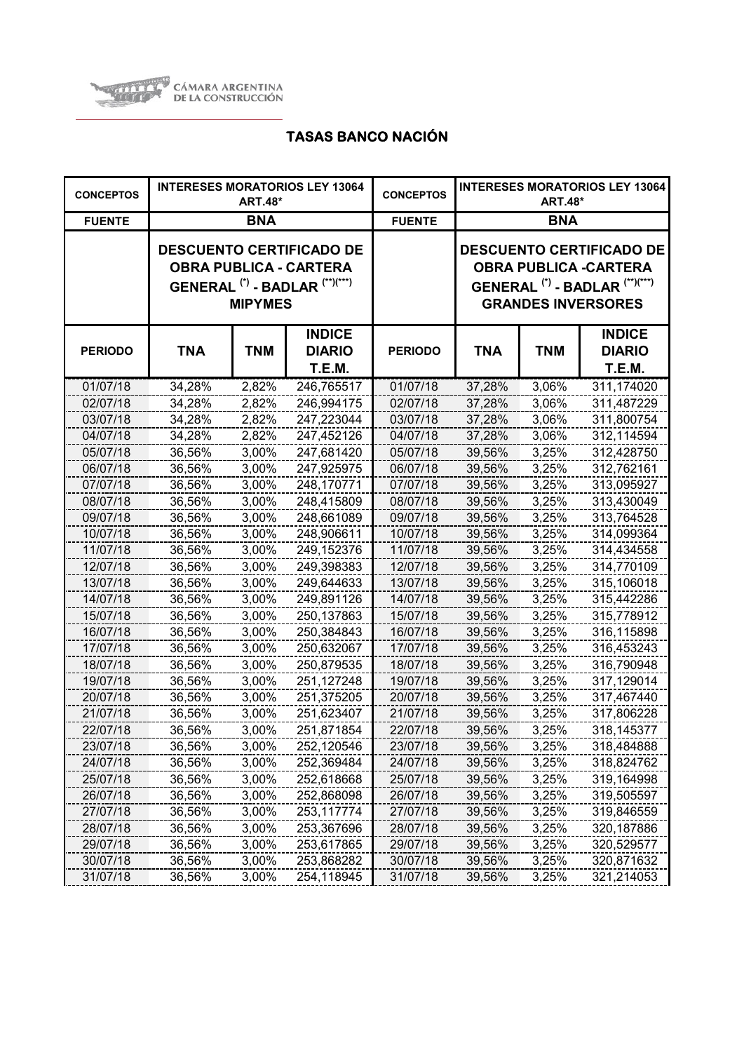CÁMARA ARGENTINA DE LA CONSTRUCCIÓN

# TASAS BANCO NACIÓN

| CONCEPTOS | INTERESES MORATORIOS LEY 13064 ART.48* | | | CONCEPTOS | INTERESES MORATORIOS LEY 13064 ART.48* | | |
|---|---|---|---|---|---|---|---|
| FUENTE | BNA | | | FUENTE | BNA | | |
| | DESCUENTO CERTIFICADO DE OBRA PUBLICA - CARTERA GENERAL (*) - BADLAR (**)(***) MIPYMES | | | | DESCUENTO CERTIFICADO DE OBRA PUBLICA -CARTERA GENERAL (*) - BADLAR (**)(***) GRANDES INVERSORES | | |
| PERIODO | TNA | TNM | INDICE DIARIO T.E.M. | PERIODO | TNA | TNM | INDICE DIARIO T.E.M. |
| 01/07/18 | 34,28% | 2,82% | 246,765517 | 01/07/18 | 37,28% | 3,06% | 311,174020 |
| 02/07/18 | 34,28% | 2,82% | 246,994175 | 02/07/18 | 37,28% | 3,06% | 311,487229 |
| 03/07/18 | 34,28% | 2,82% | 247,223044 | 03/07/18 | 37,28% | 3,06% | 311,800754 |
| 04/07/18 | 34,28% | 2,82% | 247,452126 | 04/07/18 | 37,28% | 3,06% | 312,114594 |
| 05/07/18 | 36,56% | 3,00% | 247,681420 | 05/07/18 | 39,56% | 3,25% | 312,428750 |
| 06/07/18 | 36,56% | 3,00% | 247,925975 | 06/07/18 | 39,56% | 3,25% | 312,762161 |
| 07/07/18 | 36,56% | 3,00% | 248,170771 | 07/07/18 | 39,56% | 3,25% | 313,095927 |
| 08/07/18 | 36,56% | 3,00% | 248,415809 | 08/07/18 | 39,56% | 3,25% | 313,430049 |
| 09/07/18 | 36,56% | 3,00% | 248,661089 | 09/07/18 | 39,56% | 3,25% | 313,764528 |
| 10/07/18 | 36,56% | 3,00% | 248,906611 | 10/07/18 | 39,56% | 3,25% | 314,099364 |
| 11/07/18 | 36,56% | 3,00% | 249,152376 | 11/07/18 | 39,56% | 3,25% | 314,434558 |
| 12/07/18 | 36,56% | 3,00% | 249,398383 | 12/07/18 | 39,56% | 3,25% | 314,770109 |
| 13/07/18 | 36,56% | 3,00% | 249,644633 | 13/07/18 | 39,56% | 3,25% | 315,106018 |
| 14/07/18 | 36,56% | 3,00% | 249,891126 | 14/07/18 | 39,56% | 3,25% | 315,442286 |
| 15/07/18 | 36,56% | 3,00% | 250,137863 | 15/07/18 | 39,56% | 3,25% | 315,778912 |
| 16/07/18 | 36,56% | 3,00% | 250,384843 | 16/07/18 | 39,56% | 3,25% | 316,115898 |
| 17/07/18 | 36,56% | 3,00% | 250,632067 | 17/07/18 | 39,56% | 3,25% | 316,453243 |
| 18/07/18 | 36,56% | 3,00% | 250,879535 | 18/07/18 | 39,56% | 3,25% | 316,790948 |
| 19/07/18 | 36,56% | 3,00% | 251,127248 | 19/07/18 | 39,56% | 3,25% | 317,129014 |
| 20/07/18 | 36,56% | 3,00% | 251,375205 | 20/07/18 | 39,56% | 3,25% | 317,467440 |
| 21/07/18 | 36,56% | 3,00% | 251,623407 | 21/07/18 | 39,56% | 3,25% | 317,806228 |
| 22/07/18 | 36,56% | 3,00% | 251,871854 | 22/07/18 | 39,56% | 3,25% | 318,145377 |
| 23/07/18 | 36,56% | 3,00% | 252,120546 | 23/07/18 | 39,56% | 3,25% | 318,484888 |
| 24/07/18 | 36,56% | 3,00% | 252,369484 | 24/07/18 | 39,56% | 3,25% | 318,824762 |
| 25/07/18 | 36,56% | 3,00% | 252,618668 | 25/07/18 | 39,56% | 3,25% | 319,164998 |
| 26/07/18 | 36,56% | 3,00% | 252,868098 | 26/07/18 | 39,56% | 3,25% | 319,505597 |
| 27/07/18 | 36,56% | 3,00% | 253,117774 | 27/07/18 | 39,56% | 3,25% | 319,846559 |
| 28/07/18 | 36,56% | 3,00% | 253,367696 | 28/07/18 | 39,56% | 3,25% | 320,187886 |
| 29/07/18 | 36,56% | 3,00% | 253,617865 | 29/07/18 | 39,56% | 3,25% | 320,529577 |
| 30/07/18 | 36,56% | 3,00% | 253,868282 | 30/07/18 | 39,56% | 3,25% | 320,871632 |
| 31/07/18 | 36,56% | 3,00% | 254,118945 | 31/07/18 | 39,56% | 3,25% | 321,214053 |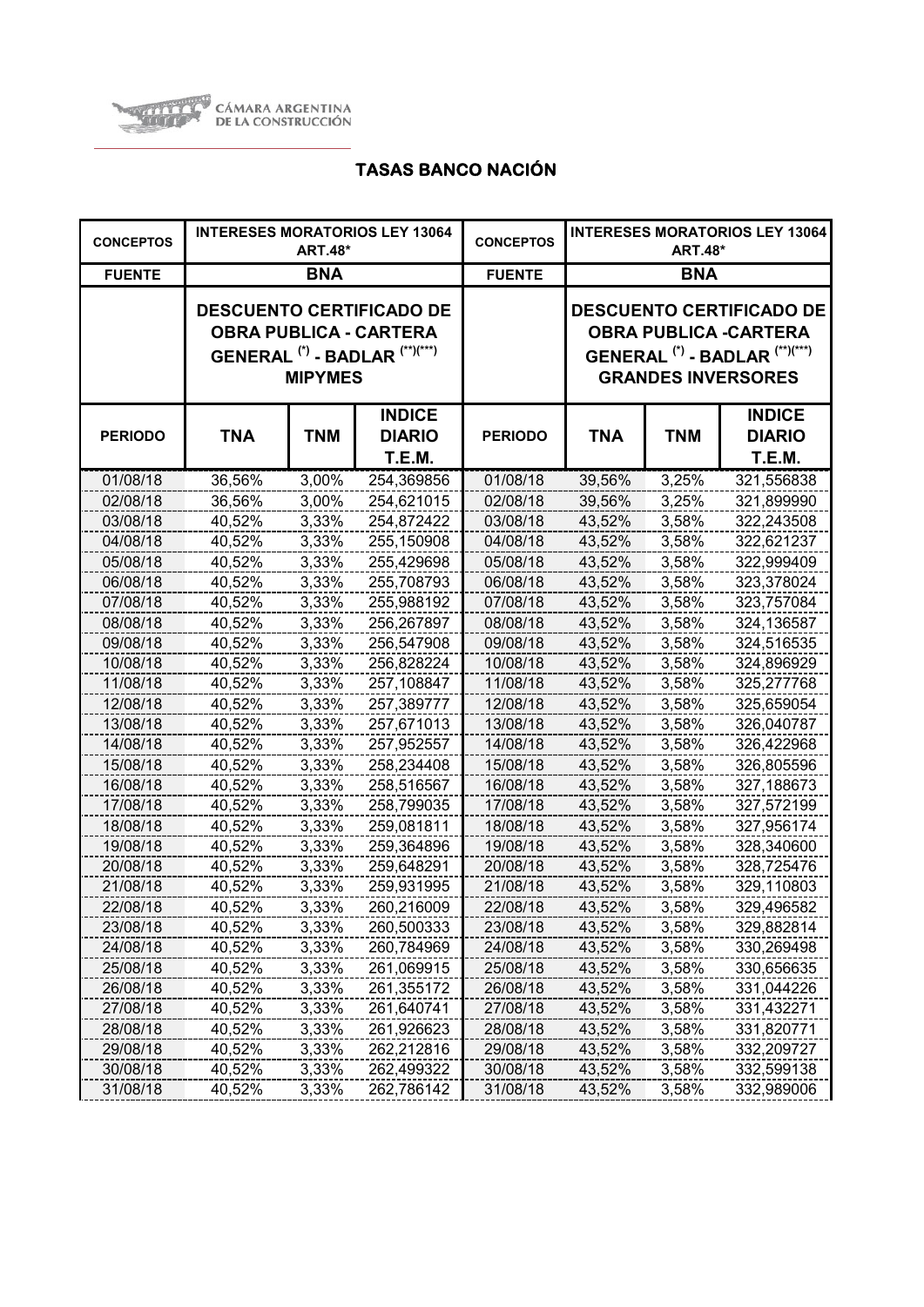CÁMARA ARGENTINA DE LA CONSTRUCCIÓN

# TASAS BANCO NACIÓN

| CONCEPTOS | INTERESES MORATORIOS LEY 13064 ART.48* | | | CONCEPTOS | INTERESES MORATORIOS LEY 13064 ART.48* | | |
|---|---|---|---|---|---|---|---|
| FUENTE | BNA | | | FUENTE | BNA | | |
| | DESCUENTO CERTIFICADO DE OBRA PUBLICA - CARTERA GENERAL (*) - BADLAR (**)(***) MIPYMES | | | | DESCUENTO CERTIFICADO DE OBRA PUBLICA -CARTERA GENERAL (*) - BADLAR (**)(***) GRANDES INVERSORES | | |
| PERIODO | TNA | TNM | INDICE DIARIO T.E.M. | PERIODO | TNA | TNM | INDICE DIARIO T.E.M. |
| 01/08/18 | 36,56% | 3,00% | 254,369856 | 01/08/18 | 39,56% | 3,25% | 321,556838 |
| 02/08/18 | 36,56% | 3,00% | 254,621015 | 02/08/18 | 39,56% | 3,25% | 321,899990 |
| 03/08/18 | 40,52% | 3,33% | 254,872422 | 03/08/18 | 43,52% | 3,58% | 322,243508 |
| 04/08/18 | 40,52% | 3,33% | 255,150908 | 04/08/18 | 43,52% | 3,58% | 322,621237 |
| 05/08/18 | 40,52% | 3,33% | 255,429698 | 05/08/18 | 43,52% | 3,58% | 322,999409 |
| 06/08/18 | 40,52% | 3,33% | 255,708793 | 06/08/18 | 43,52% | 3,58% | 323,378024 |
| 07/08/18 | 40,52% | 3,33% | 255,988192 | 07/08/18 | 43,52% | 3,58% | 323,757084 |
| 08/08/18 | 40,52% | 3,33% | 256,267897 | 08/08/18 | 43,52% | 3,58% | 324,136587 |
| 09/08/18 | 40,52% | 3,33% | 256,547908 | 09/08/18 | 43,52% | 3,58% | 324,516535 |
| 10/08/18 | 40,52% | 3,33% | 256,828224 | 10/08/18 | 43,52% | 3,58% | 324,896929 |
| 11/08/18 | 40,52% | 3,33% | 257,108847 | 11/08/18 | 43,52% | 3,58% | 325,277768 |
| 12/08/18 | 40,52% | 3,33% | 257,389777 | 12/08/18 | 43,52% | 3,58% | 325,659054 |
| 13/08/18 | 40,52% | 3,33% | 257,671013 | 13/08/18 | 43,52% | 3,58% | 326,040787 |
| 14/08/18 | 40,52% | 3,33% | 257,952557 | 14/08/18 | 43,52% | 3,58% | 326,422968 |
| 15/08/18 | 40,52% | 3,33% | 258,234408 | 15/08/18 | 43,52% | 3,58% | 326,805596 |
| 16/08/18 | 40,52% | 3,33% | 258,516567 | 16/08/18 | 43,52% | 3,58% | 327,188673 |
| 17/08/18 | 40,52% | 3,33% | 258,799035 | 17/08/18 | 43,52% | 3,58% | 327,572199 |
| 18/08/18 | 40,52% | 3,33% | 259,081811 | 18/08/18 | 43,52% | 3,58% | 327,956174 |
| 19/08/18 | 40,52% | 3,33% | 259,364896 | 19/08/18 | 43,52% | 3,58% | 328,340600 |
| 20/08/18 | 40,52% | 3,33% | 259,648291 | 20/08/18 | 43,52% | 3,58% | 328,725476 |
| 21/08/18 | 40,52% | 3,33% | 259,931995 | 21/08/18 | 43,52% | 3,58% | 329,110803 |
| 22/08/18 | 40,52% | 3,33% | 260,216009 | 22/08/18 | 43,52% | 3,58% | 329,496582 |
| 23/08/18 | 40,52% | 3,33% | 260,500333 | 23/08/18 | 43,52% | 3,58% | 329,882814 |
| 24/08/18 | 40,52% | 3,33% | 260,784969 | 24/08/18 | 43,52% | 3,58% | 330,269498 |
| 25/08/18 | 40,52% | 3,33% | 261,069915 | 25/08/18 | 43,52% | 3,58% | 330,656635 |
| 26/08/18 | 40,52% | 3,33% | 261,355172 | 26/08/18 | 43,52% | 3,58% | 331,044226 |
| 27/08/18 | 40,52% | 3,33% | 261,640741 | 27/08/18 | 43,52% | 3,58% | 331,432271 |
| 28/08/18 | 40,52% | 3,33% | 261,926623 | 28/08/18 | 43,52% | 3,58% | 331,820771 |
| 29/08/18 | 40,52% | 3,33% | 262,212816 | 29/08/18 | 43,52% | 3,58% | 332,209727 |
| 30/08/18 | 40,52% | 3,33% | 262,499322 | 30/08/18 | 43,52% | 3,58% | 332,599138 |
| 31/08/18 | 40,52% | 3,33% | 262,786142 | 31/08/18 | 43,52% | 3,58% | 332,989006 |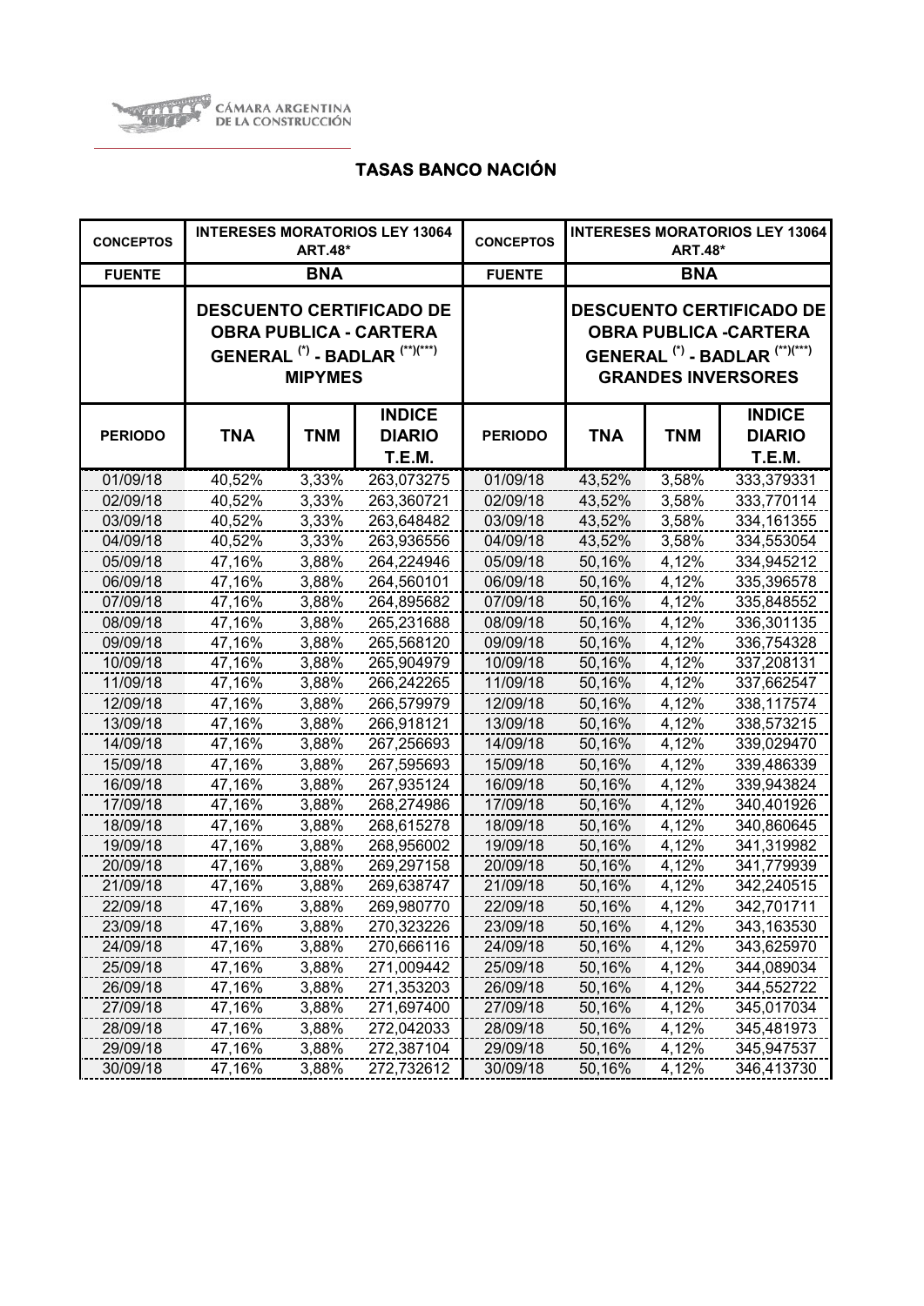CÁMARA ARGENTINA DE LA CONSTRUCCIÓN

## TASAS BANCO NACIÓN

| CONCEPTOS | INTERESES MORATORIOS LEY 13064 ART.48* | | | CONCEPTOS | INTERESES MORATORIOS LEY 13064 ART.48* | | |
|---|---|---|---|---|---|---|---|
| FUENTE | BNA | | | FUENTE | BNA | | |
| | DESCUENTO CERTIFICADO DE OBRA PUBLICA - CARTERA GENERAL (*) - BADLAR (**)(***) MIPYMES | | | | DESCUENTO CERTIFICADO DE OBRA PUBLICA -CARTERA GENERAL (*) - BADLAR (**)(***) GRANDES INVERSORES | | |
| PERIODO | TNA | TNM | INDICE DIARIO T.E.M. | PERIODO | TNA | TNM | INDICE DIARIO T.E.M. |
| 01/09/18 | 40,52% | 3,33% | 263,073275 | 01/09/18 | 43,52% | 3,58% | 333,379331 |
| 02/09/18 | 40,52% | 3,33% | 263,360721 | 02/09/18 | 43,52% | 3,58% | 333,770114 |
| 03/09/18 | 40,52% | 3,33% | 263,648482 | 03/09/18 | 43,52% | 3,58% | 334,161355 |
| 04/09/18 | 40,52% | 3,33% | 263,936556 | 04/09/18 | 43,52% | 3,58% | 334,553054 |
| 05/09/18 | 47,16% | 3,88% | 264,224946 | 05/09/18 | 50,16% | 4,12% | 334,945212 |
| 06/09/18 | 47,16% | 3,88% | 264,560101 | 06/09/18 | 50,16% | 4,12% | 335,396578 |
| 07/09/18 | 47,16% | 3,88% | 264,895682 | 07/09/18 | 50,16% | 4,12% | 335,848552 |
| 08/09/18 | 47,16% | 3,88% | 265,231688 | 08/09/18 | 50,16% | 4,12% | 336,301135 |
| 09/09/18 | 47,16% | 3,88% | 265,568120 | 09/09/18 | 50,16% | 4,12% | 336,754328 |
| 10/09/18 | 47,16% | 3,88% | 265,904979 | 10/09/18 | 50,16% | 4,12% | 337,208131 |
| 11/09/18 | 47,16% | 3,88% | 266,242265 | 11/09/18 | 50,16% | 4,12% | 337,662547 |
| 12/09/18 | 47,16% | 3,88% | 266,579979 | 12/09/18 | 50,16% | 4,12% | 338,117574 |
| 13/09/18 | 47,16% | 3,88% | 266,918121 | 13/09/18 | 50,16% | 4,12% | 338,573215 |
| 14/09/18 | 47,16% | 3,88% | 267,256693 | 14/09/18 | 50,16% | 4,12% | 339,029470 |
| 15/09/18 | 47,16% | 3,88% | 267,595693 | 15/09/18 | 50,16% | 4,12% | 339,486339 |
| 16/09/18 | 47,16% | 3,88% | 267,935124 | 16/09/18 | 50,16% | 4,12% | 339,943824 |
| 17/09/18 | 47,16% | 3,88% | 268,274986 | 17/09/18 | 50,16% | 4,12% | 340,401926 |
| 18/09/18 | 47,16% | 3,88% | 268,615278 | 18/09/18 | 50,16% | 4,12% | 340,860645 |
| 19/09/18 | 47,16% | 3,88% | 268,956002 | 19/09/18 | 50,16% | 4,12% | 341,319982 |
| 20/09/18 | 47,16% | 3,88% | 269,297158 | 20/09/18 | 50,16% | 4,12% | 341,779939 |
| 21/09/18 | 47,16% | 3,88% | 269,638747 | 21/09/18 | 50,16% | 4,12% | 342,240515 |
| 22/09/18 | 47,16% | 3,88% | 269,980770 | 22/09/18 | 50,16% | 4,12% | 342,701711 |
| 23/09/18 | 47,16% | 3,88% | 270,323226 | 23/09/18 | 50,16% | 4,12% | 343,163530 |
| 24/09/18 | 47,16% | 3,88% | 270,666116 | 24/09/18 | 50,16% | 4,12% | 343,625970 |
| 25/09/18 | 47,16% | 3,88% | 271,009442 | 25/09/18 | 50,16% | 4,12% | 344,089034 |
| 26/09/18 | 47,16% | 3,88% | 271,353203 | 26/09/18 | 50,16% | 4,12% | 344,552722 |
| 27/09/18 | 47,16% | 3,88% | 271,697400 | 27/09/18 | 50,16% | 4,12% | 345,017034 |
| 28/09/18 | 47,16% | 3,88% | 272,042033 | 28/09/18 | 50,16% | 4,12% | 345,481973 |
| 29/09/18 | 47,16% | 3,88% | 272,387104 | 29/09/18 | 50,16% | 4,12% | 345,947537 |
| 30/09/18 | 47,16% | 3,88% | 272,732612 | 30/09/18 | 50,16% | 4,12% | 346,413730 |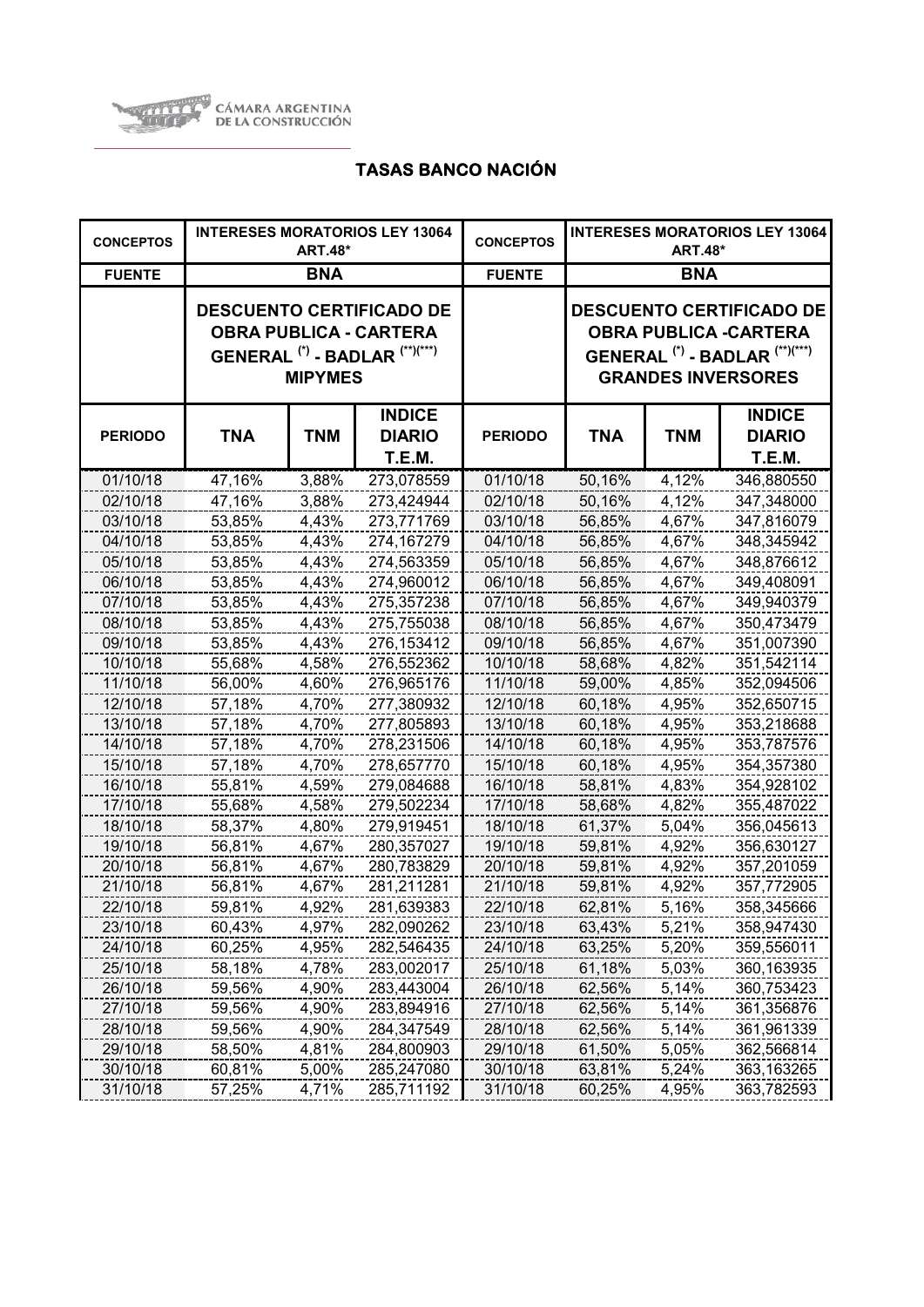CÁMARA ARGENTINA DE LA CONSTRUCCIÓN

## TASAS BANCO NACIÓN

| CONCEPTOS | INTERESES MORATORIOS LEY 13064 ART.48* | | | CONCEPTOS | INTERESES MORATORIOS LEY 13064 ART.48* | | |
|---|---|---|---|---|---|---|---|
| FUENTE | BNA | | | FUENTE | BNA | | |
| | DESCUENTO CERTIFICADO DE OBRA PUBLICA - CARTERA GENERAL (*) - BADLAR (**)(***) MIPYMES | | | | DESCUENTO CERTIFICADO DE OBRA PUBLICA -CARTERA GENERAL (*) - BADLAR (**)(***) GRANDES INVERSORES | | |
| PERIODO | TNA | TNM | INDICE DIARIO T.E.M. | PERIODO | TNA | TNM | INDICE DIARIO T.E.M. |
| 01/10/18 | 47,16% | 3,88% | 273,078559 | 01/10/18 | 50,16% | 4,12% | 346,880550 |
| 02/10/18 | 47,16% | 3,88% | 273,424944 | 02/10/18 | 50,16% | 4,12% | 347,348000 |
| 03/10/18 | 53,85% | 4,43% | 273,771769 | 03/10/18 | 56,85% | 4,67% | 347,816079 |
| 04/10/18 | 53,85% | 4,43% | 274,167279 | 04/10/18 | 56,85% | 4,67% | 348,345942 |
| 05/10/18 | 53,85% | 4,43% | 274,563359 | 05/10/18 | 56,85% | 4,67% | 348,876612 |
| 06/10/18 | 53,85% | 4,43% | 274,960012 | 06/10/18 | 56,85% | 4,67% | 349,408091 |
| 07/10/18 | 53,85% | 4,43% | 275,357238 | 07/10/18 | 56,85% | 4,67% | 349,940379 |
| 08/10/18 | 53,85% | 4,43% | 275,755038 | 08/10/18 | 56,85% | 4,67% | 350,473479 |
| 09/10/18 | 53,85% | 4,43% | 276,153412 | 09/10/18 | 56,85% | 4,67% | 351,007390 |
| 10/10/18 | 55,68% | 4,58% | 276,552362 | 10/10/18 | 58,68% | 4,82% | 351,542114 |
| 11/10/18 | 56,00% | 4,60% | 276,965176 | 11/10/18 | 59,00% | 4,85% | 352,094506 |
| 12/10/18 | 57,18% | 4,70% | 277,380932 | 12/10/18 | 60,18% | 4,95% | 352,650715 |
| 13/10/18 | 57,18% | 4,70% | 277,805893 | 13/10/18 | 60,18% | 4,95% | 353,218688 |
| 14/10/18 | 57,18% | 4,70% | 278,231506 | 14/10/18 | 60,18% | 4,95% | 353,787576 |
| 15/10/18 | 57,18% | 4,70% | 278,657770 | 15/10/18 | 60,18% | 4,95% | 354,357380 |
| 16/10/18 | 55,81% | 4,59% | 279,084688 | 16/10/18 | 58,81% | 4,83% | 354,928102 |
| 17/10/18 | 55,68% | 4,58% | 279,502234 | 17/10/18 | 58,68% | 4,82% | 355,487022 |
| 18/10/18 | 58,37% | 4,80% | 279,919451 | 18/10/18 | 61,37% | 5,04% | 356,045613 |
| 19/10/18 | 56,81% | 4,67% | 280,357027 | 19/10/18 | 59,81% | 4,92% | 356,630127 |
| 20/10/18 | 56,81% | 4,67% | 280,783829 | 20/10/18 | 59,81% | 4,92% | 357,201059 |
| 21/10/18 | 56,81% | 4,67% | 281,211281 | 21/10/18 | 59,81% | 4,92% | 357,772905 |
| 22/10/18 | 59,81% | 4,92% | 281,639383 | 22/10/18 | 62,81% | 5,16% | 358,345666 |
| 23/10/18 | 60,43% | 4,97% | 282,090262 | 23/10/18 | 63,43% | 5,21% | 358,947430 |
| 24/10/18 | 60,25% | 4,95% | 282,546435 | 24/10/18 | 63,25% | 5,20% | 359,556011 |
| 25/10/18 | 58,18% | 4,78% | 283,002017 | 25/10/18 | 61,18% | 5,03% | 360,163935 |
| 26/10/18 | 59,56% | 4,90% | 283,443004 | 26/10/18 | 62,56% | 5,14% | 360,753423 |
| 27/10/18 | 59,56% | 4,90% | 283,894916 | 27/10/18 | 62,56% | 5,14% | 361,356876 |
| 28/10/18 | 59,56% | 4,90% | 284,347549 | 28/10/18 | 62,56% | 5,14% | 361,961339 |
| 29/10/18 | 58,50% | 4,81% | 284,800903 | 29/10/18 | 61,50% | 5,05% | 362,566814 |
| 30/10/18 | 60,81% | 5,00% | 285,247080 | 30/10/18 | 63,81% | 5,24% | 363,163265 |
| 31/10/18 | 57,25% | 4,71% | 285,711192 | 31/10/18 | 60,25% | 4,95% | 363,782593 |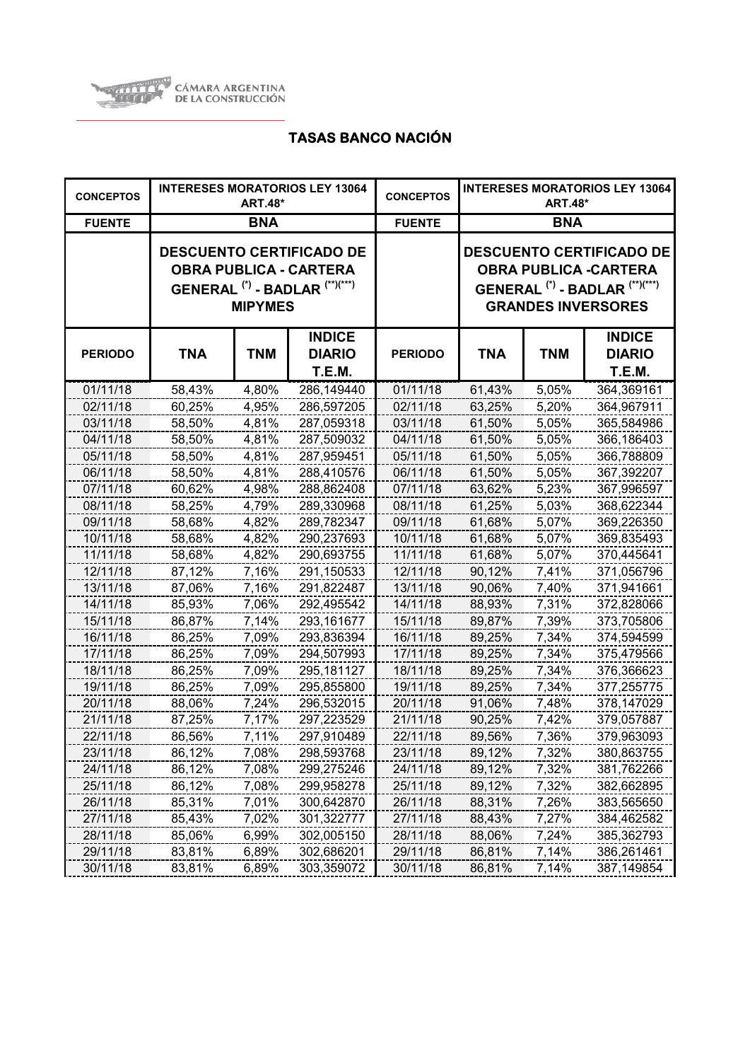CÁMARA ARGENTINA DE LA CONSTRUCCIÓN

## TASAS BANCO NACIÓN

| CONCEPTOS | INTERESES MORATORIOS LEY 13064 ART.48* | | | CONCEPTOS | INTERESES MORATORIOS LEY 13064 ART.48* | | |
|---|---|---|---|---|---|---|---|
| FUENTE | BNA | | | FUENTE | BNA | | |
| | DESCUENTO CERTIFICADO DE OBRA PUBLICA - CARTERA GENERAL (*) - BADLAR (**)(***) MIPYMES | | | | DESCUENTO CERTIFICADO DE OBRA PUBLICA -CARTERA GENERAL (*) - BADLAR (**)(***) GRANDES INVERSORES | | |
| PERIODO | TNA | TNM | INDICE DIARIO T.E.M. | PERIODO | TNA | TNM | INDICE DIARIO T.E.M. |
| 01/11/18 | 58,43% | 4,80% | 286,149440 | 01/11/18 | 61,43% | 5,05% | 364,369161 |
| 02/11/18 | 60,25% | 4,95% | 286,597205 | 02/11/18 | 63,25% | 5,20% | 364,967911 |
| 03/11/18 | 58,50% | 4,81% | 287,059318 | 03/11/18 | 61,50% | 5,05% | 365,584986 |
| 04/11/18 | 58,50% | 4,81% | 287,509032 | 04/11/18 | 61,50% | 5,05% | 366,186403 |
| 05/11/18 | 58,50% | 4,81% | 287,959451 | 05/11/18 | 61,50% | 5,05% | 366,788809 |
| 06/11/18 | 58,50% | 4,81% | 288,410576 | 06/11/18 | 61,50% | 5,05% | 367,392207 |
| 07/11/18 | 60,62% | 4,98% | 288,862408 | 07/11/18 | 63,62% | 5,23% | 367,996597 |
| 08/11/18 | 58,25% | 4,79% | 289,330968 | 08/11/18 | 61,25% | 5,03% | 368,622344 |
| 09/11/18 | 58,68% | 4,82% | 289,782347 | 09/11/18 | 61,68% | 5,07% | 369,226350 |
| 10/11/18 | 58,68% | 4,82% | 290,237693 | 10/11/18 | 61,68% | 5,07% | 369,835493 |
| 11/11/18 | 58,68% | 4,82% | 290,693755 | 11/11/18 | 61,68% | 5,07% | 370,445641 |
| 12/11/18 | 87,12% | 7,16% | 291,150533 | 12/11/18 | 90,12% | 7,41% | 371,056796 |
| 13/11/18 | 87,06% | 7,16% | 291,822487 | 13/11/18 | 90,06% | 7,40% | 371,941661 |
| 14/11/18 | 85,93% | 7,06% | 292,495542 | 14/11/18 | 88,93% | 7,31% | 372,828066 |
| 15/11/18 | 86,87% | 7,14% | 293,161677 | 15/11/18 | 89,87% | 7,39% | 373,705806 |
| 16/11/18 | 86,25% | 7,09% | 293,836394 | 16/11/18 | 89,25% | 7,34% | 374,594599 |
| 17/11/18 | 86,25% | 7,09% | 294,507993 | 17/11/18 | 89,25% | 7,34% | 375,479566 |
| 18/11/18 | 86,25% | 7,09% | 295,181127 | 18/11/18 | 89,25% | 7,34% | 376,366623 |
| 19/11/18 | 86,25% | 7,09% | 295,855800 | 19/11/18 | 89,25% | 7,34% | 377,255775 |
| 20/11/18 | 88,06% | 7,24% | 296,532015 | 20/11/18 | 91,06% | 7,48% | 378,147029 |
| 21/11/18 | 87,25% | 7,17% | 297,223529 | 21/11/18 | 90,25% | 7,42% | 379,057887 |
| 22/11/18 | 86,56% | 7,11% | 297,910489 | 22/11/18 | 89,56% | 7,36% | 379,963093 |
| 23/11/18 | 86,12% | 7,08% | 298,593768 | 23/11/18 | 89,12% | 7,32% | 380,863755 |
| 24/11/18 | 86,12% | 7,08% | 299,275246 | 24/11/18 | 89,12% | 7,32% | 381,762266 |
| 25/11/18 | 86,12% | 7,08% | 299,958278 | 25/11/18 | 89,12% | 7,32% | 382,662895 |
| 26/11/18 | 85,31% | 7,01% | 300,642870 | 26/11/18 | 88,31% | 7,26% | 383,565650 |
| 27/11/18 | 85,43% | 7,02% | 301,322777 | 27/11/18 | 88,43% | 7,27% | 384,462582 |
| 28/11/18 | 85,06% | 6,99% | 302,005150 | 28/11/18 | 88,06% | 7,24% | 385,362793 |
| 29/11/18 | 83,81% | 6,89% | 302,686201 | 29/11/18 | 86,81% | 7,14% | 386,261461 |
| 30/11/18 | 83,81% | 6,89% | 303,359072 | 30/11/18 | 86,81% | 7,14% | 387,149854 |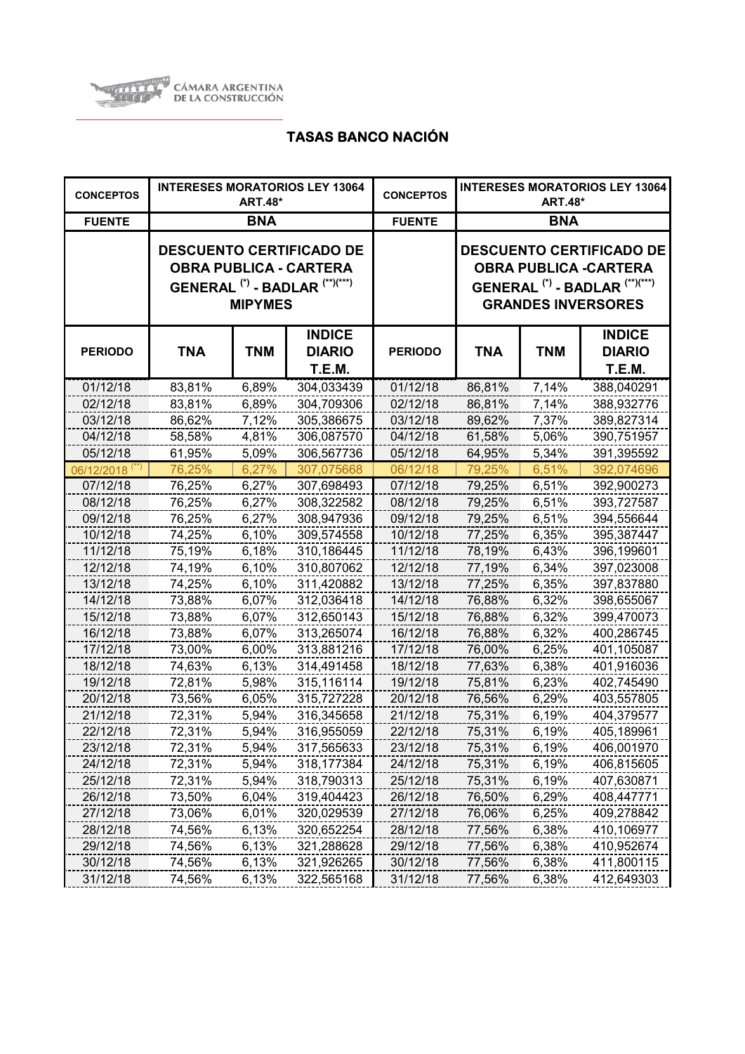CÁMARA ARGENTINA DE LA CONSTRUCCIÓN

# TASAS BANCO NACIÓN

| CONCEPTOS | INTERESES MORATORIOS LEY 13064 ART.48* | | | CONCEPTOS | INTERESES MORATORIOS LEY 13064 ART.48* | | |
|---|---|---|---|---|---|---|---|
| FUENTE | BNA | | | FUENTE | BNA | | |
| | DESCUENTO CERTIFICADO DE OBRA PUBLICA - CARTERA GENERAL (*) - BADLAR (**)(***) MIPYMES | | | | DESCUENTO CERTIFICADO DE OBRA PUBLICA -CARTERA GENERAL (*) - BADLAR (**)(***) GRANDES INVERSORES | | |
| PERIODO | TNA | TNM | INDICE DIARIO T.E.M. | PERIODO | TNA | TNM | INDICE DIARIO T.E.M. |
| 01/12/18 | 83,81% | 6,89% | 304,033439 | 01/12/18 | 86,81% | 7,14% | 388,040291 |
| 02/12/18 | 83,81% | 6,89% | 304,709306 | 02/12/18 | 86,81% | 7,14% | 388,932776 |
| 03/12/18 | 86,62% | 7,12% | 305,386675 | 03/12/18 | 89,62% | 7,37% | 389,827314 |
| 04/12/18 | 58,58% | 4,81% | 306,087570 | 04/12/18 | 61,58% | 5,06% | 390,751957 |
| 05/12/18 | 61,95% | 5,09% | 306,567736 | 05/12/18 | 64,95% | 5,34% | 391,395592 |
| 06/12/2018 (**) | 76,25% | 6,27% | 307,075668 | 06/12/18 | 79,25% | 6,51% | 392,074696 |
| 07/12/18 | 76,25% | 6,27% | 307,698493 | 07/12/18 | 79,25% | 6,51% | 392,900273 |
| 08/12/18 | 76,25% | 6,27% | 308,322582 | 08/12/18 | 79,25% | 6,51% | 393,727587 |
| 09/12/18 | 76,25% | 6,27% | 308,947936 | 09/12/18 | 79,25% | 6,51% | 394,556644 |
| 10/12/18 | 74,25% | 6,10% | 309,574558 | 10/12/18 | 77,25% | 6,35% | 395,387447 |
| 11/12/18 | 75,19% | 6,18% | 310,186445 | 11/12/18 | 78,19% | 6,43% | 396,199601 |
| 12/12/18 | 74,19% | 6,10% | 310,807062 | 12/12/18 | 77,19% | 6,34% | 397,023008 |
| 13/12/18 | 74,25% | 6,10% | 311,420882 | 13/12/18 | 77,25% | 6,35% | 397,837880 |
| 14/12/18 | 73,88% | 6,07% | 312,036418 | 14/12/18 | 76,88% | 6,32% | 398,655067 |
| 15/12/18 | 73,88% | 6,07% | 312,650143 | 15/12/18 | 76,88% | 6,32% | 399,470073 |
| 16/12/18 | 73,88% | 6,07% | 313,265074 | 16/12/18 | 76,88% | 6,32% | 400,286745 |
| 17/12/18 | 73,00% | 6,00% | 313,881216 | 17/12/18 | 76,00% | 6,25% | 401,105087 |
| 18/12/18 | 74,63% | 6,13% | 314,491458 | 18/12/18 | 77,63% | 6,38% | 401,916036 |
| 19/12/18 | 72,81% | 5,98% | 315,116114 | 19/12/18 | 75,81% | 6,23% | 402,745490 |
| 20/12/18 | 73,56% | 6,05% | 315,727228 | 20/12/18 | 76,56% | 6,29% | 403,557805 |
| 21/12/18 | 72,31% | 5,94% | 316,345658 | 21/12/18 | 75,31% | 6,19% | 404,379577 |
| 22/12/18 | 72,31% | 5,94% | 316,955059 | 22/12/18 | 75,31% | 6,19% | 405,189961 |
| 23/12/18 | 72,31% | 5,94% | 317,565633 | 23/12/18 | 75,31% | 6,19% | 406,001970 |
| 24/12/18 | 72,31% | 5,94% | 318,177384 | 24/12/18 | 75,31% | 6,19% | 406,815605 |
| 25/12/18 | 72,31% | 5,94% | 318,790313 | 25/12/18 | 75,31% | 6,19% | 407,630871 |
| 26/12/18 | 73,50% | 6,04% | 319,404423 | 26/12/18 | 76,50% | 6,29% | 408,447771 |
| 27/12/18 | 73,06% | 6,01% | 320,029539 | 27/12/18 | 76,06% | 6,25% | 409,278842 |
| 28/12/18 | 74,56% | 6,13% | 320,652254 | 28/12/18 | 77,56% | 6,38% | 410,106977 |
| 29/12/18 | 74,56% | 6,13% | 321,288628 | 29/12/18 | 77,56% | 6,38% | 410,952674 |
| 30/12/18 | 74,56% | 6,13% | 321,926265 | 30/12/18 | 77,56% | 6,38% | 411,800115 |
| 31/12/18 | 74,56% | 6,13% | 322,565168 | 31/12/18 | 77,56% | 6,38% | 412,649303 |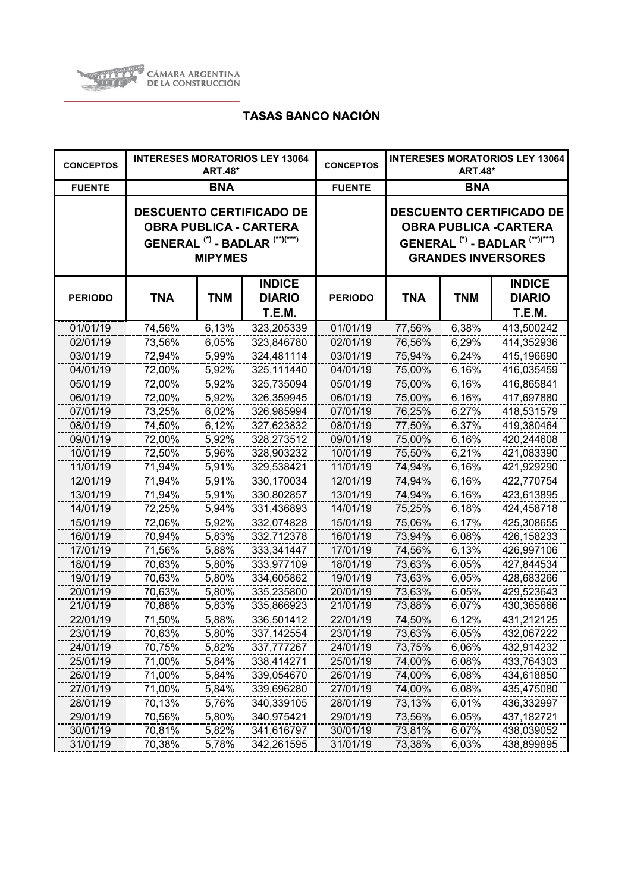CÁMARA ARGENTINA DE LA CONSTRUCCIÓN

## TASAS BANCO NACIÓN

| CONCEPTOS | INTERESES MORATORIOS LEY 13064 ART.48* | | | CONCEPTOS | INTERESES MORATORIOS LEY 13064 ART.48* | | |
|---|---|---|---|---|---|---|---|
| FUENTE | BNA | | | FUENTE | BNA | | |
| | DESCUENTO CERTIFICADO DE OBRA PUBLICA - CARTERA GENERAL (*) - BADLAR (**)(***) MIPYMES | | | | DESCUENTO CERTIFICADO DE OBRA PUBLICA -CARTERA GENERAL (*) - BADLAR (**)(***) GRANDES INVERSORES | | |
| PERIODO | TNA | TNM | INDICE DIARIO T.E.M. | PERIODO | TNA | TNM | INDICE DIARIO T.E.M. |
| 01/01/19 | 74,56% | 6,13% | 323,205339 | 01/01/19 | 77,56% | 6,38% | 413,500242 |
| 02/01/19 | 73,56% | 6,05% | 323,846780 | 02/01/19 | 76,56% | 6,29% | 414,352936 |
| 03/01/19 | 72,94% | 5,99% | 324,481114 | 03/01/19 | 75,94% | 6,24% | 415,196690 |
| 04/01/19 | 72,00% | 5,92% | 325,111440 | 04/01/19 | 75,00% | 6,16% | 416,035459 |
| 05/01/19 | 72,00% | 5,92% | 325,735094 | 05/01/19 | 75,00% | 6,16% | 416,865841 |
| 06/01/19 | 72,00% | 5,92% | 326,359945 | 06/01/19 | 75,00% | 6,16% | 417,697880 |
| 07/01/19 | 73,25% | 6,02% | 326,985994 | 07/01/19 | 76,25% | 6,27% | 418,531579 |
| 08/01/19 | 74,50% | 6,12% | 327,623832 | 08/01/19 | 77,50% | 6,37% | 419,380464 |
| 09/01/19 | 72,00% | 5,92% | 328,273512 | 09/01/19 | 75,00% | 6,16% | 420,244608 |
| 10/01/19 | 72,50% | 5,96% | 328,903232 | 10/01/19 | 75,50% | 6,21% | 421,083390 |
| 11/01/19 | 71,94% | 5,91% | 329,538421 | 11/01/19 | 74,94% | 6,16% | 421,929290 |
| 12/01/19 | 71,94% | 5,91% | 330,170034 | 12/01/19 | 74,94% | 6,16% | 422,770754 |
| 13/01/19 | 71,94% | 5,91% | 330,802857 | 13/01/19 | 74,94% | 6,16% | 423,613895 |
| 14/01/19 | 72,25% | 5,94% | 331,436893 | 14/01/19 | 75,25% | 6,18% | 424,458718 |
| 15/01/19 | 72,06% | 5,92% | 332,074828 | 15/01/19 | 75,06% | 6,17% | 425,308655 |
| 16/01/19 | 70,94% | 5,83% | 332,712378 | 16/01/19 | 73,94% | 6,08% | 426,158233 |
| 17/01/19 | 71,56% | 5,88% | 333,341447 | 17/01/19 | 74,56% | 6,13% | 426,997106 |
| 18/01/19 | 70,63% | 5,80% | 333,977109 | 18/01/19 | 73,63% | 6,05% | 427,844534 |
| 19/01/19 | 70,63% | 5,80% | 334,605862 | 19/01/19 | 73,63% | 6,05% | 428,683266 |
| 20/01/19 | 70,63% | 5,80% | 335,235800 | 20/01/19 | 73,63% | 6,05% | 429,523643 |
| 21/01/19 | 70,88% | 5,83% | 335,866923 | 21/01/19 | 73,88% | 6,07% | 430,365666 |
| 22/01/19 | 71,50% | 5,88% | 336,501412 | 22/01/19 | 74,50% | 6,12% | 431,212125 |
| 23/01/19 | 70,63% | 5,80% | 337,142554 | 23/01/19 | 73,63% | 6,05% | 432,067222 |
| 24/01/19 | 70,75% | 5,82% | 337,777267 | 24/01/19 | 73,75% | 6,06% | 432,914232 |
| 25/01/19 | 71,00% | 5,84% | 338,414271 | 25/01/19 | 74,00% | 6,08% | 433,764303 |
| 26/01/19 | 71,00% | 5,84% | 339,054670 | 26/01/19 | 74,00% | 6,08% | 434,618850 |
| 27/01/19 | 71,00% | 5,84% | 339,696280 | 27/01/19 | 74,00% | 6,08% | 435,475080 |
| 28/01/19 | 70,13% | 5,76% | 340,339105 | 28/01/19 | 73,13% | 6,01% | 436,332997 |
| 29/01/19 | 70,56% | 5,80% | 340,975421 | 29/01/19 | 73,56% | 6,05% | 437,182721 |
| 30/01/19 | 70,81% | 5,82% | 341,616797 | 30/01/19 | 73,81% | 6,07% | 438,039052 |
| 31/01/19 | 70,38% | 5,78% | 342,261595 | 31/01/19 | 73,38% | 6,03% | 438,899895 |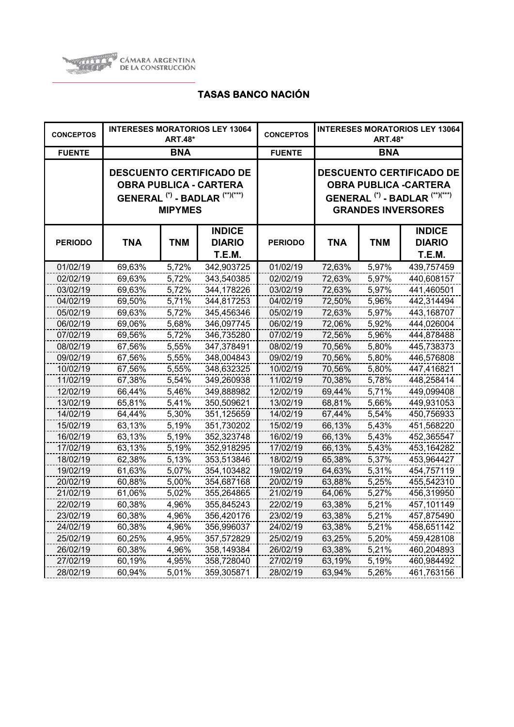CÁMARA ARGENTINA DE LA CONSTRUCCIÓN

## TASAS BANCO NACIÓN

| CONCEPTOS | INTERESES MORATORIOS LEY 13064 ART.48* | | | CONCEPTOS | INTERESES MORATORIOS LEY 13064 ART.48* | | |
|---|---|---|---|---|---|---|---|
| FUENTE | BNA | | | FUENTE | BNA | | |
| | DESCUENTO CERTIFICADO DE OBRA PUBLICA - CARTERA GENERAL (*) - BADLAR (**)(***) MIPYMES | | | | DESCUENTO CERTIFICADO DE OBRA PUBLICA -CARTERA GENERAL (*) - BADLAR (**)(***) GRANDES INVERSORES | | |
| PERIODO | TNA | TNM | INDICE DIARIO T.E.M. | PERIODO | TNA | TNM | INDICE DIARIO T.E.M. |
| 01/02/19 | 69,63% | 5,72% | 342,903725 | 01/02/19 | 72,63% | 5,97% | 439,757459 |
| 02/02/19 | 69,63% | 5,72% | 343,540385 | 02/02/19 | 72,63% | 5,97% | 440,608157 |
| 03/02/19 | 69,63% | 5,72% | 344,178226 | 03/02/19 | 72,63% | 5,97% | 441,460501 |
| 04/02/19 | 69,50% | 5,71% | 344,817253 | 04/02/19 | 72,50% | 5,96% | 442,314494 |
| 05/02/19 | 69,63% | 5,72% | 345,456346 | 05/02/19 | 72,63% | 5,97% | 443,168707 |
| 06/02/19 | 69,06% | 5,68% | 346,097745 | 06/02/19 | 72,06% | 5,92% | 444,026004 |
| 07/02/19 | 69,56% | 5,72% | 346,735280 | 07/02/19 | 72,56% | 5,96% | 444,878488 |
| 08/02/19 | 67,56% | 5,55% | 347,378491 | 08/02/19 | 70,56% | 5,80% | 445,738373 |
| 09/02/19 | 67,56% | 5,55% | 348,004843 | 09/02/19 | 70,56% | 5,80% | 446,576808 |
| 10/02/19 | 67,56% | 5,55% | 348,632325 | 10/02/19 | 70,56% | 5,80% | 447,416821 |
| 11/02/19 | 67,38% | 5,54% | 349,260938 | 11/02/19 | 70,38% | 5,78% | 448,258414 |
| 12/02/19 | 66,44% | 5,46% | 349,888982 | 12/02/19 | 69,44% | 5,71% | 449,099408 |
| 13/02/19 | 65,81% | 5,41% | 350,509621 | 13/02/19 | 68,81% | 5,66% | 449,931053 |
| 14/02/19 | 64,44% | 5,30% | 351,125659 | 14/02/19 | 67,44% | 5,54% | 450,756933 |
| 15/02/19 | 63,13% | 5,19% | 351,730202 | 15/02/19 | 66,13% | 5,43% | 451,568220 |
| 16/02/19 | 63,13% | 5,19% | 352,323748 | 16/02/19 | 66,13% | 5,43% | 452,365547 |
| 17/02/19 | 63,13% | 5,19% | 352,918295 | 17/02/19 | 66,13% | 5,43% | 453,164282 |
| 18/02/19 | 62,38% | 5,13% | 353,513846 | 18/02/19 | 65,38% | 5,37% | 453,964427 |
| 19/02/19 | 61,63% | 5,07% | 354,103482 | 19/02/19 | 64,63% | 5,31% | 454,757119 |
| 20/02/19 | 60,88% | 5,00% | 354,687168 | 20/02/19 | 63,88% | 5,25% | 455,542310 |
| 21/02/19 | 61,06% | 5,02% | 355,264865 | 21/02/19 | 64,06% | 5,27% | 456,319950 |
| 22/02/19 | 60,38% | 4,96% | 355,845243 | 22/02/19 | 63,38% | 5,21% | 457,101149 |
| 23/02/19 | 60,38% | 4,96% | 356,420176 | 23/02/19 | 63,38% | 5,21% | 457,875490 |
| 24/02/19 | 60,38% | 4,96% | 356,996037 | 24/02/19 | 63,38% | 5,21% | 458,651142 |
| 25/02/19 | 60,25% | 4,95% | 357,572829 | 25/02/19 | 63,25% | 5,20% | 459,428108 |
| 26/02/19 | 60,38% | 4,96% | 358,149384 | 26/02/19 | 63,38% | 5,21% | 460,204893 |
| 27/02/19 | 60,19% | 4,95% | 358,728040 | 27/02/19 | 63,19% | 5,19% | 460,984492 |
| 28/02/19 | 60,94% | 5,01% | 359,305871 | 28/02/19 | 63,94% | 5,26% | 461,763156 |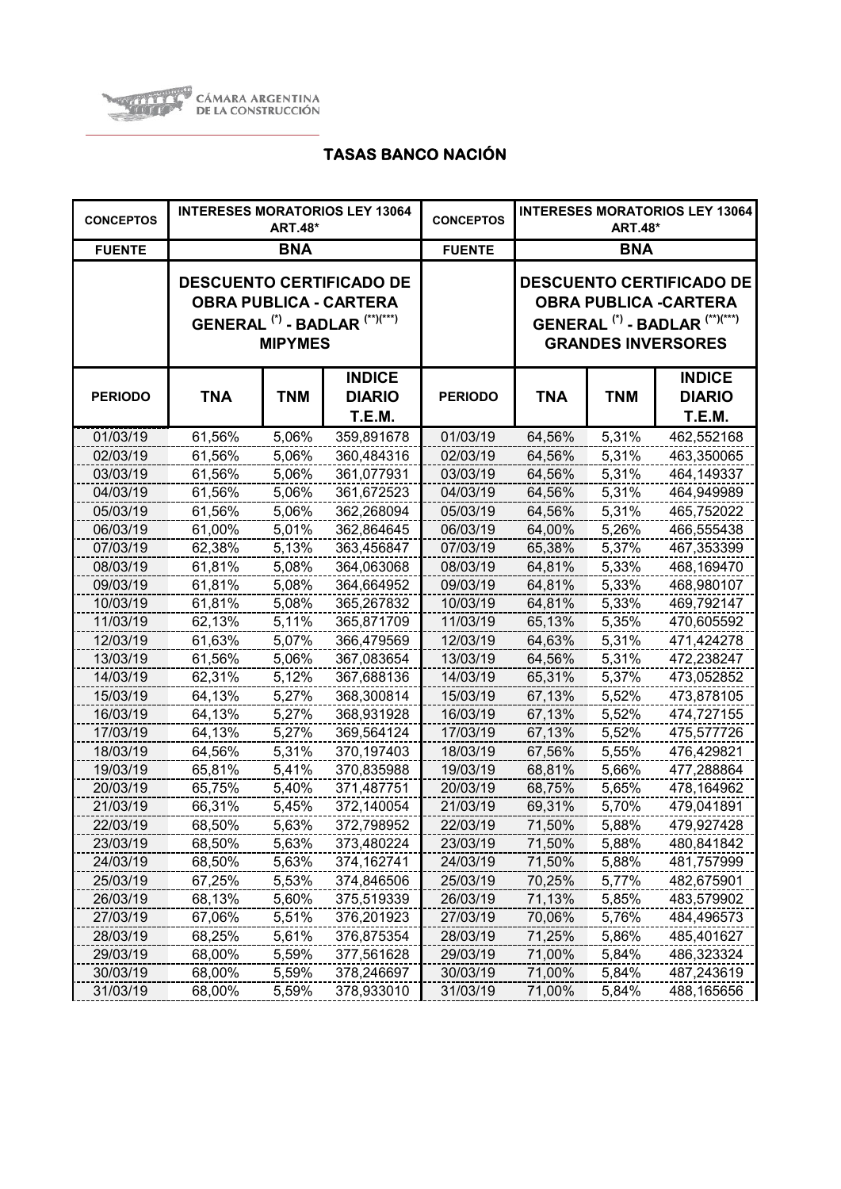CÁMARA ARGENTINA DE LA CONSTRUCCIÓN

# TASAS BANCO NACIÓN

| CONCEPTOS | INTERESES MORATORIOS LEY 13064 ART.48* | | | CONCEPTOS | INTERESES MORATORIOS LEY 13064 ART.48* | | |
|---|---|---|---|---|---|---|---|
| FUENTE | BNA | | | FUENTE | BNA | | |
| | DESCUENTO CERTIFICADO DE OBRA PUBLICA - CARTERA GENERAL (*) - BADLAR (**)(***) MIPYMES | | | | DESCUENTO CERTIFICADO DE OBRA PUBLICA -CARTERA GENERAL (*) - BADLAR (**)(***) GRANDES INVERSORES | | |
| PERIODO | TNA | TNM | INDICE DIARIO T.E.M. | PERIODO | TNA | TNM | INDICE DIARIO T.E.M. |
| 01/03/19 | 61,56% | 5,06% | 359,891678 | 01/03/19 | 64,56% | 5,31% | 462,552168 |
| 02/03/19 | 61,56% | 5,06% | 360,484316 | 02/03/19 | 64,56% | 5,31% | 463,350065 |
| 03/03/19 | 61,56% | 5,06% | 361,077931 | 03/03/19 | 64,56% | 5,31% | 464,149337 |
| 04/03/19 | 61,56% | 5,06% | 361,672523 | 04/03/19 | 64,56% | 5,31% | 464,949989 |
| 05/03/19 | 61,56% | 5,06% | 362,268094 | 05/03/19 | 64,56% | 5,31% | 465,752022 |
| 06/03/19 | 61,00% | 5,01% | 362,864645 | 06/03/19 | 64,00% | 5,26% | 466,555438 |
| 07/03/19 | 62,38% | 5,13% | 363,456847 | 07/03/19 | 65,38% | 5,37% | 467,353399 |
| 08/03/19 | 61,81% | 5,08% | 364,063068 | 08/03/19 | 64,81% | 5,33% | 468,169470 |
| 09/03/19 | 61,81% | 5,08% | 364,664952 | 09/03/19 | 64,81% | 5,33% | 468,980107 |
| 10/03/19 | 61,81% | 5,08% | 365,267832 | 10/03/19 | 64,81% | 5,33% | 469,792147 |
| 11/03/19 | 62,13% | 5,11% | 365,871709 | 11/03/19 | 65,13% | 5,35% | 470,605592 |
| 12/03/19 | 61,63% | 5,07% | 366,479569 | 12/03/19 | 64,63% | 5,31% | 471,424278 |
| 13/03/19 | 61,56% | 5,06% | 367,083654 | 13/03/19 | 64,56% | 5,31% | 472,238247 |
| 14/03/19 | 62,31% | 5,12% | 367,688136 | 14/03/19 | 65,31% | 5,37% | 473,052852 |
| 15/03/19 | 64,13% | 5,27% | 368,300814 | 15/03/19 | 67,13% | 5,52% | 473,878105 |
| 16/03/19 | 64,13% | 5,27% | 368,931928 | 16/03/19 | 67,13% | 5,52% | 474,727155 |
| 17/03/19 | 64,13% | 5,27% | 369,564124 | 17/03/19 | 67,13% | 5,52% | 475,577726 |
| 18/03/19 | 64,56% | 5,31% | 370,197403 | 18/03/19 | 67,56% | 5,55% | 476,429821 |
| 19/03/19 | 65,81% | 5,41% | 370,835988 | 19/03/19 | 68,81% | 5,66% | 477,288864 |
| 20/03/19 | 65,75% | 5,40% | 371,487751 | 20/03/19 | 68,75% | 5,65% | 478,164962 |
| 21/03/19 | 66,31% | 5,45% | 372,140054 | 21/03/19 | 69,31% | 5,70% | 479,041891 |
| 22/03/19 | 68,50% | 5,63% | 372,798952 | 22/03/19 | 71,50% | 5,88% | 479,927428 |
| 23/03/19 | 68,50% | 5,63% | 373,480224 | 23/03/19 | 71,50% | 5,88% | 480,841842 |
| 24/03/19 | 68,50% | 5,63% | 374,162741 | 24/03/19 | 71,50% | 5,88% | 481,757999 |
| 25/03/19 | 67,25% | 5,53% | 374,846506 | 25/03/19 | 70,25% | 5,77% | 482,675901 |
| 26/03/19 | 68,13% | 5,60% | 375,519339 | 26/03/19 | 71,13% | 5,85% | 483,579902 |
| 27/03/19 | 67,06% | 5,51% | 376,201923 | 27/03/19 | 70,06% | 5,76% | 484,496573 |
| 28/03/19 | 68,25% | 5,61% | 376,875354 | 28/03/19 | 71,25% | 5,86% | 485,401627 |
| 29/03/19 | 68,00% | 5,59% | 377,561628 | 29/03/19 | 71,00% | 5,84% | 486,323324 |
| 30/03/19 | 68,00% | 5,59% | 378,246697 | 30/03/19 | 71,00% | 5,84% | 487,243619 |
| 31/03/19 | 68,00% | 5,59% | 378,933010 | 31/03/19 | 71,00% | 5,84% | 488,165656 |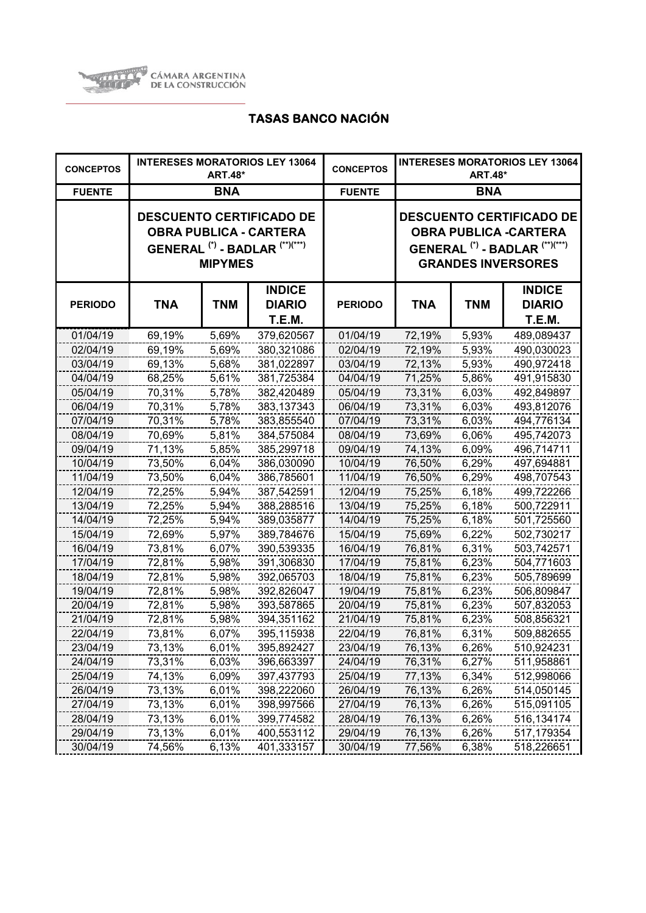CÁMARA ARGENTINA DE LA CONSTRUCCIÓN

## TASAS BANCO NACIÓN

| CONCEPTOS | INTERESES MORATORIOS LEY 13064 ART.48* | | | CONCEPTOS | INTERESES MORATORIOS LEY 13064 ART.48* | | |
|---|---|---|---|---|---|---|---|
| FUENTE | BNA | | | FUENTE | BNA | | |
| | DESCUENTO CERTIFICADO DE OBRA PUBLICA - CARTERA GENERAL (*) - BADLAR (**)(***) MIPYMES | | | | DESCUENTO CERTIFICADO DE OBRA PUBLICA -CARTERA GENERAL (*) - BADLAR (**)(***) GRANDES INVERSORES | | |
| PERIODO | TNA | TNM | INDICE DIARIO T.E.M. | PERIODO | TNA | TNM | INDICE DIARIO T.E.M. |
| 01/04/19 | 69,19% | 5,69% | 379,620567 | 01/04/19 | 72,19% | 5,93% | 489,089437 |
| 02/04/19 | 69,19% | 5,69% | 380,321086 | 02/04/19 | 72,19% | 5,93% | 490,030023 |
| 03/04/19 | 69,13% | 5,68% | 381,022897 | 03/04/19 | 72,13% | 5,93% | 490,972418 |
| 04/04/19 | 68,25% | 5,61% | 381,725384 | 04/04/19 | 71,25% | 5,86% | 491,915830 |
| 05/04/19 | 70,31% | 5,78% | 382,420489 | 05/04/19 | 73,31% | 6,03% | 492,849897 |
| 06/04/19 | 70,31% | 5,78% | 383,137343 | 06/04/19 | 73,31% | 6,03% | 493,812076 |
| 07/04/19 | 70,31% | 5,78% | 383,855540 | 07/04/19 | 73,31% | 6,03% | 494,776134 |
| 08/04/19 | 70,69% | 5,81% | 384,575084 | 08/04/19 | 73,69% | 6,06% | 495,742073 |
| 09/04/19 | 71,13% | 5,85% | 385,299718 | 09/04/19 | 74,13% | 6,09% | 496,714711 |
| 10/04/19 | 73,50% | 6,04% | 386,030090 | 10/04/19 | 76,50% | 6,29% | 497,694881 |
| 11/04/19 | 73,50% | 6,04% | 386,785601 | 11/04/19 | 76,50% | 6,29% | 498,707543 |
| 12/04/19 | 72,25% | 5,94% | 387,542591 | 12/04/19 | 75,25% | 6,18% | 499,722266 |
| 13/04/19 | 72,25% | 5,94% | 388,288516 | 13/04/19 | 75,25% | 6,18% | 500,722911 |
| 14/04/19 | 72,25% | 5,94% | 389,035877 | 14/04/19 | 75,25% | 6,18% | 501,725560 |
| 15/04/19 | 72,69% | 5,97% | 389,784676 | 15/04/19 | 75,69% | 6,22% | 502,730217 |
| 16/04/19 | 73,81% | 6,07% | 390,539335 | 16/04/19 | 76,81% | 6,31% | 503,742571 |
| 17/04/19 | 72,81% | 5,98% | 391,306830 | 17/04/19 | 75,81% | 6,23% | 504,771603 |
| 18/04/19 | 72,81% | 5,98% | 392,065703 | 18/04/19 | 75,81% | 6,23% | 505,789699 |
| 19/04/19 | 72,81% | 5,98% | 392,826047 | 19/04/19 | 75,81% | 6,23% | 506,809847 |
| 20/04/19 | 72,81% | 5,98% | 393,587865 | 20/04/19 | 75,81% | 6,23% | 507,832053 |
| 21/04/19 | 72,81% | 5,98% | 394,351162 | 21/04/19 | 75,81% | 6,23% | 508,856321 |
| 22/04/19 | 73,81% | 6,07% | 395,115938 | 22/04/19 | 76,81% | 6,31% | 509,882655 |
| 23/04/19 | 73,13% | 6,01% | 395,892427 | 23/04/19 | 76,13% | 6,26% | 510,924231 |
| 24/04/19 | 73,31% | 6,03% | 396,663397 | 24/04/19 | 76,31% | 6,27% | 511,958861 |
| 25/04/19 | 74,13% | 6,09% | 397,437793 | 25/04/19 | 77,13% | 6,34% | 512,998066 |
| 26/04/19 | 73,13% | 6,01% | 398,222060 | 26/04/19 | 76,13% | 6,26% | 514,050145 |
| 27/04/19 | 73,13% | 6,01% | 398,997566 | 27/04/19 | 76,13% | 6,26% | 515,091105 |
| 28/04/19 | 73,13% | 6,01% | 399,774582 | 28/04/19 | 76,13% | 6,26% | 516,134174 |
| 29/04/19 | 73,13% | 6,01% | 400,553112 | 29/04/19 | 76,13% | 6,26% | 517,179354 |
| 30/04/19 | 74,56% | 6,13% | 401,333157 | 30/04/19 | 77,56% | 6,38% | 518,226651 |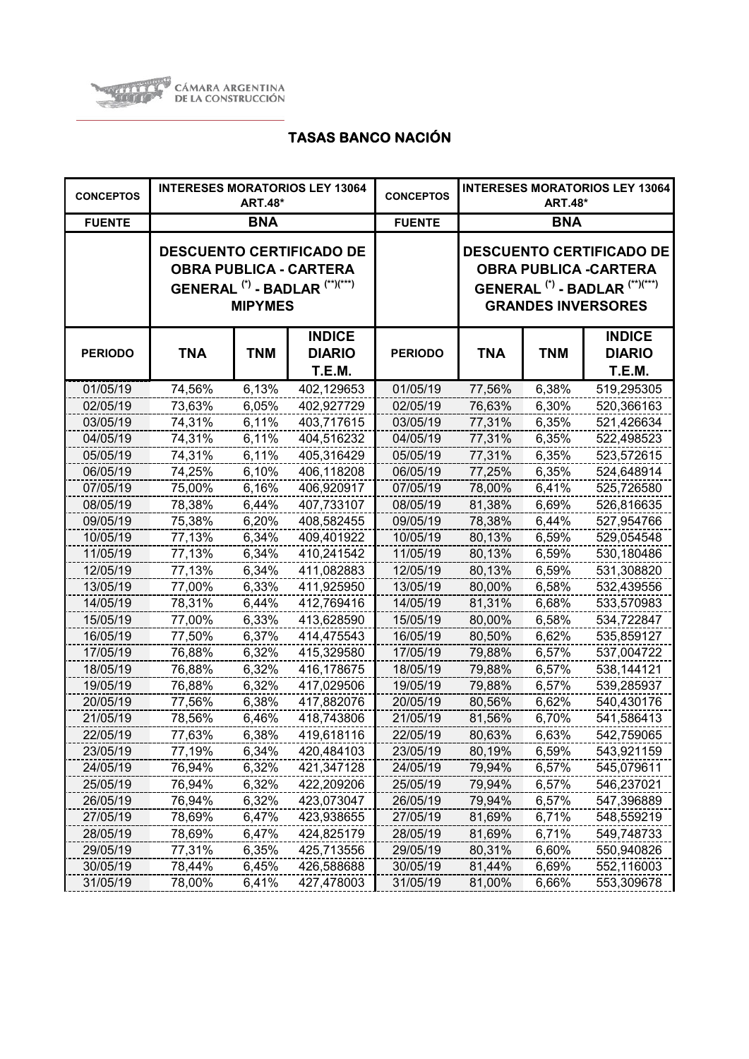CÁMARA ARGENTINA DE LA CONSTRUCCIÓN

## TASAS BANCO NACIÓN

| CONCEPTOS | INTERESES MORATORIOS LEY 13064 ART.48* | | | CONCEPTOS | INTERESES MORATORIOS LEY 13064 ART.48* | | |
|---|---|---|---|---|---|---|---|
| FUENTE | BNA | | | FUENTE | BNA | | |
| | DESCUENTO CERTIFICADO DE OBRA PUBLICA - CARTERA GENERAL (*) - BADLAR (**)(***) MIPYMES | | | | DESCUENTO CERTIFICADO DE OBRA PUBLICA -CARTERA GENERAL (*) - BADLAR (**)(***) GRANDES INVERSORES | | |
| PERIODO | TNA | TNM | INDICE DIARIO T.E.M. | PERIODO | TNA | TNM | INDICE DIARIO T.E.M. |
| 01/05/19 | 74,56% | 6,13% | 402,129653 | 01/05/19 | 77,56% | 6,38% | 519,295305 |
| 02/05/19 | 73,63% | 6,05% | 402,927729 | 02/05/19 | 76,63% | 6,30% | 520,366163 |
| 03/05/19 | 74,31% | 6,11% | 403,717615 | 03/05/19 | 77,31% | 6,35% | 521,426634 |
| 04/05/19 | 74,31% | 6,11% | 404,516232 | 04/05/19 | 77,31% | 6,35% | 522,498523 |
| 05/05/19 | 74,31% | 6,11% | 405,316429 | 05/05/19 | 77,31% | 6,35% | 523,572615 |
| 06/05/19 | 74,25% | 6,10% | 406,118208 | 06/05/19 | 77,25% | 6,35% | 524,648914 |
| 07/05/19 | 75,00% | 6,16% | 406,920917 | 07/05/19 | 78,00% | 6,41% | 525,726580 |
| 08/05/19 | 78,38% | 6,44% | 407,733107 | 08/05/19 | 81,38% | 6,69% | 526,816635 |
| 09/05/19 | 75,38% | 6,20% | 408,582455 | 09/05/19 | 78,38% | 6,44% | 527,954766 |
| 10/05/19 | 77,13% | 6,34% | 409,401922 | 10/05/19 | 80,13% | 6,59% | 529,054548 |
| 11/05/19 | 77,13% | 6,34% | 410,241542 | 11/05/19 | 80,13% | 6,59% | 530,180486 |
| 12/05/19 | 77,13% | 6,34% | 411,082883 | 12/05/19 | 80,13% | 6,59% | 531,308820 |
| 13/05/19 | 77,00% | 6,33% | 411,925950 | 13/05/19 | 80,00% | 6,58% | 532,439556 |
| 14/05/19 | 78,31% | 6,44% | 412,769416 | 14/05/19 | 81,31% | 6,68% | 533,570983 |
| 15/05/19 | 77,00% | 6,33% | 413,628590 | 15/05/19 | 80,00% | 6,58% | 534,722847 |
| 16/05/19 | 77,50% | 6,37% | 414,475543 | 16/05/19 | 80,50% | 6,62% | 535,859127 |
| 17/05/19 | 76,88% | 6,32% | 415,329580 | 17/05/19 | 79,88% | 6,57% | 537,004722 |
| 18/05/19 | 76,88% | 6,32% | 416,178675 | 18/05/19 | 79,88% | 6,57% | 538,144121 |
| 19/05/19 | 76,88% | 6,32% | 417,029506 | 19/05/19 | 79,88% | 6,57% | 539,285937 |
| 20/05/19 | 77,56% | 6,38% | 417,882076 | 20/05/19 | 80,56% | 6,62% | 540,430176 |
| 21/05/19 | 78,56% | 6,46% | 418,743806 | 21/05/19 | 81,56% | 6,70% | 541,586413 |
| 22/05/19 | 77,63% | 6,38% | 419,618116 | 22/05/19 | 80,63% | 6,63% | 542,759065 |
| 23/05/19 | 77,19% | 6,34% | 420,484103 | 23/05/19 | 80,19% | 6,59% | 543,921159 |
| 24/05/19 | 76,94% | 6,32% | 421,347128 | 24/05/19 | 79,94% | 6,57% | 545,079611 |
| 25/05/19 | 76,94% | 6,32% | 422,209206 | 25/05/19 | 79,94% | 6,57% | 546,237021 |
| 26/05/19 | 76,94% | 6,32% | 423,073047 | 26/05/19 | 79,94% | 6,57% | 547,396889 |
| 27/05/19 | 78,69% | 6,47% | 423,938655 | 27/05/19 | 81,69% | 6,71% | 548,559219 |
| 28/05/19 | 78,69% | 6,47% | 424,825179 | 28/05/19 | 81,69% | 6,71% | 549,748733 |
| 29/05/19 | 77,31% | 6,35% | 425,713556 | 29/05/19 | 80,31% | 6,60% | 550,940826 |
| 30/05/19 | 78,44% | 6,45% | 426,588688 | 30/05/19 | 81,44% | 6,69% | 552,116003 |
| 31/05/19 | 78,00% | 6,41% | 427,478003 | 31/05/19 | 81,00% | 6,66% | 553,309678 |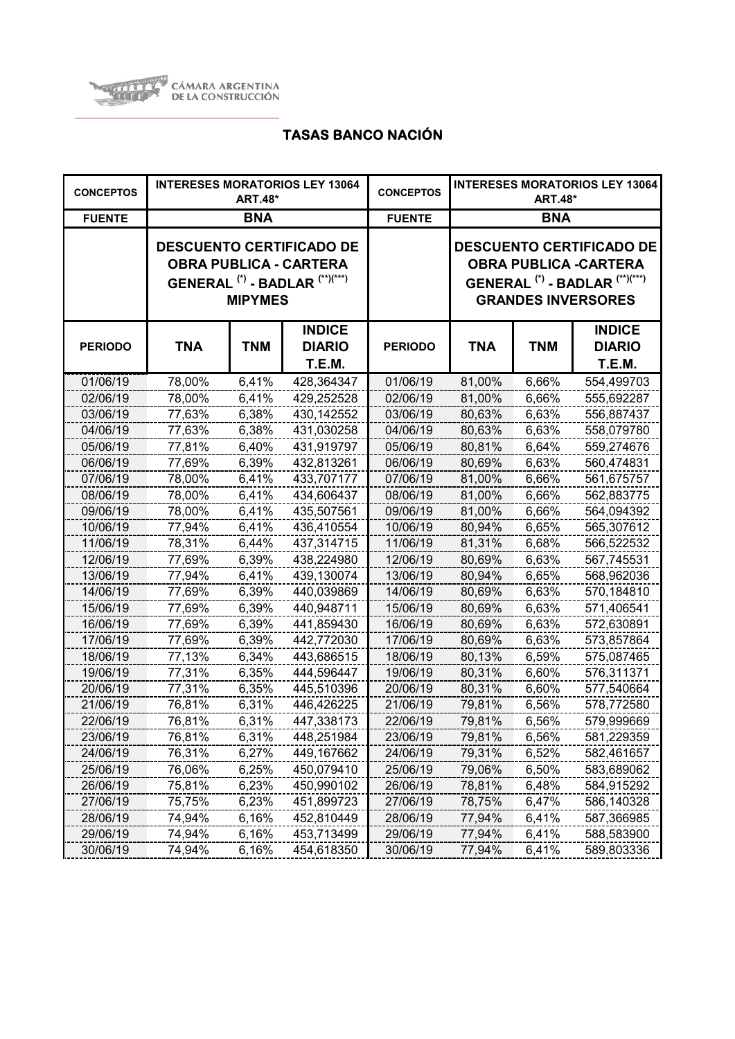CÁMARA ARGENTINA DE LA CONSTRUCCIÓN

# TASAS BANCO NACIÓN

| CONCEPTOS | INTERESES MORATORIOS LEY 13064 ART.48* | | | CONCEPTOS | INTERESES MORATORIOS LEY 13064 ART.48* | | |
|---|---|---|---|---|---|---|---|
| FUENTE | BNA | | | FUENTE | BNA | | |
| | DESCUENTO CERTIFICADO DE OBRA PUBLICA - CARTERA GENERAL (*) - BADLAR (**)(***) MIPYMES | | | | DESCUENTO CERTIFICADO DE OBRA PUBLICA -CARTERA GENERAL (*) - BADLAR (**)(***) GRANDES INVERSORES | | |
| PERIODO | TNA | TNM | INDICE DIARIO T.E.M. | PERIODO | TNA | TNM | INDICE DIARIO T.E.M. |
| 01/06/19 | 78,00% | 6,41% | 428,364347 | 01/06/19 | 81,00% | 6,66% | 554,499703 |
| 02/06/19 | 78,00% | 6,41% | 429,252528 | 02/06/19 | 81,00% | 6,66% | 555,692287 |
| 03/06/19 | 77,63% | 6,38% | 430,142552 | 03/06/19 | 80,63% | 6,63% | 556,887437 |
| 04/06/19 | 77,63% | 6,38% | 431,030258 | 04/06/19 | 80,63% | 6,63% | 558,079780 |
| 05/06/19 | 77,81% | 6,40% | 431,919797 | 05/06/19 | 80,81% | 6,64% | 559,274676 |
| 06/06/19 | 77,69% | 6,39% | 432,813261 | 06/06/19 | 80,69% | 6,63% | 560,474831 |
| 07/06/19 | 78,00% | 6,41% | 433,707177 | 07/06/19 | 81,00% | 6,66% | 561,675757 |
| 08/06/19 | 78,00% | 6,41% | 434,606437 | 08/06/19 | 81,00% | 6,66% | 562,883775 |
| 09/06/19 | 78,00% | 6,41% | 435,507561 | 09/06/19 | 81,00% | 6,66% | 564,094392 |
| 10/06/19 | 77,94% | 6,41% | 436,410554 | 10/06/19 | 80,94% | 6,65% | 565,307612 |
| 11/06/19 | 78,31% | 6,44% | 437,314715 | 11/06/19 | 81,31% | 6,68% | 566,522532 |
| 12/06/19 | 77,69% | 6,39% | 438,224980 | 12/06/19 | 80,69% | 6,63% | 567,745531 |
| 13/06/19 | 77,94% | 6,41% | 439,130074 | 13/06/19 | 80,94% | 6,65% | 568,962036 |
| 14/06/19 | 77,69% | 6,39% | 440,039869 | 14/06/19 | 80,69% | 6,63% | 570,184810 |
| 15/06/19 | 77,69% | 6,39% | 440,948711 | 15/06/19 | 80,69% | 6,63% | 571,406541 |
| 16/06/19 | 77,69% | 6,39% | 441,859430 | 16/06/19 | 80,69% | 6,63% | 572,630891 |
| 17/06/19 | 77,69% | 6,39% | 442,772030 | 17/06/19 | 80,69% | 6,63% | 573,857864 |
| 18/06/19 | 77,13% | 6,34% | 443,686515 | 18/06/19 | 80,13% | 6,59% | 575,087465 |
| 19/06/19 | 77,31% | 6,35% | 444,596447 | 19/06/19 | 80,31% | 6,60% | 576,311371 |
| 20/06/19 | 77,31% | 6,35% | 445,510396 | 20/06/19 | 80,31% | 6,60% | 577,540664 |
| 21/06/19 | 76,81% | 6,31% | 446,426225 | 21/06/19 | 79,81% | 6,56% | 578,772580 |
| 22/06/19 | 76,81% | 6,31% | 447,338173 | 22/06/19 | 79,81% | 6,56% | 579,999669 |
| 23/06/19 | 76,81% | 6,31% | 448,251984 | 23/06/19 | 79,81% | 6,56% | 581,229359 |
| 24/06/19 | 76,31% | 6,27% | 449,167662 | 24/06/19 | 79,31% | 6,52% | 582,461657 |
| 25/06/19 | 76,06% | 6,25% | 450,079410 | 25/06/19 | 79,06% | 6,50% | 583,689062 |
| 26/06/19 | 75,81% | 6,23% | 450,990102 | 26/06/19 | 78,81% | 6,48% | 584,915292 |
| 27/06/19 | 75,75% | 6,23% | 451,899723 | 27/06/19 | 78,75% | 6,47% | 586,140328 |
| 28/06/19 | 74,94% | 6,16% | 452,810449 | 28/06/19 | 77,94% | 6,41% | 587,366985 |
| 29/06/19 | 74,94% | 6,16% | 453,713499 | 29/06/19 | 77,94% | 6,41% | 588,583900 |
| 30/06/19 | 74,94% | 6,16% | 454,618350 | 30/06/19 | 77,94% | 6,41% | 589,803336 |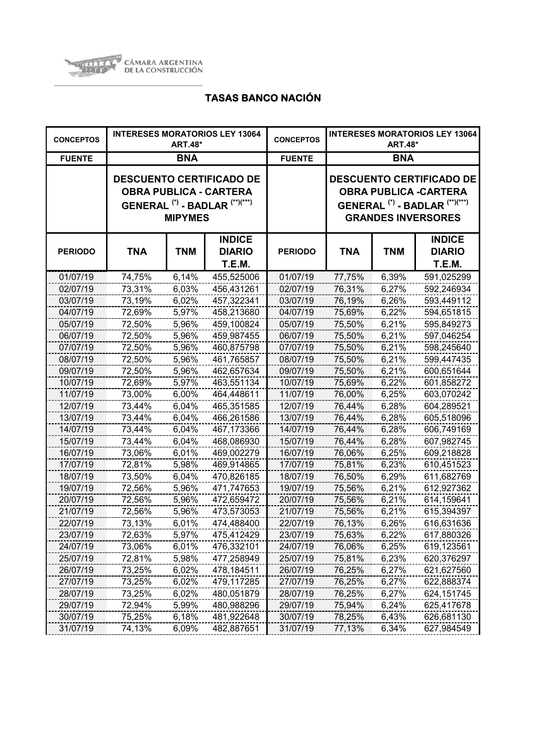CÁMARA ARGENTINA DE LA CONSTRUCCIÓN

## TASAS BANCO NACIÓN

| CONCEPTOS | INTERESES MORATORIOS LEY 13064 ART.48* | | | CONCEPTOS | INTERESES MORATORIOS LEY 13064 ART.48* | | |
|---|---|---|---|---|---|---|---|
| FUENTE | BNA | | | FUENTE | BNA | | |
| | DESCUENTO CERTIFICADO DE OBRA PUBLICA - CARTERA GENERAL (*) - BADLAR (**)(***) MIPYMES | | | | DESCUENTO CERTIFICADO DE OBRA PUBLICA -CARTERA GENERAL (*) - BADLAR (**)(***) GRANDES INVERSORES | | |
| PERIODO | TNA | TNM | INDICE DIARIO T.E.M. | PERIODO | TNA | TNM | INDICE DIARIO T.E.M. |
| 01/07/19 | 74,75% | 6,14% | 455,525006 | 01/07/19 | 77,75% | 6,39% | 591,025299 |
| 02/07/19 | 73,31% | 6,03% | 456,431261 | 02/07/19 | 76,31% | 6,27% | 592,246934 |
| 03/07/19 | 73,19% | 6,02% | 457,322341 | 03/07/19 | 76,19% | 6,26% | 593,449112 |
| 04/07/19 | 72,69% | 5,97% | 458,213680 | 04/07/19 | 75,69% | 6,22% | 594,651815 |
| 05/07/19 | 72,50% | 5,96% | 459,100824 | 05/07/19 | 75,50% | 6,21% | 595,849273 |
| 06/07/19 | 72,50% | 5,96% | 459,987455 | 06/07/19 | 75,50% | 6,21% | 597,046254 |
| 07/07/19 | 72,50% | 5,96% | 460,875798 | 07/07/19 | 75,50% | 6,21% | 598,245640 |
| 08/07/19 | 72,50% | 5,96% | 461,765857 | 08/07/19 | 75,50% | 6,21% | 599,447435 |
| 09/07/19 | 72,50% | 5,96% | 462,657634 | 09/07/19 | 75,50% | 6,21% | 600,651644 |
| 10/07/19 | 72,69% | 5,97% | 463,551134 | 10/07/19 | 75,69% | 6,22% | 601,858272 |
| 11/07/19 | 73,00% | 6,00% | 464,448611 | 11/07/19 | 76,00% | 6,25% | 603,070242 |
| 12/07/19 | 73,44% | 6,04% | 465,351585 | 12/07/19 | 76,44% | 6,28% | 604,289521 |
| 13/07/19 | 73,44% | 6,04% | 466,261586 | 13/07/19 | 76,44% | 6,28% | 605,518096 |
| 14/07/19 | 73,44% | 6,04% | 467,173366 | 14/07/19 | 76,44% | 6,28% | 606,749169 |
| 15/07/19 | 73,44% | 6,04% | 468,086930 | 15/07/19 | 76,44% | 6,28% | 607,982745 |
| 16/07/19 | 73,06% | 6,01% | 469,002279 | 16/07/19 | 76,06% | 6,25% | 609,218828 |
| 17/07/19 | 72,81% | 5,98% | 469,914865 | 17/07/19 | 75,81% | 6,23% | 610,451523 |
| 18/07/19 | 73,50% | 6,04% | 470,826185 | 18/07/19 | 76,50% | 6,29% | 611,682769 |
| 19/07/19 | 72,56% | 5,96% | 471,747653 | 19/07/19 | 75,56% | 6,21% | 612,927362 |
| 20/07/19 | 72,56% | 5,96% | 472,659472 | 20/07/19 | 75,56% | 6,21% | 614,159641 |
| 21/07/19 | 72,56% | 5,96% | 473,573053 | 21/07/19 | 75,56% | 6,21% | 615,394397 |
| 22/07/19 | 73,13% | 6,01% | 474,488400 | 22/07/19 | 76,13% | 6,26% | 616,631636 |
| 23/07/19 | 72,63% | 5,97% | 475,412429 | 23/07/19 | 75,63% | 6,22% | 617,880326 |
| 24/07/19 | 73,06% | 6,01% | 476,332101 | 24/07/19 | 76,06% | 6,25% | 619,123561 |
| 25/07/19 | 72,81% | 5,98% | 477,258949 | 25/07/19 | 75,81% | 6,23% | 620,376297 |
| 26/07/19 | 73,25% | 6,02% | 478,184511 | 26/07/19 | 76,25% | 6,27% | 621,627560 |
| 27/07/19 | 73,25% | 6,02% | 479,117285 | 27/07/19 | 76,25% | 6,27% | 622,888374 |
| 28/07/19 | 73,25% | 6,02% | 480,051879 | 28/07/19 | 76,25% | 6,27% | 624,151745 |
| 29/07/19 | 72,94% | 5,99% | 480,988296 | 29/07/19 | 75,94% | 6,24% | 625,417678 |
| 30/07/19 | 75,25% | 6,18% | 481,922648 | 30/07/19 | 78,25% | 6,43% | 626,681130 |
| 31/07/19 | 74,13% | 6,09% | 482,887651 | 31/07/19 | 77,13% | 6,34% | 627,984549 |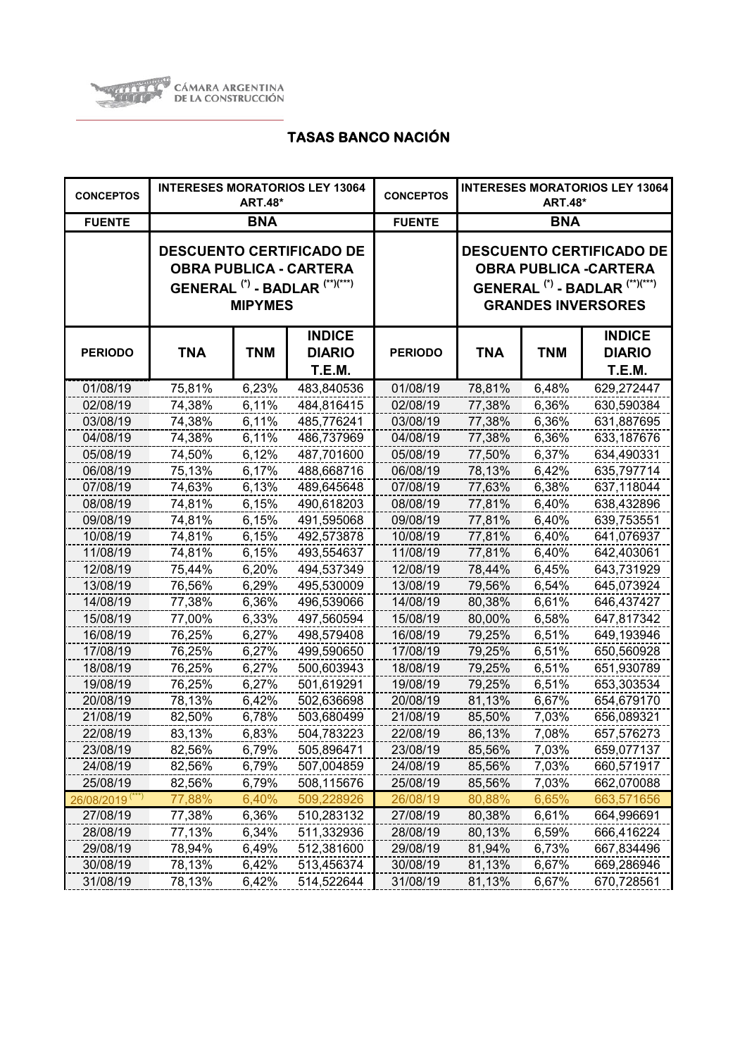CÁMARA ARGENTINA DE LA CONSTRUCCIÓN

## TASAS BANCO NACIÓN

| CONCEPTOS | INTERESES MORATORIOS LEY 13064 ART.48* | | | CONCEPTOS | INTERESES MORATORIOS LEY 13064 ART.48* | | |
|---|---|---|---|---|---|---|---|
| FUENTE | BNA | | | FUENTE | BNA | | |
| | DESCUENTO CERTIFICADO DE OBRA PUBLICA - CARTERA GENERAL (*) - BADLAR (**)(***) MIPYMES | | | | DESCUENTO CERTIFICADO DE OBRA PUBLICA -CARTERA GENERAL (*) - BADLAR (**)(***) GRANDES INVERSORES | | |
| PERIODO | TNA | TNM | INDICE DIARIO T.E.M. | PERIODO | TNA | TNM | INDICE DIARIO T.E.M. |
| 01/08/19 | 75,81% | 6,23% | 483,840536 | 01/08/19 | 78,81% | 6,48% | 629,272447 |
| 02/08/19 | 74,38% | 6,11% | 484,816415 | 02/08/19 | 77,38% | 6,36% | 630,590384 |
| 03/08/19 | 74,38% | 6,11% | 485,776241 | 03/08/19 | 77,38% | 6,36% | 631,887695 |
| 04/08/19 | 74,38% | 6,11% | 486,737969 | 04/08/19 | 77,38% | 6,36% | 633,187676 |
| 05/08/19 | 74,50% | 6,12% | 487,701600 | 05/08/19 | 77,50% | 6,37% | 634,490331 |
| 06/08/19 | 75,13% | 6,17% | 488,668716 | 06/08/19 | 78,13% | 6,42% | 635,797714 |
| 07/08/19 | 74,63% | 6,13% | 489,645648 | 07/08/19 | 77,63% | 6,38% | 637,118044 |
| 08/08/19 | 74,81% | 6,15% | 490,618203 | 08/08/19 | 77,81% | 6,40% | 638,432896 |
| 09/08/19 | 74,81% | 6,15% | 491,595068 | 09/08/19 | 77,81% | 6,40% | 639,753551 |
| 10/08/19 | 74,81% | 6,15% | 492,573878 | 10/08/19 | 77,81% | 6,40% | 641,076937 |
| 11/08/19 | 74,81% | 6,15% | 493,554637 | 11/08/19 | 77,81% | 6,40% | 642,403061 |
| 12/08/19 | 75,44% | 6,20% | 494,537349 | 12/08/19 | 78,44% | 6,45% | 643,731929 |
| 13/08/19 | 76,56% | 6,29% | 495,530009 | 13/08/19 | 79,56% | 6,54% | 645,073924 |
| 14/08/19 | 77,38% | 6,36% | 496,539066 | 14/08/19 | 80,38% | 6,61% | 646,437427 |
| 15/08/19 | 77,00% | 6,33% | 497,560594 | 15/08/19 | 80,00% | 6,58% | 647,817342 |
| 16/08/19 | 76,25% | 6,27% | 498,579408 | 16/08/19 | 79,25% | 6,51% | 649,193946 |
| 17/08/19 | 76,25% | 6,27% | 499,590650 | 17/08/19 | 79,25% | 6,51% | 650,560928 |
| 18/08/19 | 76,25% | 6,27% | 500,603943 | 18/08/19 | 79,25% | 6,51% | 651,930789 |
| 19/08/19 | 76,25% | 6,27% | 501,619291 | 19/08/19 | 79,25% | 6,51% | 653,303534 |
| 20/08/19 | 78,13% | 6,42% | 502,636698 | 20/08/19 | 81,13% | 6,67% | 654,679170 |
| 21/08/19 | 82,50% | 6,78% | 503,680499 | 21/08/19 | 85,50% | 7,03% | 656,089321 |
| 22/08/19 | 83,13% | 6,83% | 504,783223 | 22/08/19 | 86,13% | 7,08% | 657,576273 |
| 23/08/19 | 82,56% | 6,79% | 505,896471 | 23/08/19 | 85,56% | 7,03% | 659,077137 |
| 24/08/19 | 82,56% | 6,79% | 507,004859 | 24/08/19 | 85,56% | 7,03% | 660,571917 |
| 25/08/19 | 82,56% | 6,79% | 508,115676 | 25/08/19 | 85,56% | 7,03% | 662,070088 |
| 26/08/2019 (***) | 77,88% | 6,40% | 509,228926 | 26/08/19 | 80,88% | 6,65% | 663,571656 |
| 27/08/19 | 77,38% | 6,36% | 510,283132 | 27/08/19 | 80,38% | 6,61% | 664,996691 |
| 28/08/19 | 77,13% | 6,34% | 511,332936 | 28/08/19 | 80,13% | 6,59% | 666,416224 |
| 29/08/19 | 78,94% | 6,49% | 512,381600 | 29/08/19 | 81,94% | 6,73% | 667,834496 |
| 30/08/19 | 78,13% | 6,42% | 513,456374 | 30/08/19 | 81,13% | 6,67% | 669,286946 |
| 31/08/19 | 78,13% | 6,42% | 514,522644 | 31/08/19 | 81,13% | 6,67% | 670,728561 |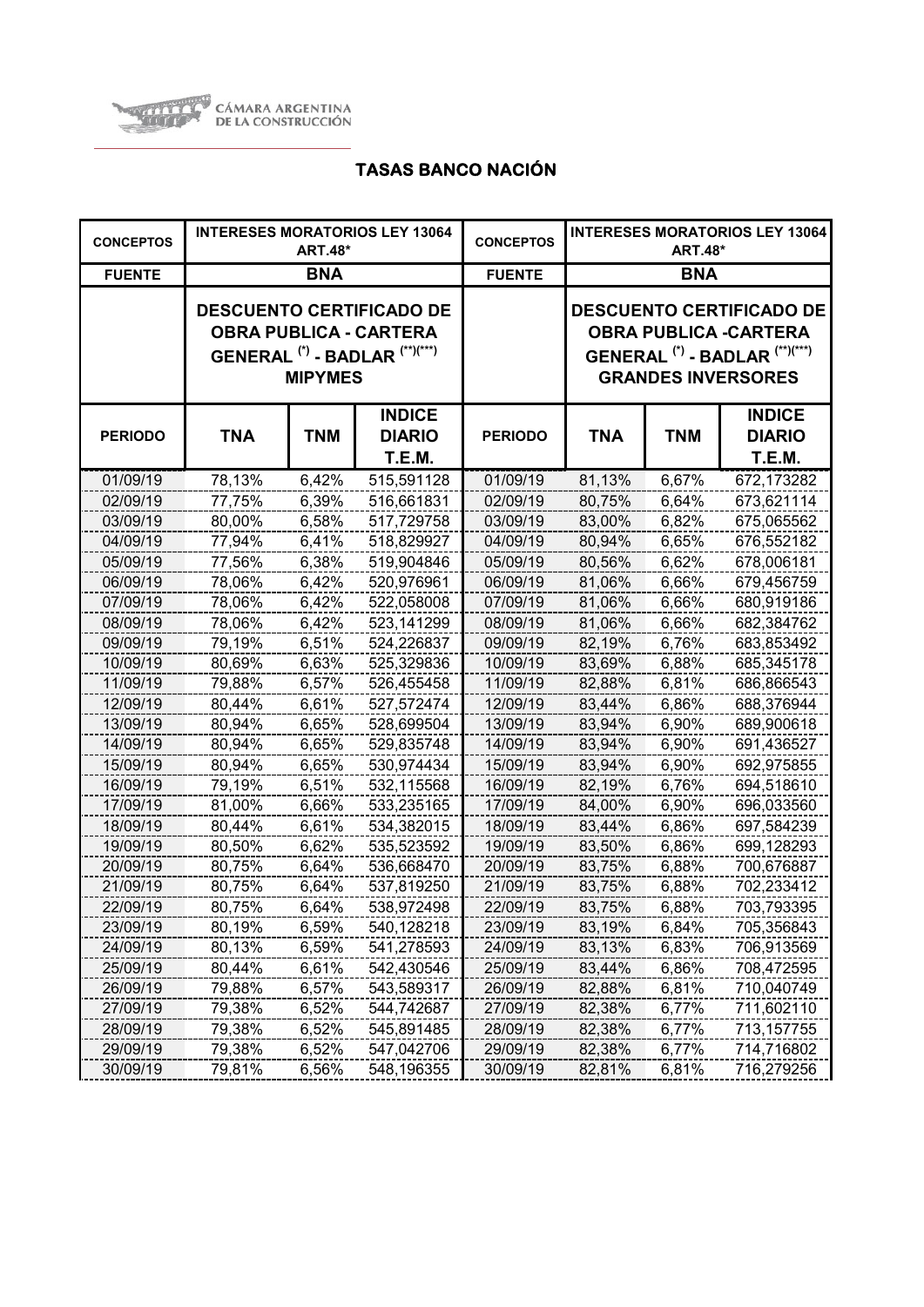CÁMARA ARGENTINA DE LA CONSTRUCCIÓN

## TASAS BANCO NACIÓN

| CONCEPTOS | INTERESES MORATORIOS LEY 13064 ART.48* | | | CONCEPTOS | INTERESES MORATORIOS LEY 13064 ART.48* | | |
|---|---|---|---|---|---|---|---|
| FUENTE | BNA | | | FUENTE | BNA | | |
| | DESCUENTO CERTIFICADO DE OBRA PUBLICA - CARTERA GENERAL (*) - BADLAR (**)(***) MIPYMES | | | | DESCUENTO CERTIFICADO DE OBRA PUBLICA -CARTERA GENERAL (*) - BADLAR (**)(***) GRANDES INVERSORES | | |
| PERIODO | TNA | TNM | INDICE DIARIO T.E.M. | PERIODO | TNA | TNM | INDICE DIARIO T.E.M. |
| 01/09/19 | 78,13% | 6,42% | 515,591128 | 01/09/19 | 81,13% | 6,67% | 672,173282 |
| 02/09/19 | 77,75% | 6,39% | 516,661831 | 02/09/19 | 80,75% | 6,64% | 673,621114 |
| 03/09/19 | 80,00% | 6,58% | 517,729758 | 03/09/19 | 83,00% | 6,82% | 675,065562 |
| 04/09/19 | 77,94% | 6,41% | 518,829927 | 04/09/19 | 80,94% | 6,65% | 676,552182 |
| 05/09/19 | 77,56% | 6,38% | 519,904846 | 05/09/19 | 80,56% | 6,62% | 678,006181 |
| 06/09/19 | 78,06% | 6,42% | 520,976961 | 06/09/19 | 81,06% | 6,66% | 679,456759 |
| 07/09/19 | 78,06% | 6,42% | 522,058008 | 07/09/19 | 81,06% | 6,66% | 680,919186 |
| 08/09/19 | 78,06% | 6,42% | 523,141299 | 08/09/19 | 81,06% | 6,66% | 682,384762 |
| 09/09/19 | 79,19% | 6,51% | 524,226837 | 09/09/19 | 82,19% | 6,76% | 683,853492 |
| 10/09/19 | 80,69% | 6,63% | 525,329836 | 10/09/19 | 83,69% | 6,88% | 685,345178 |
| 11/09/19 | 79,88% | 6,57% | 526,455458 | 11/09/19 | 82,88% | 6,81% | 686,866543 |
| 12/09/19 | 80,44% | 6,61% | 527,572474 | 12/09/19 | 83,44% | 6,86% | 688,376944 |
| 13/09/19 | 80,94% | 6,65% | 528,699504 | 13/09/19 | 83,94% | 6,90% | 689,900618 |
| 14/09/19 | 80,94% | 6,65% | 529,835748 | 14/09/19 | 83,94% | 6,90% | 691,436527 |
| 15/09/19 | 80,94% | 6,65% | 530,974434 | 15/09/19 | 83,94% | 6,90% | 692,975855 |
| 16/09/19 | 79,19% | 6,51% | 532,115568 | 16/09/19 | 82,19% | 6,76% | 694,518610 |
| 17/09/19 | 81,00% | 6,66% | 533,235165 | 17/09/19 | 84,00% | 6,90% | 696,033560 |
| 18/09/19 | 80,44% | 6,61% | 534,382015 | 18/09/19 | 83,44% | 6,86% | 697,584239 |
| 19/09/19 | 80,50% | 6,62% | 535,523592 | 19/09/19 | 83,50% | 6,86% | 699,128293 |
| 20/09/19 | 80,75% | 6,64% | 536,668470 | 20/09/19 | 83,75% | 6,88% | 700,676887 |
| 21/09/19 | 80,75% | 6,64% | 537,819250 | 21/09/19 | 83,75% | 6,88% | 702,233412 |
| 22/09/19 | 80,75% | 6,64% | 538,972498 | 22/09/19 | 83,75% | 6,88% | 703,793395 |
| 23/09/19 | 80,19% | 6,59% | 540,128218 | 23/09/19 | 83,19% | 6,84% | 705,356843 |
| 24/09/19 | 80,13% | 6,59% | 541,278593 | 24/09/19 | 83,13% | 6,83% | 706,913569 |
| 25/09/19 | 80,44% | 6,61% | 542,430546 | 25/09/19 | 83,44% | 6,86% | 708,472595 |
| 26/09/19 | 79,88% | 6,57% | 543,589317 | 26/09/19 | 82,88% | 6,81% | 710,040749 |
| 27/09/19 | 79,38% | 6,52% | 544,742687 | 27/09/19 | 82,38% | 6,77% | 711,602110 |
| 28/09/19 | 79,38% | 6,52% | 545,891485 | 28/09/19 | 82,38% | 6,77% | 713,157755 |
| 29/09/19 | 79,38% | 6,52% | 547,042706 | 29/09/19 | 82,38% | 6,77% | 714,716802 |
| 30/09/19 | 79,81% | 6,56% | 548,196355 | 30/09/19 | 82,81% | 6,81% | 716,279256 |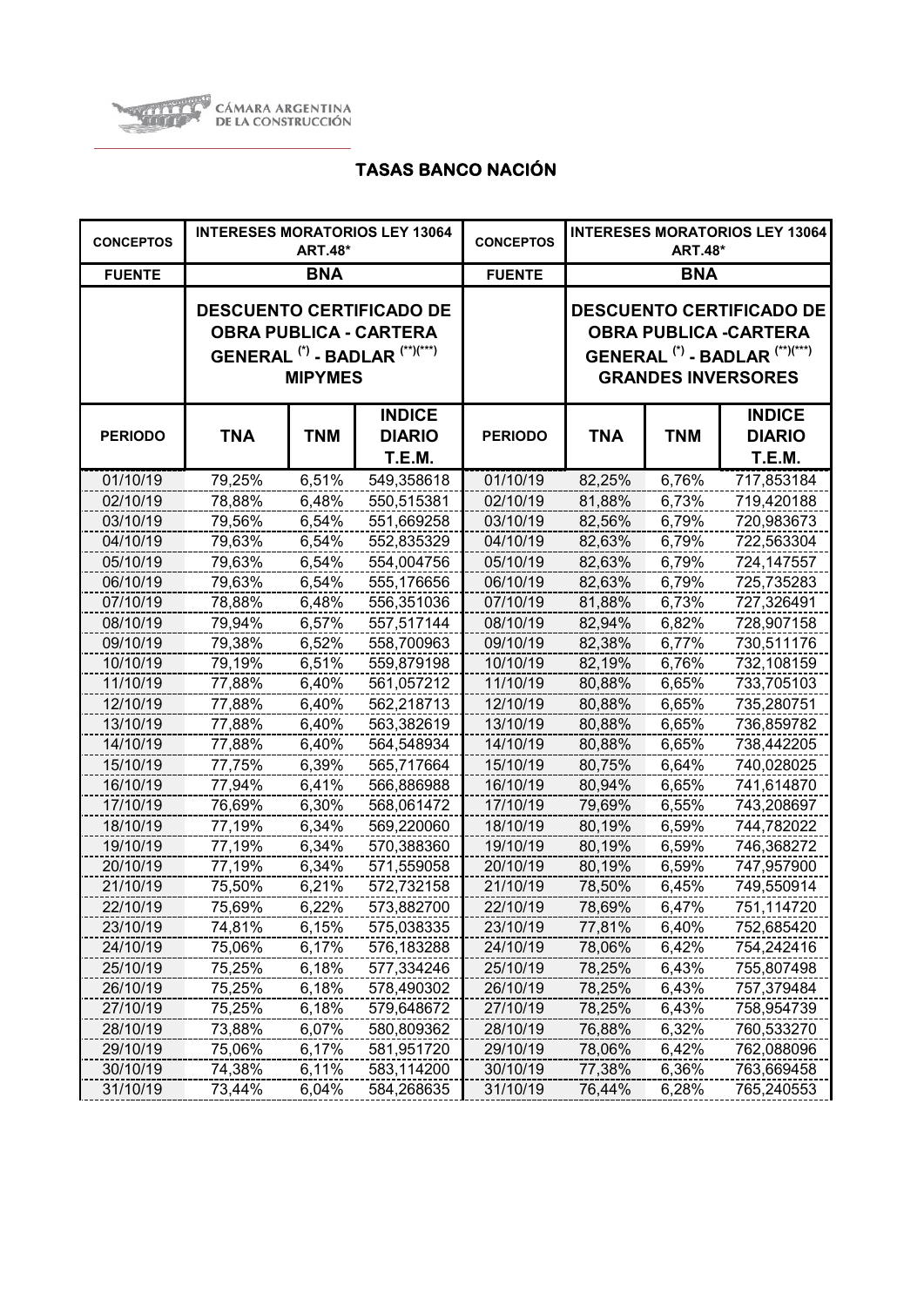CÁMARA ARGENTINA DE LA CONSTRUCCIÓN

## TASAS BANCO NACIÓN

| CONCEPTOS | INTERESES MORATORIOS LEY 13064 ART.48* | | | CONCEPTOS | INTERESES MORATORIOS LEY 13064 ART.48* | | |
|---|---|---|---|---|---|---|---|
| FUENTE | BNA | | | FUENTE | BNA | | |
| | DESCUENTO CERTIFICADO DE OBRA PUBLICA - CARTERA GENERAL (*) - BADLAR (**)(***) MIPYMES | | | | DESCUENTO CERTIFICADO DE OBRA PUBLICA -CARTERA GENERAL (*) - BADLAR (**)(***) GRANDES INVERSORES | | |
| PERIODO | TNA | TNM | INDICE DIARIO T.E.M. | PERIODO | TNA | TNM | INDICE DIARIO T.E.M. |
| 01/10/19 | 79,25% | 6,51% | 549,358618 | 01/10/19 | 82,25% | 6,76% | 717,853184 |
| 02/10/19 | 78,88% | 6,48% | 550,515381 | 02/10/19 | 81,88% | 6,73% | 719,420188 |
| 03/10/19 | 79,56% | 6,54% | 551,669258 | 03/10/19 | 82,56% | 6,79% | 720,983673 |
| 04/10/19 | 79,63% | 6,54% | 552,835329 | 04/10/19 | 82,63% | 6,79% | 722,563304 |
| 05/10/19 | 79,63% | 6,54% | 554,004756 | 05/10/19 | 82,63% | 6,79% | 724,147557 |
| 06/10/19 | 79,63% | 6,54% | 555,176656 | 06/10/19 | 82,63% | 6,79% | 725,735283 |
| 07/10/19 | 78,88% | 6,48% | 556,351036 | 07/10/19 | 81,88% | 6,73% | 727,326491 |
| 08/10/19 | 79,94% | 6,57% | 557,517144 | 08/10/19 | 82,94% | 6,82% | 728,907158 |
| 09/10/19 | 79,38% | 6,52% | 558,700963 | 09/10/19 | 82,38% | 6,77% | 730,511176 |
| 10/10/19 | 79,19% | 6,51% | 559,879198 | 10/10/19 | 82,19% | 6,76% | 732,108159 |
| 11/10/19 | 77,88% | 6,40% | 561,057212 | 11/10/19 | 80,88% | 6,65% | 733,705103 |
| 12/10/19 | 77,88% | 6,40% | 562,218713 | 12/10/19 | 80,88% | 6,65% | 735,280751 |
| 13/10/19 | 77,88% | 6,40% | 563,382619 | 13/10/19 | 80,88% | 6,65% | 736,859782 |
| 14/10/19 | 77,88% | 6,40% | 564,548934 | 14/10/19 | 80,88% | 6,65% | 738,442205 |
| 15/10/19 | 77,75% | 6,39% | 565,717664 | 15/10/19 | 80,75% | 6,64% | 740,028025 |
| 16/10/19 | 77,94% | 6,41% | 566,886988 | 16/10/19 | 80,94% | 6,65% | 741,614870 |
| 17/10/19 | 76,69% | 6,30% | 568,061472 | 17/10/19 | 79,69% | 6,55% | 743,208697 |
| 18/10/19 | 77,19% | 6,34% | 569,220060 | 18/10/19 | 80,19% | 6,59% | 744,782022 |
| 19/10/19 | 77,19% | 6,34% | 570,388360 | 19/10/19 | 80,19% | 6,59% | 746,368272 |
| 20/10/19 | 77,19% | 6,34% | 571,559058 | 20/10/19 | 80,19% | 6,59% | 747,957900 |
| 21/10/19 | 75,50% | 6,21% | 572,732158 | 21/10/19 | 78,50% | 6,45% | 749,550914 |
| 22/10/19 | 75,69% | 6,22% | 573,882700 | 22/10/19 | 78,69% | 6,47% | 751,114720 |
| 23/10/19 | 74,81% | 6,15% | 575,038335 | 23/10/19 | 77,81% | 6,40% | 752,685420 |
| 24/10/19 | 75,06% | 6,17% | 576,183288 | 24/10/19 | 78,06% | 6,42% | 754,242416 |
| 25/10/19 | 75,25% | 6,18% | 577,334246 | 25/10/19 | 78,25% | 6,43% | 755,807498 |
| 26/10/19 | 75,25% | 6,18% | 578,490302 | 26/10/19 | 78,25% | 6,43% | 757,379484 |
| 27/10/19 | 75,25% | 6,18% | 579,648672 | 27/10/19 | 78,25% | 6,43% | 758,954739 |
| 28/10/19 | 73,88% | 6,07% | 580,809362 | 28/10/19 | 76,88% | 6,32% | 760,533270 |
| 29/10/19 | 75,06% | 6,17% | 581,951720 | 29/10/19 | 78,06% | 6,42% | 762,088096 |
| 30/10/19 | 74,38% | 6,11% | 583,114200 | 30/10/19 | 77,38% | 6,36% | 763,669458 |
| 31/10/19 | 73,44% | 6,04% | 584,268635 | 31/10/19 | 76,44% | 6,28% | 765,240553 |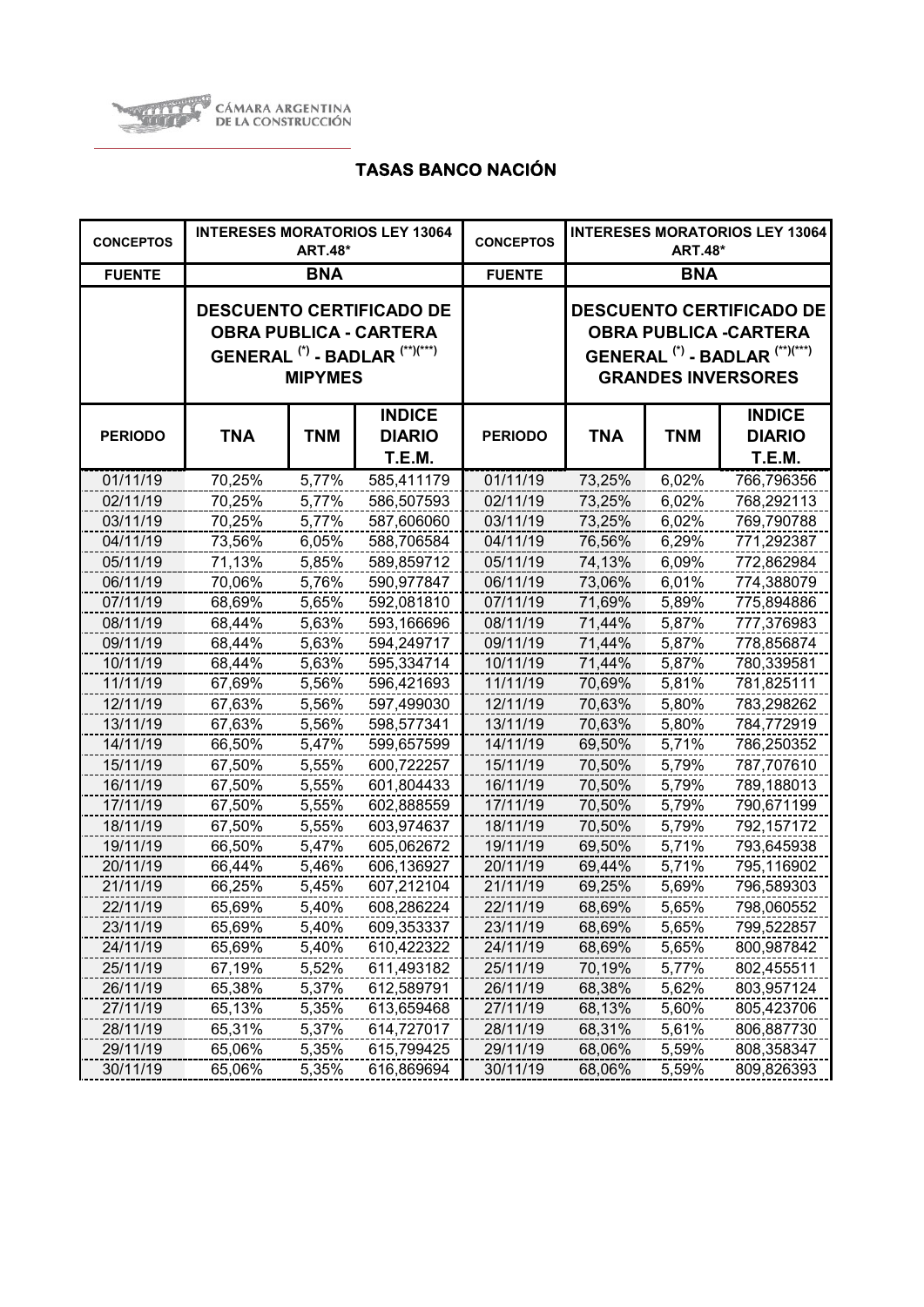CÁMARA ARGENTINA DE LA CONSTRUCCIÓN

## TASAS BANCO NACIÓN

| CONCEPTOS | INTERESES MORATORIOS LEY 13064 ART.48* | | | CONCEPTOS | INTERESES MORATORIOS LEY 13064 ART.48* | | |
|---|---|---|---|---|---|---|---|
| FUENTE | BNA | | | FUENTE | BNA | | |
| | DESCUENTO CERTIFICADO DE OBRA PUBLICA - CARTERA GENERAL (*) - BADLAR (**)(***) MIPYMES | | | | DESCUENTO CERTIFICADO DE OBRA PUBLICA -CARTERA GENERAL (*) - BADLAR (**)(***) GRANDES INVERSORES | | |
| PERIODO | TNA | TNM | INDICE DIARIO T.E.M. | PERIODO | TNA | TNM | INDICE DIARIO T.E.M. |
| 01/11/19 | 70,25% | 5,77% | 585,411179 | 01/11/19 | 73,25% | 6,02% | 766,796356 |
| 02/11/19 | 70,25% | 5,77% | 586,507593 | 02/11/19 | 73,25% | 6,02% | 768,292113 |
| 03/11/19 | 70,25% | 5,77% | 587,606060 | 03/11/19 | 73,25% | 6,02% | 769,790788 |
| 04/11/19 | 73,56% | 6,05% | 588,706584 | 04/11/19 | 76,56% | 6,29% | 771,292387 |
| 05/11/19 | 71,13% | 5,85% | 589,859712 | 05/11/19 | 74,13% | 6,09% | 772,862984 |
| 06/11/19 | 70,06% | 5,76% | 590,977847 | 06/11/19 | 73,06% | 6,01% | 774,388079 |
| 07/11/19 | 68,69% | 5,65% | 592,081810 | 07/11/19 | 71,69% | 5,89% | 775,894886 |
| 08/11/19 | 68,44% | 5,63% | 593,166696 | 08/11/19 | 71,44% | 5,87% | 777,376983 |
| 09/11/19 | 68,44% | 5,63% | 594,249717 | 09/11/19 | 71,44% | 5,87% | 778,856874 |
| 10/11/19 | 68,44% | 5,63% | 595,334714 | 10/11/19 | 71,44% | 5,87% | 780,339581 |
| 11/11/19 | 67,69% | 5,56% | 596,421693 | 11/11/19 | 70,69% | 5,81% | 781,825111 |
| 12/11/19 | 67,63% | 5,56% | 597,499030 | 12/11/19 | 70,63% | 5,80% | 783,298262 |
| 13/11/19 | 67,63% | 5,56% | 598,577341 | 13/11/19 | 70,63% | 5,80% | 784,772919 |
| 14/11/19 | 66,50% | 5,47% | 599,657599 | 14/11/19 | 69,50% | 5,71% | 786,250352 |
| 15/11/19 | 67,50% | 5,55% | 600,722257 | 15/11/19 | 70,50% | 5,79% | 787,707610 |
| 16/11/19 | 67,50% | 5,55% | 601,804433 | 16/11/19 | 70,50% | 5,79% | 789,188013 |
| 17/11/19 | 67,50% | 5,55% | 602,888559 | 17/11/19 | 70,50% | 5,79% | 790,671199 |
| 18/11/19 | 67,50% | 5,55% | 603,974637 | 18/11/19 | 70,50% | 5,79% | 792,157172 |
| 19/11/19 | 66,50% | 5,47% | 605,062672 | 19/11/19 | 69,50% | 5,71% | 793,645938 |
| 20/11/19 | 66,44% | 5,46% | 606,136927 | 20/11/19 | 69,44% | 5,71% | 795,116902 |
| 21/11/19 | 66,25% | 5,45% | 607,212104 | 21/11/19 | 69,25% | 5,69% | 796,589303 |
| 22/11/19 | 65,69% | 5,40% | 608,286224 | 22/11/19 | 68,69% | 5,65% | 798,060552 |
| 23/11/19 | 65,69% | 5,40% | 609,353337 | 23/11/19 | 68,69% | 5,65% | 799,522857 |
| 24/11/19 | 65,69% | 5,40% | 610,422322 | 24/11/19 | 68,69% | 5,65% | 800,987842 |
| 25/11/19 | 67,19% | 5,52% | 611,493182 | 25/11/19 | 70,19% | 5,77% | 802,455511 |
| 26/11/19 | 65,38% | 5,37% | 612,589791 | 26/11/19 | 68,38% | 5,62% | 803,957124 |
| 27/11/19 | 65,13% | 5,35% | 613,659468 | 27/11/19 | 68,13% | 5,60% | 805,423706 |
| 28/11/19 | 65,31% | 5,37% | 614,727017 | 28/11/19 | 68,31% | 5,61% | 806,887730 |
| 29/11/19 | 65,06% | 5,35% | 615,799425 | 29/11/19 | 68,06% | 5,59% | 808,358347 |
| 30/11/19 | 65,06% | 5,35% | 616,869694 | 30/11/19 | 68,06% | 5,59% | 809,826393 |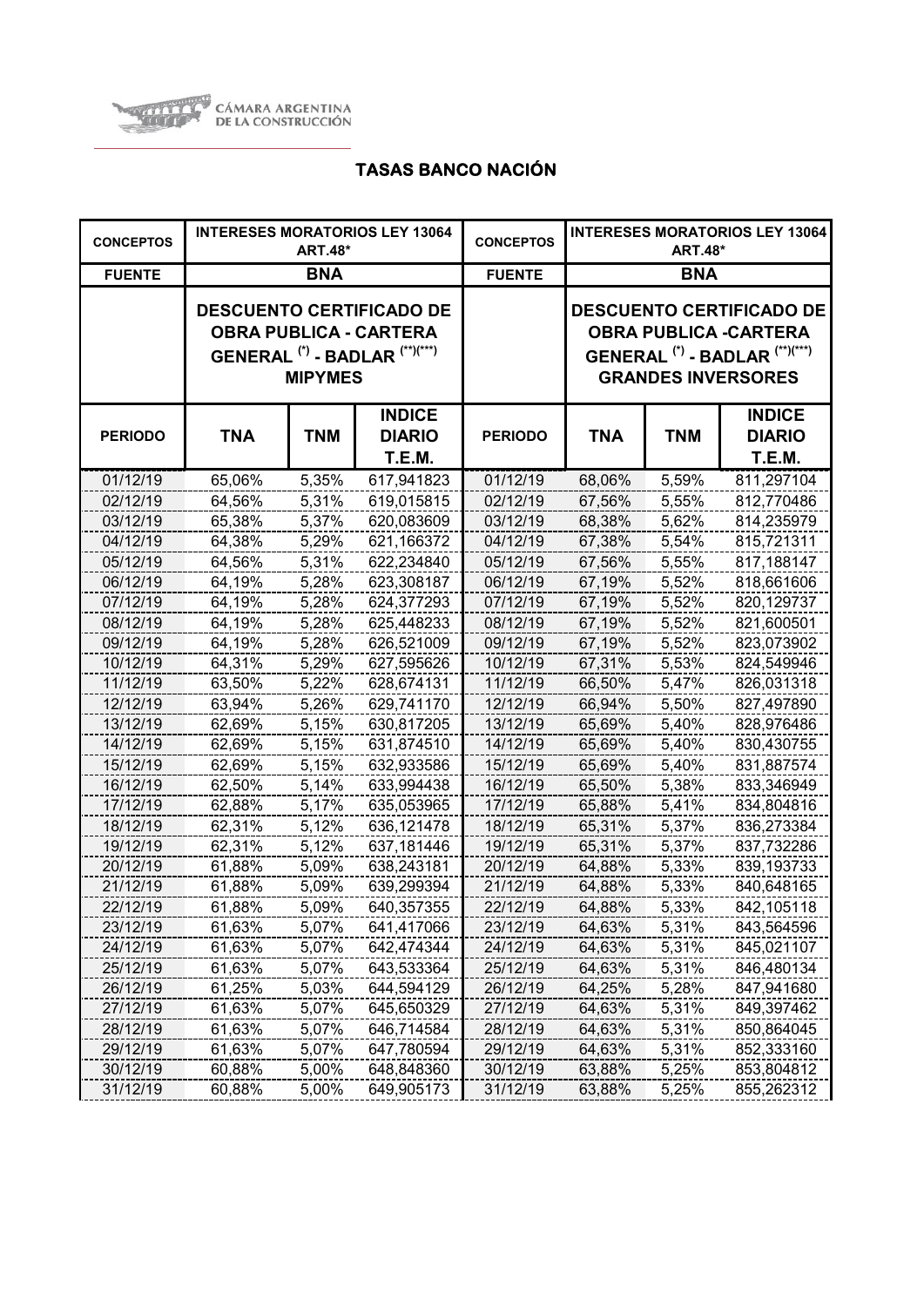CÁMARA ARGENTINA DE LA CONSTRUCCIÓN

## TASAS BANCO NACIÓN

| CONCEPTOS | INTERESES MORATORIOS LEY 13064 ART.48* | | | CONCEPTOS | INTERESES MORATORIOS LEY 13064 ART.48* | | |
|---|---|---|---|---|---|---|---|
| FUENTE | BNA | | | FUENTE | BNA | | |
| | DESCUENTO CERTIFICADO DE OBRA PUBLICA - CARTERA GENERAL (*) - BADLAR (**)(***) MIPYMES | | | | DESCUENTO CERTIFICADO DE OBRA PUBLICA -CARTERA GENERAL (*) - BADLAR (**)(***) GRANDES INVERSORES | | |
| PERIODO | TNA | TNM | INDICE DIARIO T.E.M. | PERIODO | TNA | TNM | INDICE DIARIO T.E.M. |
| 01/12/19 | 65,06% | 5,35% | 617,941823 | 01/12/19 | 68,06% | 5,59% | 811,297104 |
| 02/12/19 | 64,56% | 5,31% | 619,015815 | 02/12/19 | 67,56% | 5,55% | 812,770486 |
| 03/12/19 | 65,38% | 5,37% | 620,083609 | 03/12/19 | 68,38% | 5,62% | 814,235979 |
| 04/12/19 | 64,38% | 5,29% | 621,166372 | 04/12/19 | 67,38% | 5,54% | 815,721311 |
| 05/12/19 | 64,56% | 5,31% | 622,234840 | 05/12/19 | 67,56% | 5,55% | 817,188147 |
| 06/12/19 | 64,19% | 5,28% | 623,308187 | 06/12/19 | 67,19% | 5,52% | 818,661606 |
| 07/12/19 | 64,19% | 5,28% | 624,377293 | 07/12/19 | 67,19% | 5,52% | 820,129737 |
| 08/12/19 | 64,19% | 5,28% | 625,448233 | 08/12/19 | 67,19% | 5,52% | 821,600501 |
| 09/12/19 | 64,19% | 5,28% | 626,521009 | 09/12/19 | 67,19% | 5,52% | 823,073902 |
| 10/12/19 | 64,31% | 5,29% | 627,595626 | 10/12/19 | 67,31% | 5,53% | 824,549946 |
| 11/12/19 | 63,50% | 5,22% | 628,674131 | 11/12/19 | 66,50% | 5,47% | 826,031318 |
| 12/12/19 | 63,94% | 5,26% | 629,741170 | 12/12/19 | 66,94% | 5,50% | 827,497890 |
| 13/12/19 | 62,69% | 5,15% | 630,817205 | 13/12/19 | 65,69% | 5,40% | 828,976486 |
| 14/12/19 | 62,69% | 5,15% | 631,874510 | 14/12/19 | 65,69% | 5,40% | 830,430755 |
| 15/12/19 | 62,69% | 5,15% | 632,933586 | 15/12/19 | 65,69% | 5,40% | 831,887574 |
| 16/12/19 | 62,50% | 5,14% | 633,994438 | 16/12/19 | 65,50% | 5,38% | 833,346949 |
| 17/12/19 | 62,88% | 5,17% | 635,053965 | 17/12/19 | 65,88% | 5,41% | 834,804816 |
| 18/12/19 | 62,31% | 5,12% | 636,121478 | 18/12/19 | 65,31% | 5,37% | 836,273384 |
| 19/12/19 | 62,31% | 5,12% | 637,181446 | 19/12/19 | 65,31% | 5,37% | 837,732286 |
| 20/12/19 | 61,88% | 5,09% | 638,243181 | 20/12/19 | 64,88% | 5,33% | 839,193733 |
| 21/12/19 | 61,88% | 5,09% | 639,299394 | 21/12/19 | 64,88% | 5,33% | 840,648165 |
| 22/12/19 | 61,88% | 5,09% | 640,357355 | 22/12/19 | 64,88% | 5,33% | 842,105118 |
| 23/12/19 | 61,63% | 5,07% | 641,417066 | 23/12/19 | 64,63% | 5,31% | 843,564596 |
| 24/12/19 | 61,63% | 5,07% | 642,474344 | 24/12/19 | 64,63% | 5,31% | 845,021107 |
| 25/12/19 | 61,63% | 5,07% | 643,533364 | 25/12/19 | 64,63% | 5,31% | 846,480134 |
| 26/12/19 | 61,25% | 5,03% | 644,594129 | 26/12/19 | 64,25% | 5,28% | 847,941680 |
| 27/12/19 | 61,63% | 5,07% | 645,650329 | 27/12/19 | 64,63% | 5,31% | 849,397462 |
| 28/12/19 | 61,63% | 5,07% | 646,714584 | 28/12/19 | 64,63% | 5,31% | 850,864045 |
| 29/12/19 | 61,63% | 5,07% | 647,780594 | 29/12/19 | 64,63% | 5,31% | 852,333160 |
| 30/12/19 | 60,88% | 5,00% | 648,848360 | 30/12/19 | 63,88% | 5,25% | 853,804812 |
| 31/12/19 | 60,88% | 5,00% | 649,905173 | 31/12/19 | 63,88% | 5,25% | 855,262312 |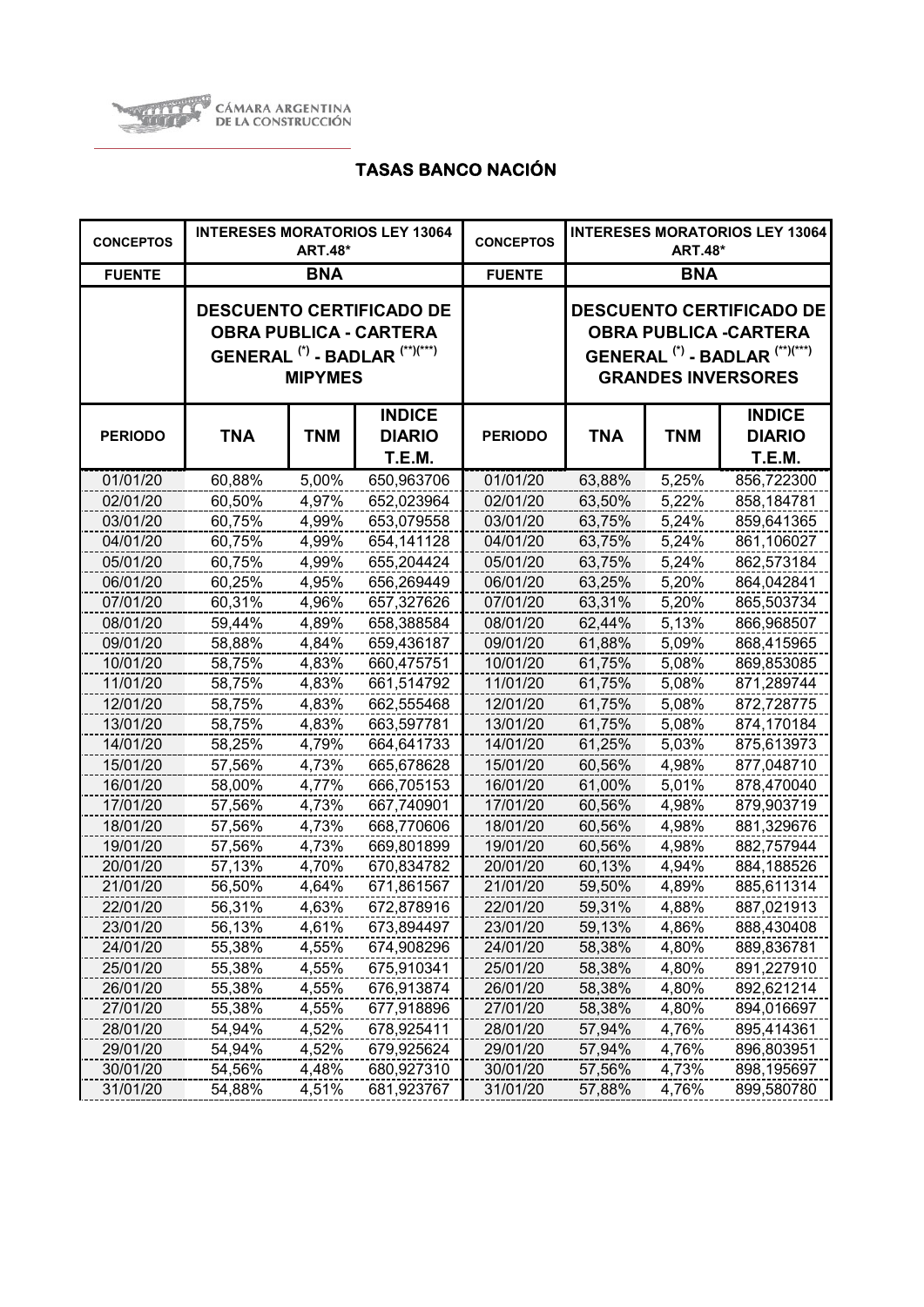CÁMARA ARGENTINA DE LA CONSTRUCCIÓN

## TASAS BANCO NACIÓN

| CONCEPTOS | INTERESES MORATORIOS LEY 13064 ART.48* | | | CONCEPTOS | INTERESES MORATORIOS LEY 13064 ART.48* | | |
|---|---|---|---|---|---|---|---|
| FUENTE | BNA | | | FUENTE | BNA | | |
| | DESCUENTO CERTIFICADO DE OBRA PUBLICA - CARTERA GENERAL (*) - BADLAR (**)(***) MIPYMES | | | | DESCUENTO CERTIFICADO DE OBRA PUBLICA -CARTERA GENERAL (*) - BADLAR (**)(***) GRANDES INVERSORES | | |
| PERIODO | TNA | TNM | INDICE DIARIO T.E.M. | PERIODO | TNA | TNM | INDICE DIARIO T.E.M. |
| 01/01/20 | 60,88% | 5,00% | 650,963706 | 01/01/20 | 63,88% | 5,25% | 856,722300 |
| 02/01/20 | 60,50% | 4,97% | 652,023964 | 02/01/20 | 63,50% | 5,22% | 858,184781 |
| 03/01/20 | 60,75% | 4,99% | 653,079558 | 03/01/20 | 63,75% | 5,24% | 859,641365 |
| 04/01/20 | 60,75% | 4,99% | 654,141128 | 04/01/20 | 63,75% | 5,24% | 861,106027 |
| 05/01/20 | 60,75% | 4,99% | 655,204424 | 05/01/20 | 63,75% | 5,24% | 862,573184 |
| 06/01/20 | 60,25% | 4,95% | 656,269449 | 06/01/20 | 63,25% | 5,20% | 864,042841 |
| 07/01/20 | 60,31% | 4,96% | 657,327626 | 07/01/20 | 63,31% | 5,20% | 865,503734 |
| 08/01/20 | 59,44% | 4,89% | 658,388584 | 08/01/20 | 62,44% | 5,13% | 866,968507 |
| 09/01/20 | 58,88% | 4,84% | 659,436187 | 09/01/20 | 61,88% | 5,09% | 868,415965 |
| 10/01/20 | 58,75% | 4,83% | 660,475751 | 10/01/20 | 61,75% | 5,08% | 869,853085 |
| 11/01/20 | 58,75% | 4,83% | 661,514792 | 11/01/20 | 61,75% | 5,08% | 871,289744 |
| 12/01/20 | 58,75% | 4,83% | 662,555468 | 12/01/20 | 61,75% | 5,08% | 872,728775 |
| 13/01/20 | 58,75% | 4,83% | 663,597781 | 13/01/20 | 61,75% | 5,08% | 874,170184 |
| 14/01/20 | 58,25% | 4,79% | 664,641733 | 14/01/20 | 61,25% | 5,03% | 875,613973 |
| 15/01/20 | 57,56% | 4,73% | 665,678628 | 15/01/20 | 60,56% | 4,98% | 877,048710 |
| 16/01/20 | 58,00% | 4,77% | 666,705153 | 16/01/20 | 61,00% | 5,01% | 878,470040 |
| 17/01/20 | 57,56% | 4,73% | 667,740901 | 17/01/20 | 60,56% | 4,98% | 879,903719 |
| 18/01/20 | 57,56% | 4,73% | 668,770606 | 18/01/20 | 60,56% | 4,98% | 881,329676 |
| 19/01/20 | 57,56% | 4,73% | 669,801899 | 19/01/20 | 60,56% | 4,98% | 882,757944 |
| 20/01/20 | 57,13% | 4,70% | 670,834782 | 20/01/20 | 60,13% | 4,94% | 884,188526 |
| 21/01/20 | 56,50% | 4,64% | 671,861567 | 21/01/20 | 59,50% | 4,89% | 885,611314 |
| 22/01/20 | 56,31% | 4,63% | 672,878916 | 22/01/20 | 59,31% | 4,88% | 887,021913 |
| 23/01/20 | 56,13% | 4,61% | 673,894497 | 23/01/20 | 59,13% | 4,86% | 888,430408 |
| 24/01/20 | 55,38% | 4,55% | 674,908296 | 24/01/20 | 58,38% | 4,80% | 889,836781 |
| 25/01/20 | 55,38% | 4,55% | 675,910341 | 25/01/20 | 58,38% | 4,80% | 891,227910 |
| 26/01/20 | 55,38% | 4,55% | 676,913874 | 26/01/20 | 58,38% | 4,80% | 892,621214 |
| 27/01/20 | 55,38% | 4,55% | 677,918896 | 27/01/20 | 58,38% | 4,80% | 894,016697 |
| 28/01/20 | 54,94% | 4,52% | 678,925411 | 28/01/20 | 57,94% | 4,76% | 895,414361 |
| 29/01/20 | 54,94% | 4,52% | 679,925624 | 29/01/20 | 57,94% | 4,76% | 896,803951 |
| 30/01/20 | 54,56% | 4,48% | 680,927310 | 30/01/20 | 57,56% | 4,73% | 898,195697 |
| 31/01/20 | 54,88% | 4,51% | 681,923767 | 31/01/20 | 57,88% | 4,76% | 899,580780 |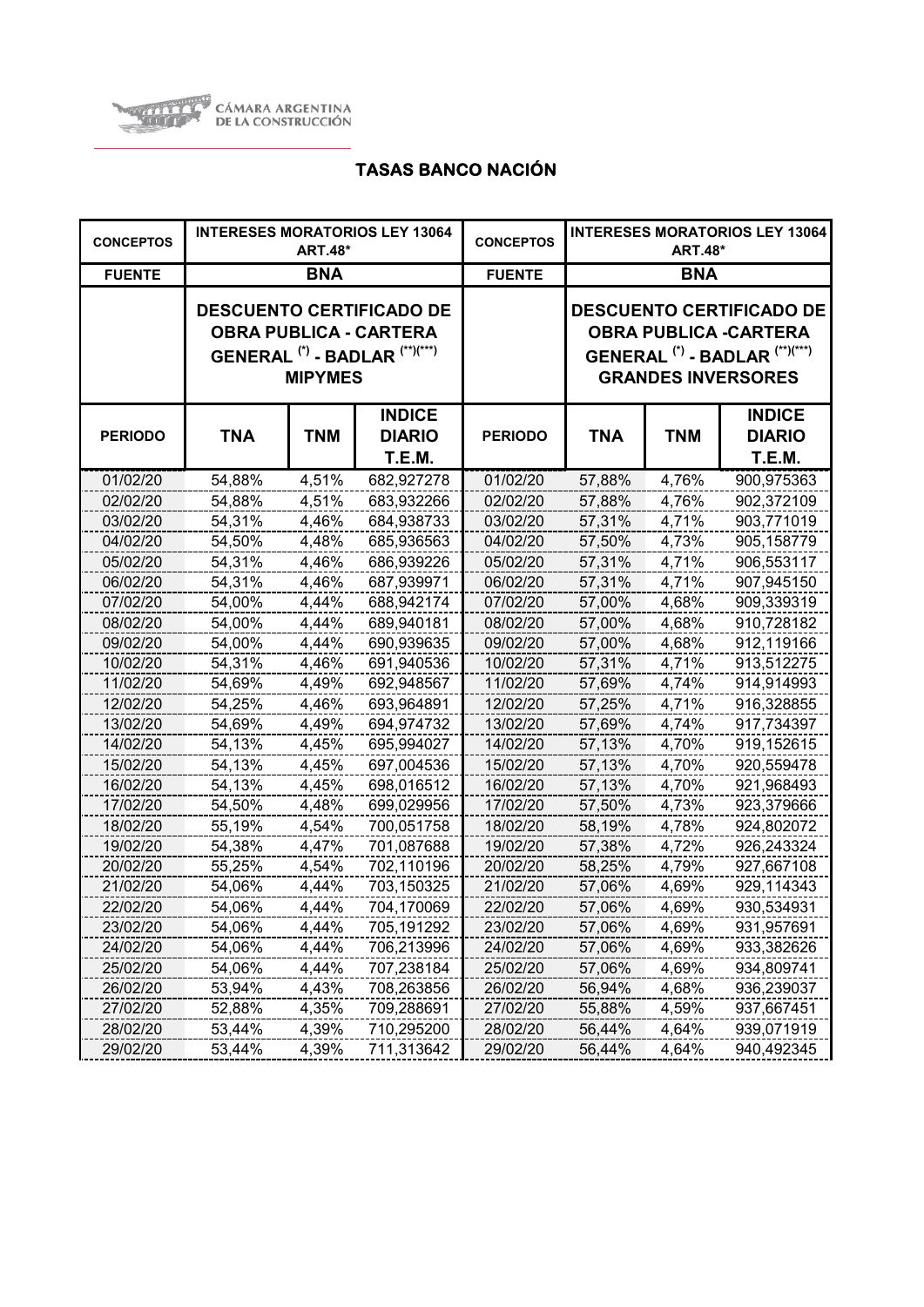CÁMARA ARGENTINA DE LA CONSTRUCCIÓN

# TASAS BANCO NACIÓN

| CONCEPTOS | INTERESES MORATORIOS LEY 13064 ART.48* | | | CONCEPTOS | INTERESES MORATORIOS LEY 13064 ART.48* | | |
|---|---|---|---|---|---|---|---|
| FUENTE | BNA | | | FUENTE | BNA | | |
| | DESCUENTO CERTIFICADO DE OBRA PUBLICA - CARTERA GENERAL (*) - BADLAR (**)(***) MIPYMES | | | | DESCUENTO CERTIFICADO DE OBRA PUBLICA -CARTERA GENERAL (*) - BADLAR (**)(***) GRANDES INVERSORES | | |
| PERIODO | TNA | TNM | INDICE DIARIO T.E.M. | PERIODO | TNA | TNM | INDICE DIARIO T.E.M. |
| 01/02/20 | 54,88% | 4,51% | 682,927278 | 01/02/20 | 57,88% | 4,76% | 900,975363 |
| 02/02/20 | 54,88% | 4,51% | 683,932266 | 02/02/20 | 57,88% | 4,76% | 902,372109 |
| 03/02/20 | 54,31% | 4,46% | 684,938733 | 03/02/20 | 57,31% | 4,71% | 903,771019 |
| 04/02/20 | 54,50% | 4,48% | 685,936563 | 04/02/20 | 57,50% | 4,73% | 905,158779 |
| 05/02/20 | 54,31% | 4,46% | 686,939226 | 05/02/20 | 57,31% | 4,71% | 906,553117 |
| 06/02/20 | 54,31% | 4,46% | 687,939971 | 06/02/20 | 57,31% | 4,71% | 907,945150 |
| 07/02/20 | 54,00% | 4,44% | 688,942174 | 07/02/20 | 57,00% | 4,68% | 909,339319 |
| 08/02/20 | 54,00% | 4,44% | 689,940181 | 08/02/20 | 57,00% | 4,68% | 910,728182 |
| 09/02/20 | 54,00% | 4,44% | 690,939635 | 09/02/20 | 57,00% | 4,68% | 912,119166 |
| 10/02/20 | 54,31% | 4,46% | 691,940536 | 10/02/20 | 57,31% | 4,71% | 913,512275 |
| 11/02/20 | 54,69% | 4,49% | 692,948567 | 11/02/20 | 57,69% | 4,74% | 914,914993 |
| 12/02/20 | 54,25% | 4,46% | 693,964891 | 12/02/20 | 57,25% | 4,71% | 916,328855 |
| 13/02/20 | 54,69% | 4,49% | 694,974732 | 13/02/20 | 57,69% | 4,74% | 917,734397 |
| 14/02/20 | 54,13% | 4,45% | 695,994027 | 14/02/20 | 57,13% | 4,70% | 919,152615 |
| 15/02/20 | 54,13% | 4,45% | 697,004536 | 15/02/20 | 57,13% | 4,70% | 920,559478 |
| 16/02/20 | 54,13% | 4,45% | 698,016512 | 16/02/20 | 57,13% | 4,70% | 921,968493 |
| 17/02/20 | 54,50% | 4,48% | 699,029956 | 17/02/20 | 57,50% | 4,73% | 923,379666 |
| 18/02/20 | 55,19% | 4,54% | 700,051758 | 18/02/20 | 58,19% | 4,78% | 924,802072 |
| 19/02/20 | 54,38% | 4,47% | 701,087688 | 19/02/20 | 57,38% | 4,72% | 926,243324 |
| 20/02/20 | 55,25% | 4,54% | 702,110196 | 20/02/20 | 58,25% | 4,79% | 927,667108 |
| 21/02/20 | 54,06% | 4,44% | 703,150325 | 21/02/20 | 57,06% | 4,69% | 929,114343 |
| 22/02/20 | 54,06% | 4,44% | 704,170069 | 22/02/20 | 57,06% | 4,69% | 930,534931 |
| 23/02/20 | 54,06% | 4,44% | 705,191292 | 23/02/20 | 57,06% | 4,69% | 931,957691 |
| 24/02/20 | 54,06% | 4,44% | 706,213996 | 24/02/20 | 57,06% | 4,69% | 933,382626 |
| 25/02/20 | 54,06% | 4,44% | 707,238184 | 25/02/20 | 57,06% | 4,69% | 934,809741 |
| 26/02/20 | 53,94% | 4,43% | 708,263856 | 26/02/20 | 56,94% | 4,68% | 936,239037 |
| 27/02/20 | 52,88% | 4,35% | 709,288691 | 27/02/20 | 55,88% | 4,59% | 937,667451 |
| 28/02/20 | 53,44% | 4,39% | 710,295200 | 28/02/20 | 56,44% | 4,64% | 939,071919 |
| 29/02/20 | 53,44% | 4,39% | 711,313642 | 29/02/20 | 56,44% | 4,64% | 940,492345 |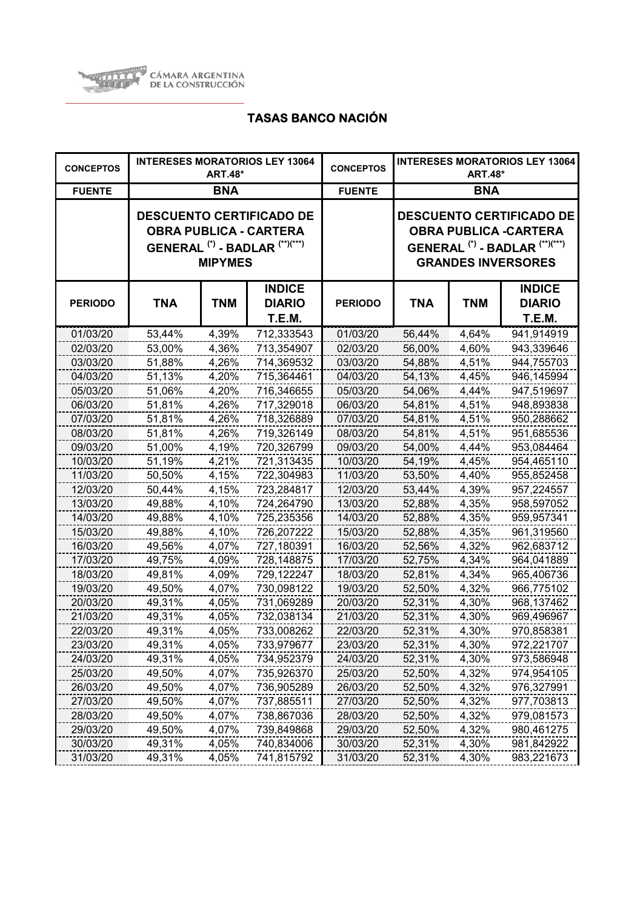CÁMARA ARGENTINA DE LA CONSTRUCCIÓN

## TASAS BANCO NACIÓN

| CONCEPTOS | INTERESES MORATORIOS LEY 13064 ART.48* | | | CONCEPTOS | INTERESES MORATORIOS LEY 13064 ART.48* | | |
|---|---|---|---|---|---|---|---|
| FUENTE | BNA | | | FUENTE | BNA | | |
| | DESCUENTO CERTIFICADO DE OBRA PUBLICA - CARTERA GENERAL (*) - BADLAR (**)(***) MIPYMES | | | | DESCUENTO CERTIFICADO DE OBRA PUBLICA -CARTERA GENERAL (*) - BADLAR (**)(***) GRANDES INVERSORES | | |
| PERIODO | TNA | TNM | INDICE DIARIO T.E.M. | PERIODO | TNA | TNM | INDICE DIARIO T.E.M. |
| 01/03/20 | 53,44% | 4,39% | 712,333543 | 01/03/20 | 56,44% | 4,64% | 941,914919 |
| 02/03/20 | 53,00% | 4,36% | 713,354907 | 02/03/20 | 56,00% | 4,60% | 943,339646 |
| 03/03/20 | 51,88% | 4,26% | 714,369532 | 03/03/20 | 54,88% | 4,51% | 944,755703 |
| 04/03/20 | 51,13% | 4,20% | 715,364461 | 04/03/20 | 54,13% | 4,45% | 946,145994 |
| 05/03/20 | 51,06% | 4,20% | 716,346655 | 05/03/20 | 54,06% | 4,44% | 947,519697 |
| 06/03/20 | 51,81% | 4,26% | 717,329018 | 06/03/20 | 54,81% | 4,51% | 948,893838 |
| 07/03/20 | 51,81% | 4,26% | 718,326889 | 07/03/20 | 54,81% | 4,51% | 950,288662 |
| 08/03/20 | 51,81% | 4,26% | 719,326149 | 08/03/20 | 54,81% | 4,51% | 951,685536 |
| 09/03/20 | 51,00% | 4,19% | 720,326799 | 09/03/20 | 54,00% | 4,44% | 953,084464 |
| 10/03/20 | 51,19% | 4,21% | 721,313435 | 10/03/20 | 54,19% | 4,45% | 954,465110 |
| 11/03/20 | 50,50% | 4,15% | 722,304983 | 11/03/20 | 53,50% | 4,40% | 955,852458 |
| 12/03/20 | 50,44% | 4,15% | 723,284817 | 12/03/20 | 53,44% | 4,39% | 957,224557 |
| 13/03/20 | 49,88% | 4,10% | 724,264790 | 13/03/20 | 52,88% | 4,35% | 958,597052 |
| 14/03/20 | 49,88% | 4,10% | 725,235356 | 14/03/20 | 52,88% | 4,35% | 959,957341 |
| 15/03/20 | 49,88% | 4,10% | 726,207222 | 15/03/20 | 52,88% | 4,35% | 961,319560 |
| 16/03/20 | 49,56% | 4,07% | 727,180391 | 16/03/20 | 52,56% | 4,32% | 962,683712 |
| 17/03/20 | 49,75% | 4,09% | 728,148875 | 17/03/20 | 52,75% | 4,34% | 964,041889 |
| 18/03/20 | 49,81% | 4,09% | 729,122247 | 18/03/20 | 52,81% | 4,34% | 965,406736 |
| 19/03/20 | 49,50% | 4,07% | 730,098122 | 19/03/20 | 52,50% | 4,32% | 966,775102 |
| 20/03/20 | 49,31% | 4,05% | 731,069289 | 20/03/20 | 52,31% | 4,30% | 968,137462 |
| 21/03/20 | 49,31% | 4,05% | 732,038134 | 21/03/20 | 52,31% | 4,30% | 969,496967 |
| 22/03/20 | 49,31% | 4,05% | 733,008262 | 22/03/20 | 52,31% | 4,30% | 970,858381 |
| 23/03/20 | 49,31% | 4,05% | 733,979677 | 23/03/20 | 52,31% | 4,30% | 972,221707 |
| 24/03/20 | 49,31% | 4,05% | 734,952379 | 24/03/20 | 52,31% | 4,30% | 973,586948 |
| 25/03/20 | 49,50% | 4,07% | 735,926370 | 25/03/20 | 52,50% | 4,32% | 974,954105 |
| 26/03/20 | 49,50% | 4,07% | 736,905289 | 26/03/20 | 52,50% | 4,32% | 976,327991 |
| 27/03/20 | 49,50% | 4,07% | 737,885511 | 27/03/20 | 52,50% | 4,32% | 977,703813 |
| 28/03/20 | 49,50% | 4,07% | 738,867036 | 28/03/20 | 52,50% | 4,32% | 979,081573 |
| 29/03/20 | 49,50% | 4,07% | 739,849868 | 29/03/20 | 52,50% | 4,32% | 980,461275 |
| 30/03/20 | 49,31% | 4,05% | 740,834006 | 30/03/20 | 52,31% | 4,30% | 981,842922 |
| 31/03/20 | 49,31% | 4,05% | 741,815792 | 31/03/20 | 52,31% | 4,30% | 983,221673 |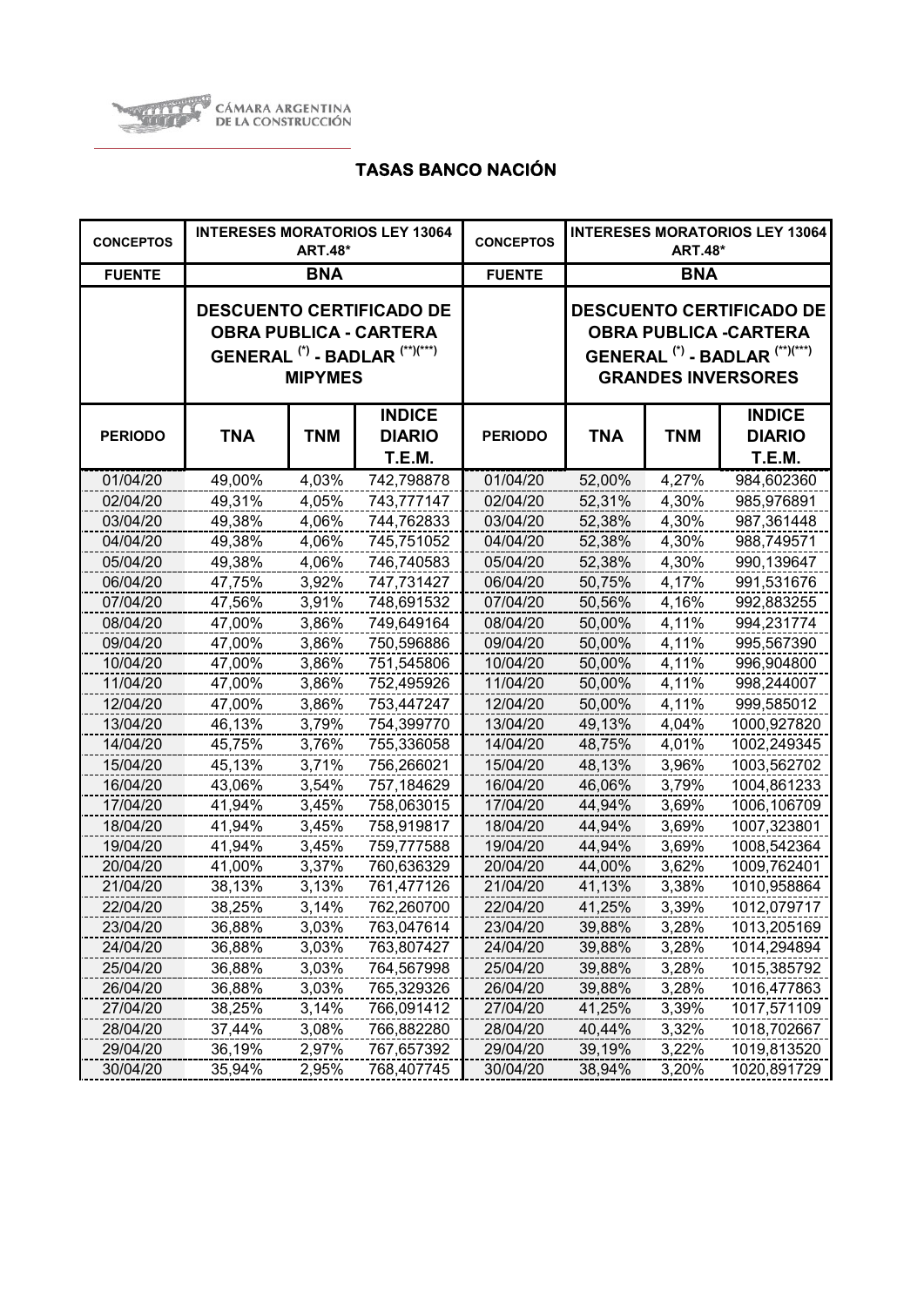CÁMARA ARGENTINA DE LA CONSTRUCCIÓN

## TASAS BANCO NACIÓN

| CONCEPTOS | INTERESES MORATORIOS LEY 13064 ART.48* | | | CONCEPTOS | INTERESES MORATORIOS LEY 13064 ART.48* | | |
|---|---|---|---|---|---|---|---|
| FUENTE | BNA | | | FUENTE | BNA | | |
| | DESCUENTO CERTIFICADO DE OBRA PUBLICA - CARTERA GENERAL (*) - BADLAR (**)(***) MIPYMES | | | | DESCUENTO CERTIFICADO DE OBRA PUBLICA -CARTERA GENERAL (*) - BADLAR (**)(***) GRANDES INVERSORES | | |
| PERIODO | TNA | TNM | INDICE DIARIO T.E.M. | PERIODO | TNA | TNM | INDICE DIARIO T.E.M. |
| 01/04/20 | 49,00% | 4,03% | 742,798878 | 01/04/20 | 52,00% | 4,27% | 984,602360 |
| 02/04/20 | 49,31% | 4,05% | 743,777147 | 02/04/20 | 52,31% | 4,30% | 985,976891 |
| 03/04/20 | 49,38% | 4,06% | 744,762833 | 03/04/20 | 52,38% | 4,30% | 987,361448 |
| 04/04/20 | 49,38% | 4,06% | 745,751052 | 04/04/20 | 52,38% | 4,30% | 988,749571 |
| 05/04/20 | 49,38% | 4,06% | 746,740583 | 05/04/20 | 52,38% | 4,30% | 990,139647 |
| 06/04/20 | 47,75% | 3,92% | 747,731427 | 06/04/20 | 50,75% | 4,17% | 991,531676 |
| 07/04/20 | 47,56% | 3,91% | 748,691532 | 07/04/20 | 50,56% | 4,16% | 992,883255 |
| 08/04/20 | 47,00% | 3,86% | 749,649164 | 08/04/20 | 50,00% | 4,11% | 994,231774 |
| 09/04/20 | 47,00% | 3,86% | 750,596886 | 09/04/20 | 50,00% | 4,11% | 995,567390 |
| 10/04/20 | 47,00% | 3,86% | 751,545806 | 10/04/20 | 50,00% | 4,11% | 996,904800 |
| 11/04/20 | 47,00% | 3,86% | 752,495926 | 11/04/20 | 50,00% | 4,11% | 998,244007 |
| 12/04/20 | 47,00% | 3,86% | 753,447247 | 12/04/20 | 50,00% | 4,11% | 999,585012 |
| 13/04/20 | 46,13% | 3,79% | 754,399770 | 13/04/20 | 49,13% | 4,04% | 1000,927820 |
| 14/04/20 | 45,75% | 3,76% | 755,336058 | 14/04/20 | 48,75% | 4,01% | 1002,249345 |
| 15/04/20 | 45,13% | 3,71% | 756,266021 | 15/04/20 | 48,13% | 3,96% | 1003,562702 |
| 16/04/20 | 43,06% | 3,54% | 757,184629 | 16/04/20 | 46,06% | 3,79% | 1004,861233 |
| 17/04/20 | 41,94% | 3,45% | 758,063015 | 17/04/20 | 44,94% | 3,69% | 1006,106709 |
| 18/04/20 | 41,94% | 3,45% | 758,919817 | 18/04/20 | 44,94% | 3,69% | 1007,323801 |
| 19/04/20 | 41,94% | 3,45% | 759,777588 | 19/04/20 | 44,94% | 3,69% | 1008,542364 |
| 20/04/20 | 41,00% | 3,37% | 760,636329 | 20/04/20 | 44,00% | 3,62% | 1009,762401 |
| 21/04/20 | 38,13% | 3,13% | 761,477126 | 21/04/20 | 41,13% | 3,38% | 1010,958864 |
| 22/04/20 | 38,25% | 3,14% | 762,260700 | 22/04/20 | 41,25% | 3,39% | 1012,079717 |
| 23/04/20 | 36,88% | 3,03% | 763,047614 | 23/04/20 | 39,88% | 3,28% | 1013,205169 |
| 24/04/20 | 36,88% | 3,03% | 763,807427 | 24/04/20 | 39,88% | 3,28% | 1014,294894 |
| 25/04/20 | 36,88% | 3,03% | 764,567998 | 25/04/20 | 39,88% | 3,28% | 1015,385792 |
| 26/04/20 | 36,88% | 3,03% | 765,329326 | 26/04/20 | 39,88% | 3,28% | 1016,477863 |
| 27/04/20 | 38,25% | 3,14% | 766,091412 | 27/04/20 | 41,25% | 3,39% | 1017,571109 |
| 28/04/20 | 37,44% | 3,08% | 766,882280 | 28/04/20 | 40,44% | 3,32% | 1018,702667 |
| 29/04/20 | 36,19% | 2,97% | 767,657392 | 29/04/20 | 39,19% | 3,22% | 1019,813520 |
| 30/04/20 | 35,94% | 2,95% | 768,407745 | 30/04/20 | 38,94% | 3,20% | 1020,891729 |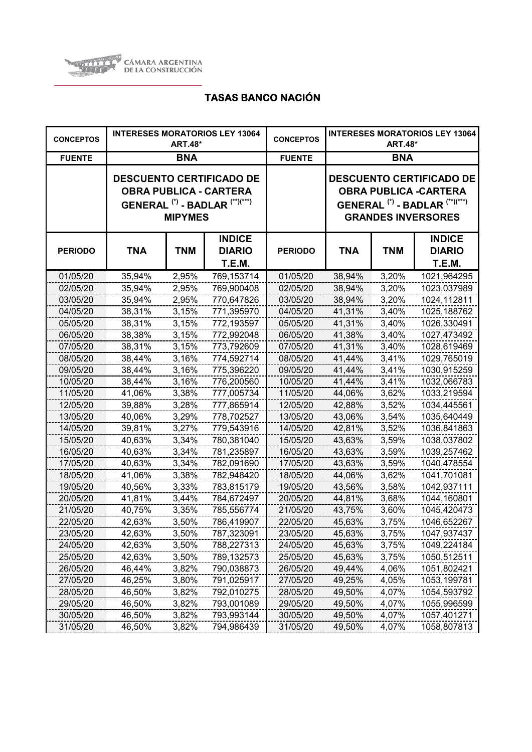CÁMARA ARGENTINA DE LA CONSTRUCCIÓN

## TASAS BANCO NACIÓN

| CONCEPTOS | INTERESES MORATORIOS LEY 13064 ART.48* | | | CONCEPTOS | INTERESES MORATORIOS LEY 13064 ART.48* | | |
|---|---|---|---|---|---|---|---|
| FUENTE | BNA | | | FUENTE | BNA | | |
| | DESCUENTO CERTIFICADO DE OBRA PUBLICA - CARTERA GENERAL (*) - BADLAR (**)(***) MIPYMES | | | | DESCUENTO CERTIFICADO DE OBRA PUBLICA -CARTERA GENERAL (*) - BADLAR (**)(***) GRANDES INVERSORES | | |
| PERIODO | TNA | TNM | INDICE DIARIO T.E.M. | PERIODO | TNA | TNM | INDICE DIARIO T.E.M. |
| 01/05/20 | 35,94% | 2,95% | 769,153714 | 01/05/20 | 38,94% | 3,20% | 1021,964295 |
| 02/05/20 | 35,94% | 2,95% | 769,900408 | 02/05/20 | 38,94% | 3,20% | 1023,037989 |
| 03/05/20 | 35,94% | 2,95% | 770,647826 | 03/05/20 | 38,94% | 3,20% | 1024,112811 |
| 04/05/20 | 38,31% | 3,15% | 771,395970 | 04/05/20 | 41,31% | 3,40% | 1025,188762 |
| 05/05/20 | 38,31% | 3,15% | 772,193597 | 05/05/20 | 41,31% | 3,40% | 1026,330491 |
| 06/05/20 | 38,38% | 3,15% | 772,992048 | 06/05/20 | 41,38% | 3,40% | 1027,473492 |
| 07/05/20 | 38,31% | 3,15% | 773,792609 | 07/05/20 | 41,31% | 3,40% | 1028,619469 |
| 08/05/20 | 38,44% | 3,16% | 774,592714 | 08/05/20 | 41,44% | 3,41% | 1029,765019 |
| 09/05/20 | 38,44% | 3,16% | 775,396220 | 09/05/20 | 41,44% | 3,41% | 1030,915259 |
| 10/05/20 | 38,44% | 3,16% | 776,200560 | 10/05/20 | 41,44% | 3,41% | 1032,066783 |
| 11/05/20 | 41,06% | 3,38% | 777,005734 | 11/05/20 | 44,06% | 3,62% | 1033,219594 |
| 12/05/20 | 39,88% | 3,28% | 777,865914 | 12/05/20 | 42,88% | 3,52% | 1034,445561 |
| 13/05/20 | 40,06% | 3,29% | 778,702527 | 13/05/20 | 43,06% | 3,54% | 1035,640449 |
| 14/05/20 | 39,81% | 3,27% | 779,543916 | 14/05/20 | 42,81% | 3,52% | 1036,841863 |
| 15/05/20 | 40,63% | 3,34% | 780,381040 | 15/05/20 | 43,63% | 3,59% | 1038,037802 |
| 16/05/20 | 40,63% | 3,34% | 781,235897 | 16/05/20 | 43,63% | 3,59% | 1039,257462 |
| 17/05/20 | 40,63% | 3,34% | 782,091690 | 17/05/20 | 43,63% | 3,59% | 1040,478554 |
| 18/05/20 | 41,06% | 3,38% | 782,948420 | 18/05/20 | 44,06% | 3,62% | 1041,701081 |
| 19/05/20 | 40,56% | 3,33% | 783,815179 | 19/05/20 | 43,56% | 3,58% | 1042,937111 |
| 20/05/20 | 41,81% | 3,44% | 784,672497 | 20/05/20 | 44,81% | 3,68% | 1044,160801 |
| 21/05/20 | 40,75% | 3,35% | 785,556774 | 21/05/20 | 43,75% | 3,60% | 1045,420473 |
| 22/05/20 | 42,63% | 3,50% | 786,419907 | 22/05/20 | 45,63% | 3,75% | 1046,652267 |
| 23/05/20 | 42,63% | 3,50% | 787,323091 | 23/05/20 | 45,63% | 3,75% | 1047,937437 |
| 24/05/20 | 42,63% | 3,50% | 788,227313 | 24/05/20 | 45,63% | 3,75% | 1049,224184 |
| 25/05/20 | 42,63% | 3,50% | 789,132573 | 25/05/20 | 45,63% | 3,75% | 1050,512511 |
| 26/05/20 | 46,44% | 3,82% | 790,038873 | 26/05/20 | 49,44% | 4,06% | 1051,802421 |
| 27/05/20 | 46,25% | 3,80% | 791,025917 | 27/05/20 | 49,25% | 4,05% | 1053,199781 |
| 28/05/20 | 46,50% | 3,82% | 792,010275 | 28/05/20 | 49,50% | 4,07% | 1054,593792 |
| 29/05/20 | 46,50% | 3,82% | 793,001089 | 29/05/20 | 49,50% | 4,07% | 1055,996599 |
| 30/05/20 | 46,50% | 3,82% | 793,993144 | 30/05/20 | 49,50% | 4,07% | 1057,401271 |
| 31/05/20 | 46,50% | 3,82% | 794,986439 | 31/05/20 | 49,50% | 4,07% | 1058,807813 |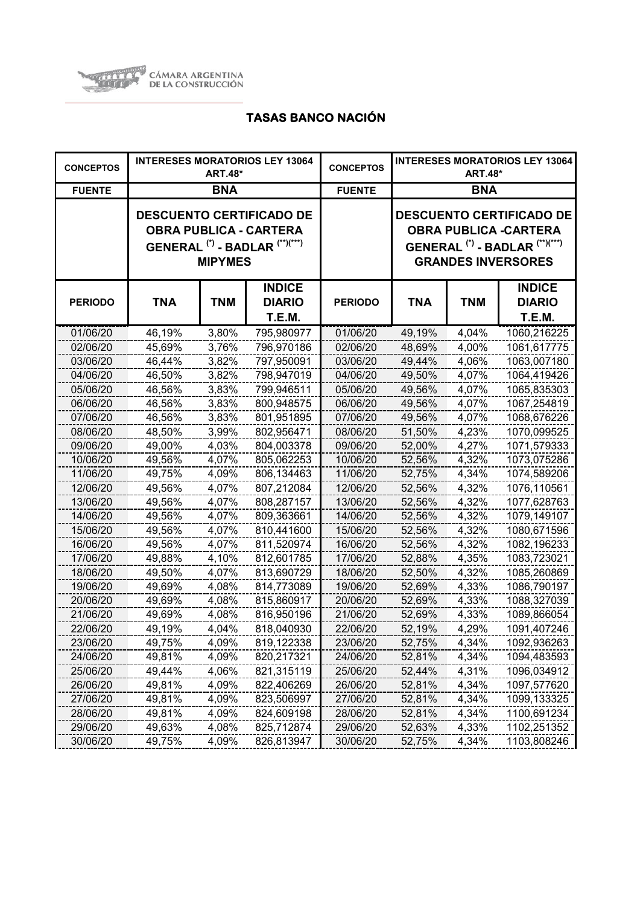CÁMARA ARGENTINA DE LA CONSTRUCCIÓN

## TASAS BANCO NACIÓN

| CONCEPTOS | INTERESES MORATORIOS LEY 13064 ART.48* | | | CONCEPTOS | INTERESES MORATORIOS LEY 13064 ART.48* | | |
|---|---|---|---|---|---|---|---|
| FUENTE | BNA | | | FUENTE | BNA | | |
| | DESCUENTO CERTIFICADO DE OBRA PUBLICA - CARTERA GENERAL (*) - BADLAR (**)(***) MIPYMES | | | | DESCUENTO CERTIFICADO DE OBRA PUBLICA -CARTERA GENERAL (*) - BADLAR (**)(***) GRANDES INVERSORES | | |
| PERIODO | TNA | TNM | INDICE DIARIO T.E.M. | PERIODO | TNA | TNM | INDICE DIARIO T.E.M. |
| 01/06/20 | 46,19% | 3,80% | 795,980977 | 01/06/20 | 49,19% | 4,04% | 1060,216225 |
| 02/06/20 | 45,69% | 3,76% | 796,970186 | 02/06/20 | 48,69% | 4,00% | 1061,617775 |
| 03/06/20 | 46,44% | 3,82% | 797,950091 | 03/06/20 | 49,44% | 4,06% | 1063,007180 |
| 04/06/20 | 46,50% | 3,82% | 798,947019 | 04/06/20 | 49,50% | 4,07% | 1064,419426 |
| 05/06/20 | 46,56% | 3,83% | 799,946511 | 05/06/20 | 49,56% | 4,07% | 1065,835303 |
| 06/06/20 | 46,56% | 3,83% | 800,948575 | 06/06/20 | 49,56% | 4,07% | 1067,254819 |
| 07/06/20 | 46,56% | 3,83% | 801,951895 | 07/06/20 | 49,56% | 4,07% | 1068,676226 |
| 08/06/20 | 48,50% | 3,99% | 802,956471 | 08/06/20 | 51,50% | 4,23% | 1070,099525 |
| 09/06/20 | 49,00% | 4,03% | 804,003378 | 09/06/20 | 52,00% | 4,27% | 1071,579333 |
| 10/06/20 | 49,56% | 4,07% | 805,062253 | 10/06/20 | 52,56% | 4,32% | 1073,075286 |
| 11/06/20 | 49,75% | 4,09% | 806,134463 | 11/06/20 | 52,75% | 4,34% | 1074,589206 |
| 12/06/20 | 49,56% | 4,07% | 807,212084 | 12/06/20 | 52,56% | 4,32% | 1076,110561 |
| 13/06/20 | 49,56% | 4,07% | 808,287157 | 13/06/20 | 52,56% | 4,32% | 1077,628763 |
| 14/06/20 | 49,56% | 4,07% | 809,363661 | 14/06/20 | 52,56% | 4,32% | 1079,149107 |
| 15/06/20 | 49,56% | 4,07% | 810,441600 | 15/06/20 | 52,56% | 4,32% | 1080,671596 |
| 16/06/20 | 49,56% | 4,07% | 811,520974 | 16/06/20 | 52,56% | 4,32% | 1082,196233 |
| 17/06/20 | 49,88% | 4,10% | 812,601785 | 17/06/20 | 52,88% | 4,35% | 1083,723021 |
| 18/06/20 | 49,50% | 4,07% | 813,690729 | 18/06/20 | 52,50% | 4,32% | 1085,260869 |
| 19/06/20 | 49,69% | 4,08% | 814,773089 | 19/06/20 | 52,69% | 4,33% | 1086,790197 |
| 20/06/20 | 49,69% | 4,08% | 815,860917 | 20/06/20 | 52,69% | 4,33% | 1088,327039 |
| 21/06/20 | 49,69% | 4,08% | 816,950196 | 21/06/20 | 52,69% | 4,33% | 1089,866054 |
| 22/06/20 | 49,19% | 4,04% | 818,040930 | 22/06/20 | 52,19% | 4,29% | 1091,407246 |
| 23/06/20 | 49,75% | 4,09% | 819,122338 | 23/06/20 | 52,75% | 4,34% | 1092,936263 |
| 24/06/20 | 49,81% | 4,09% | 820,217321 | 24/06/20 | 52,81% | 4,34% | 1094,483593 |
| 25/06/20 | 49,44% | 4,06% | 821,315119 | 25/06/20 | 52,44% | 4,31% | 1096,034912 |
| 26/06/20 | 49,81% | 4,09% | 822,406269 | 26/06/20 | 52,81% | 4,34% | 1097,577620 |
| 27/06/20 | 49,81% | 4,09% | 823,506997 | 27/06/20 | 52,81% | 4,34% | 1099,133325 |
| 28/06/20 | 49,81% | 4,09% | 824,609198 | 28/06/20 | 52,81% | 4,34% | 1100,691234 |
| 29/06/20 | 49,63% | 4,08% | 825,712874 | 29/06/20 | 52,63% | 4,33% | 1102,251352 |
| 30/06/20 | 49,75% | 4,09% | 826,813947 | 30/06/20 | 52,75% | 4,34% | 1103,808246 |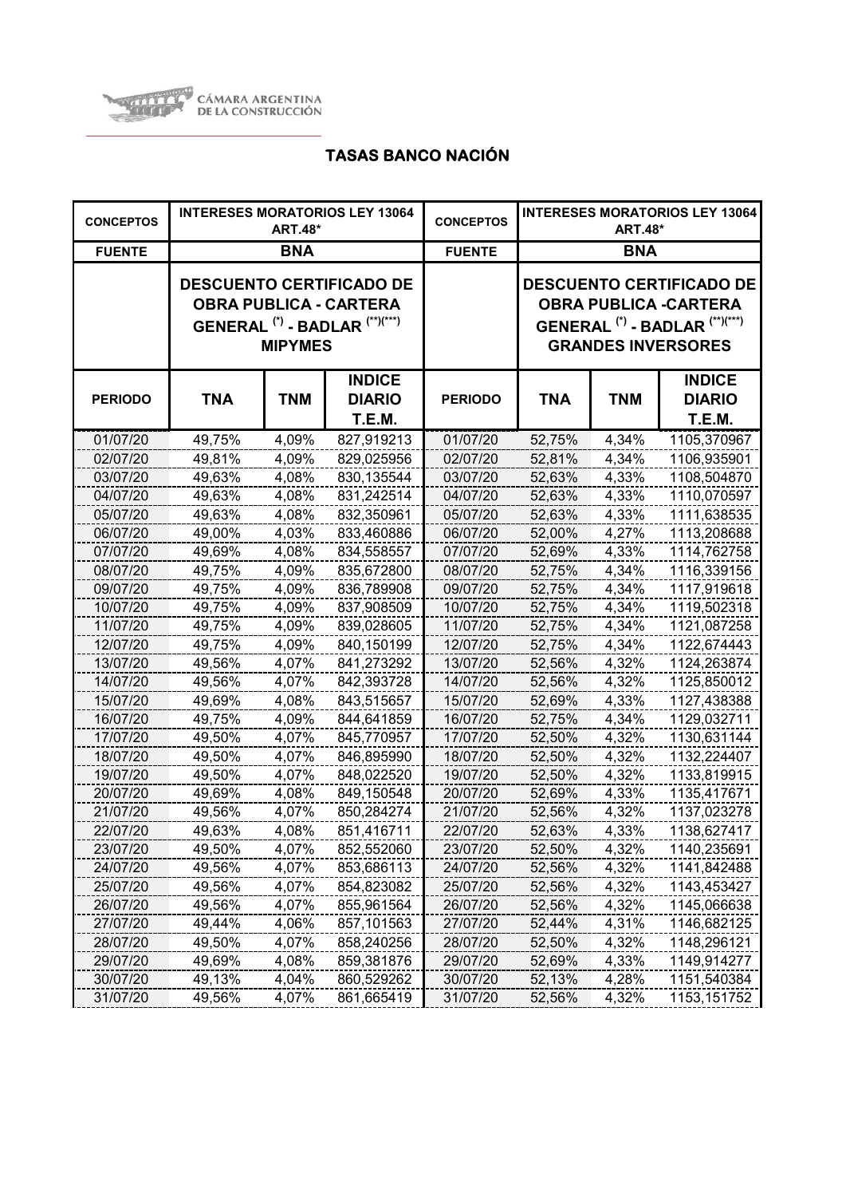CÁMARA ARGENTINA DE LA CONSTRUCCIÓN

## TASAS BANCO NACIÓN

| CONCEPTOS | INTERESES MORATORIOS LEY 13064 ART.48* | | | CONCEPTOS | INTERESES MORATORIOS LEY 13064 ART.48* | | |
|---|---|---|---|---|---|---|---|
| FUENTE | BNA | | | FUENTE | BNA | | |
| | DESCUENTO CERTIFICADO DE OBRA PUBLICA - CARTERA GENERAL (*) - BADLAR (**)(***) MIPYMES | | | | DESCUENTO CERTIFICADO DE OBRA PUBLICA -CARTERA GENERAL (*) - BADLAR (**)(***) GRANDES INVERSORES | | |
| PERIODO | TNA | TNM | INDICE DIARIO T.E.M. | PERIODO | TNA | TNM | INDICE DIARIO T.E.M. |
| 01/07/20 | 49,75% | 4,09% | 827,919213 | 01/07/20 | 52,75% | 4,34% | 1105,370967 |
| 02/07/20 | 49,81% | 4,09% | 829,025956 | 02/07/20 | 52,81% | 4,34% | 1106,935901 |
| 03/07/20 | 49,63% | 4,08% | 830,135544 | 03/07/20 | 52,63% | 4,33% | 1108,504870 |
| 04/07/20 | 49,63% | 4,08% | 831,242514 | 04/07/20 | 52,63% | 4,33% | 1110,070597 |
| 05/07/20 | 49,63% | 4,08% | 832,350961 | 05/07/20 | 52,63% | 4,33% | 1111,638535 |
| 06/07/20 | 49,00% | 4,03% | 833,460886 | 06/07/20 | 52,00% | 4,27% | 1113,208688 |
| 07/07/20 | 49,69% | 4,08% | 834,558557 | 07/07/20 | 52,69% | 4,33% | 1114,762758 |
| 08/07/20 | 49,75% | 4,09% | 835,672800 | 08/07/20 | 52,75% | 4,34% | 1116,339156 |
| 09/07/20 | 49,75% | 4,09% | 836,789908 | 09/07/20 | 52,75% | 4,34% | 1117,919618 |
| 10/07/20 | 49,75% | 4,09% | 837,908509 | 10/07/20 | 52,75% | 4,34% | 1119,502318 |
| 11/07/20 | 49,75% | 4,09% | 839,028605 | 11/07/20 | 52,75% | 4,34% | 1121,087258 |
| 12/07/20 | 49,75% | 4,09% | 840,150199 | 12/07/20 | 52,75% | 4,34% | 1122,674443 |
| 13/07/20 | 49,56% | 4,07% | 841,273292 | 13/07/20 | 52,56% | 4,32% | 1124,263874 |
| 14/07/20 | 49,56% | 4,07% | 842,393728 | 14/07/20 | 52,56% | 4,32% | 1125,850012 |
| 15/07/20 | 49,69% | 4,08% | 843,515657 | 15/07/20 | 52,69% | 4,33% | 1127,438388 |
| 16/07/20 | 49,75% | 4,09% | 844,641859 | 16/07/20 | 52,75% | 4,34% | 1129,032711 |
| 17/07/20 | 49,50% | 4,07% | 845,770957 | 17/07/20 | 52,50% | 4,32% | 1130,631144 |
| 18/07/20 | 49,50% | 4,07% | 846,895990 | 18/07/20 | 52,50% | 4,32% | 1132,224407 |
| 19/07/20 | 49,50% | 4,07% | 848,022520 | 19/07/20 | 52,50% | 4,32% | 1133,819915 |
| 20/07/20 | 49,69% | 4,08% | 849,150548 | 20/07/20 | 52,69% | 4,33% | 1135,417671 |
| 21/07/20 | 49,56% | 4,07% | 850,284274 | 21/07/20 | 52,56% | 4,32% | 1137,023278 |
| 22/07/20 | 49,63% | 4,08% | 851,416711 | 22/07/20 | 52,63% | 4,33% | 1138,627417 |
| 23/07/20 | 49,50% | 4,07% | 852,552060 | 23/07/20 | 52,50% | 4,32% | 1140,235691 |
| 24/07/20 | 49,56% | 4,07% | 853,686113 | 24/07/20 | 52,56% | 4,32% | 1141,842488 |
| 25/07/20 | 49,56% | 4,07% | 854,823082 | 25/07/20 | 52,56% | 4,32% | 1143,453427 |
| 26/07/20 | 49,56% | 4,07% | 855,961564 | 26/07/20 | 52,56% | 4,32% | 1145,066638 |
| 27/07/20 | 49,44% | 4,06% | 857,101563 | 27/07/20 | 52,44% | 4,31% | 1146,682125 |
| 28/07/20 | 49,50% | 4,07% | 858,240256 | 28/07/20 | 52,50% | 4,32% | 1148,296121 |
| 29/07/20 | 49,69% | 4,08% | 859,381876 | 29/07/20 | 52,69% | 4,33% | 1149,914277 |
| 30/07/20 | 49,13% | 4,04% | 860,529262 | 30/07/20 | 52,13% | 4,28% | 1151,540384 |
| 31/07/20 | 49,56% | 4,07% | 861,665419 | 31/07/20 | 52,56% | 4,32% | 1153,151752 |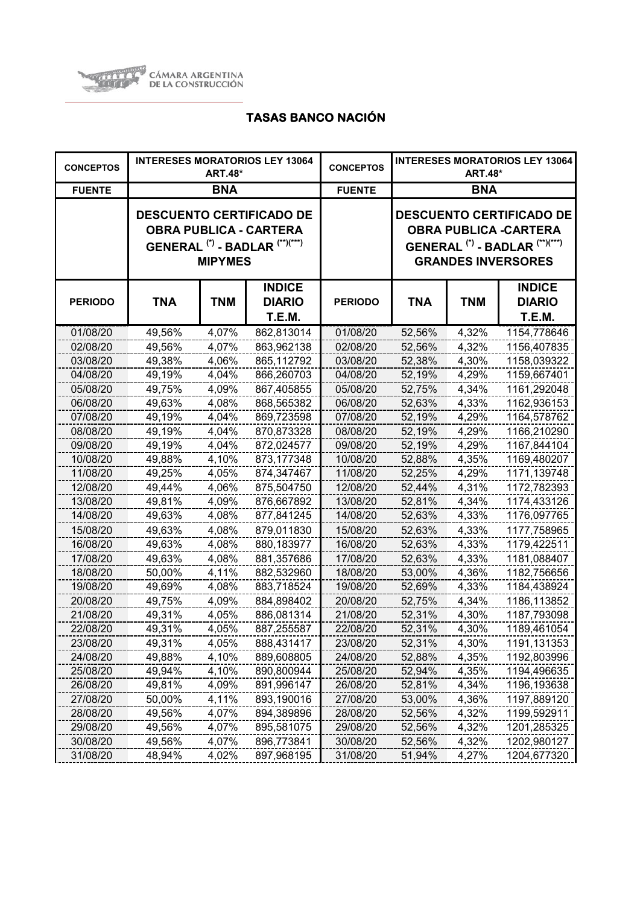CÁMARA ARGENTINA DE LA CONSTRUCCIÓN

## TASAS BANCO NACIÓN

| CONCEPTOS | INTERESES MORATORIOS LEY 13064 ART.48* | | | CONCEPTOS | INTERESES MORATORIOS LEY 13064 ART.48* | | |
|---|---|---|---|---|---|---|---|
| FUENTE | BNA | | | FUENTE | BNA | | |
| | DESCUENTO CERTIFICADO DE OBRA PUBLICA - CARTERA GENERAL (*) - BADLAR (**)(***) MIPYMES | | | | DESCUENTO CERTIFICADO DE OBRA PUBLICA -CARTERA GENERAL (*) - BADLAR (**)(***) GRANDES INVERSORES | | |
| PERIODO | TNA | TNM | INDICE DIARIO T.E.M. | PERIODO | TNA | TNM | INDICE DIARIO T.E.M. |
| 01/08/20 | 49,56% | 4,07% | 862,813014 | 01/08/20 | 52,56% | 4,32% | 1154,778646 |
| 02/08/20 | 49,56% | 4,07% | 863,962138 | 02/08/20 | 52,56% | 4,32% | 1156,407835 |
| 03/08/20 | 49,38% | 4,06% | 865,112792 | 03/08/20 | 52,38% | 4,30% | 1158,039322 |
| 04/08/20 | 49,19% | 4,04% | 866,260703 | 04/08/20 | 52,19% | 4,29% | 1159,667401 |
| 05/08/20 | 49,75% | 4,09% | 867,405855 | 05/08/20 | 52,75% | 4,34% | 1161,292048 |
| 06/08/20 | 49,63% | 4,08% | 868,565382 | 06/08/20 | 52,63% | 4,33% | 1162,936153 |
| 07/08/20 | 49,19% | 4,04% | 869,723598 | 07/08/20 | 52,19% | 4,29% | 1164,578762 |
| 08/08/20 | 49,19% | 4,04% | 870,873328 | 08/08/20 | 52,19% | 4,29% | 1166,210290 |
| 09/08/20 | 49,19% | 4,04% | 872,024577 | 09/08/20 | 52,19% | 4,29% | 1167,844104 |
| 10/08/20 | 49,88% | 4,10% | 873,177348 | 10/08/20 | 52,88% | 4,35% | 1169,480207 |
| 11/08/20 | 49,25% | 4,05% | 874,347467 | 11/08/20 | 52,25% | 4,29% | 1171,139748 |
| 12/08/20 | 49,44% | 4,06% | 875,504750 | 12/08/20 | 52,44% | 4,31% | 1172,782393 |
| 13/08/20 | 49,81% | 4,09% | 876,667892 | 13/08/20 | 52,81% | 4,34% | 1174,433126 |
| 14/08/20 | 49,63% | 4,08% | 877,841245 | 14/08/20 | 52,63% | 4,33% | 1176,097765 |
| 15/08/20 | 49,63% | 4,08% | 879,011830 | 15/08/20 | 52,63% | 4,33% | 1177,758965 |
| 16/08/20 | 49,63% | 4,08% | 880,183977 | 16/08/20 | 52,63% | 4,33% | 1179,422511 |
| 17/08/20 | 49,63% | 4,08% | 881,357686 | 17/08/20 | 52,63% | 4,33% | 1181,088407 |
| 18/08/20 | 50,00% | 4,11% | 882,532960 | 18/08/20 | 53,00% | 4,36% | 1182,756656 |
| 19/08/20 | 49,69% | 4,08% | 883,718524 | 19/08/20 | 52,69% | 4,33% | 1184,438924 |
| 20/08/20 | 49,75% | 4,09% | 884,898402 | 20/08/20 | 52,75% | 4,34% | 1186,113852 |
| 21/08/20 | 49,31% | 4,05% | 886,081314 | 21/08/20 | 52,31% | 4,30% | 1187,793098 |
| 22/08/20 | 49,31% | 4,05% | 887,255587 | 22/08/20 | 52,31% | 4,30% | 1189,461054 |
| 23/08/20 | 49,31% | 4,05% | 888,431417 | 23/08/20 | 52,31% | 4,30% | 1191,131353 |
| 24/08/20 | 49,88% | 4,10% | 889,608805 | 24/08/20 | 52,88% | 4,35% | 1192,803996 |
| 25/08/20 | 49,94% | 4,10% | 890,800944 | 25/08/20 | 52,94% | 4,35% | 1194,496635 |
| 26/08/20 | 49,81% | 4,09% | 891,996147 | 26/08/20 | 52,81% | 4,34% | 1196,193638 |
| 27/08/20 | 50,00% | 4,11% | 893,190016 | 27/08/20 | 53,00% | 4,36% | 1197,889120 |
| 28/08/20 | 49,56% | 4,07% | 894,389896 | 28/08/20 | 52,56% | 4,32% | 1199,592911 |
| 29/08/20 | 49,56% | 4,07% | 895,581075 | 29/08/20 | 52,56% | 4,32% | 1201,285325 |
| 30/08/20 | 49,56% | 4,07% | 896,773841 | 30/08/20 | 52,56% | 4,32% | 1202,980127 |
| 31/08/20 | 48,94% | 4,02% | 897,968195 | 31/08/20 | 51,94% | 4,27% | 1204,677320 |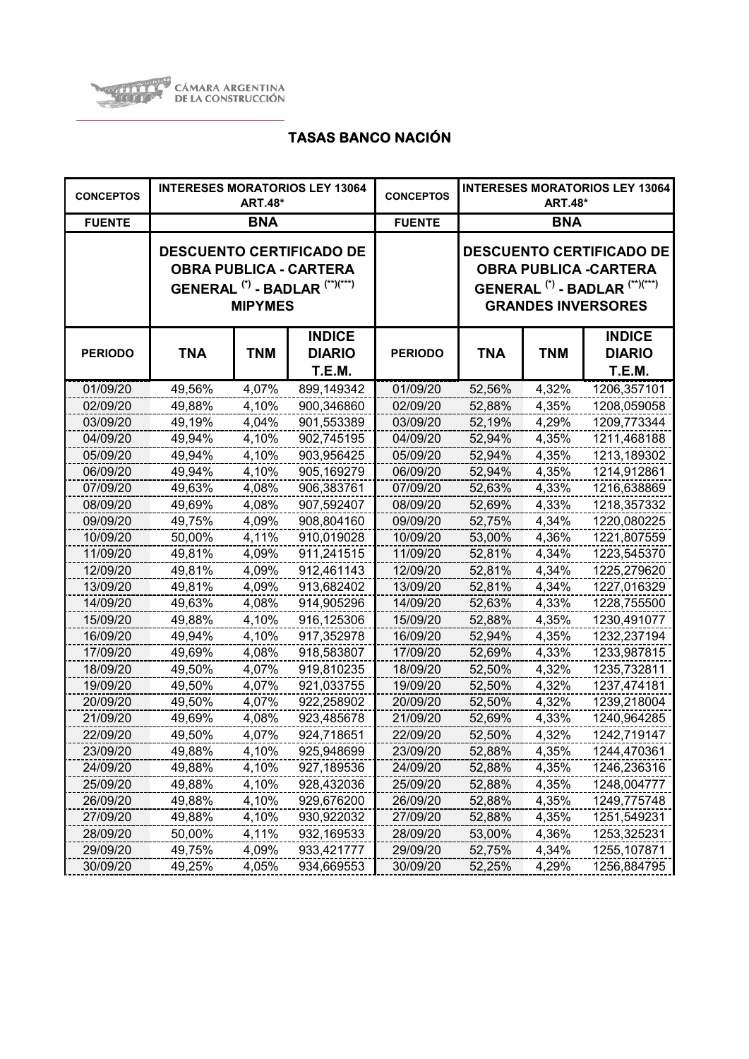CÁMARA ARGENTINA DE LA CONSTRUCCIÓN

## TASAS BANCO NACIÓN

| CONCEPTOS | INTERESES MORATORIOS LEY 13064 ART.48* | | | CONCEPTOS | INTERESES MORATORIOS LEY 13064 ART.48* | | |
|---|---|---|---|---|---|---|---|
| FUENTE | BNA | | | FUENTE | BNA | | |
| | DESCUENTO CERTIFICADO DE OBRA PUBLICA - CARTERA GENERAL (*) - BADLAR (**)(***) MIPYMES | | | | DESCUENTO CERTIFICADO DE OBRA PUBLICA -CARTERA GENERAL (*) - BADLAR (**)(***) GRANDES INVERSORES | | |
| PERIODO | TNA | TNM | INDICE DIARIO T.E.M. | PERIODO | TNA | TNM | INDICE DIARIO T.E.M. |
| 01/09/20 | 49,56% | 4,07% | 899,149342 | 01/09/20 | 52,56% | 4,32% | 1206,357101 |
| 02/09/20 | 49,88% | 4,10% | 900,346860 | 02/09/20 | 52,88% | 4,35% | 1208,059058 |
| 03/09/20 | 49,19% | 4,04% | 901,553389 | 03/09/20 | 52,19% | 4,29% | 1209,773344 |
| 04/09/20 | 49,94% | 4,10% | 902,745195 | 04/09/20 | 52,94% | 4,35% | 1211,468188 |
| 05/09/20 | 49,94% | 4,10% | 903,956425 | 05/09/20 | 52,94% | 4,35% | 1213,189302 |
| 06/09/20 | 49,94% | 4,10% | 905,169279 | 06/09/20 | 52,94% | 4,35% | 1214,912861 |
| 07/09/20 | 49,63% | 4,08% | 906,383761 | 07/09/20 | 52,63% | 4,33% | 1216,638869 |
| 08/09/20 | 49,69% | 4,08% | 907,592407 | 08/09/20 | 52,69% | 4,33% | 1218,357332 |
| 09/09/20 | 49,75% | 4,09% | 908,804160 | 09/09/20 | 52,75% | 4,34% | 1220,080225 |
| 10/09/20 | 50,00% | 4,11% | 910,019028 | 10/09/20 | 53,00% | 4,36% | 1221,807559 |
| 11/09/20 | 49,81% | 4,09% | 911,241515 | 11/09/20 | 52,81% | 4,34% | 1223,545370 |
| 12/09/20 | 49,81% | 4,09% | 912,461143 | 12/09/20 | 52,81% | 4,34% | 1225,279620 |
| 13/09/20 | 49,81% | 4,09% | 913,682402 | 13/09/20 | 52,81% | 4,34% | 1227,016329 |
| 14/09/20 | 49,63% | 4,08% | 914,905296 | 14/09/20 | 52,63% | 4,33% | 1228,755500 |
| 15/09/20 | 49,88% | 4,10% | 916,125306 | 15/09/20 | 52,88% | 4,35% | 1230,491077 |
| 16/09/20 | 49,94% | 4,10% | 917,352978 | 16/09/20 | 52,94% | 4,35% | 1232,237194 |
| 17/09/20 | 49,69% | 4,08% | 918,583807 | 17/09/20 | 52,69% | 4,33% | 1233,987815 |
| 18/09/20 | 49,50% | 4,07% | 919,810235 | 18/09/20 | 52,50% | 4,32% | 1235,732811 |
| 19/09/20 | 49,50% | 4,07% | 921,033755 | 19/09/20 | 52,50% | 4,32% | 1237,474181 |
| 20/09/20 | 49,50% | 4,07% | 922,258902 | 20/09/20 | 52,50% | 4,32% | 1239,218004 |
| 21/09/20 | 49,69% | 4,08% | 923,485678 | 21/09/20 | 52,69% | 4,33% | 1240,964285 |
| 22/09/20 | 49,50% | 4,07% | 924,718651 | 22/09/20 | 52,50% | 4,32% | 1242,719147 |
| 23/09/20 | 49,88% | 4,10% | 925,948699 | 23/09/20 | 52,88% | 4,35% | 1244,470361 |
| 24/09/20 | 49,88% | 4,10% | 927,189536 | 24/09/20 | 52,88% | 4,35% | 1246,236316 |
| 25/09/20 | 49,88% | 4,10% | 928,432036 | 25/09/20 | 52,88% | 4,35% | 1248,004777 |
| 26/09/20 | 49,88% | 4,10% | 929,676200 | 26/09/20 | 52,88% | 4,35% | 1249,775748 |
| 27/09/20 | 49,88% | 4,10% | 930,922032 | 27/09/20 | 52,88% | 4,35% | 1251,549231 |
| 28/09/20 | 50,00% | 4,11% | 932,169533 | 28/09/20 | 53,00% | 4,36% | 1253,325231 |
| 29/09/20 | 49,75% | 4,09% | 933,421777 | 29/09/20 | 52,75% | 4,34% | 1255,107871 |
| 30/09/20 | 49,25% | 4,05% | 934,669553 | 30/09/20 | 52,25% | 4,29% | 1256,884795 |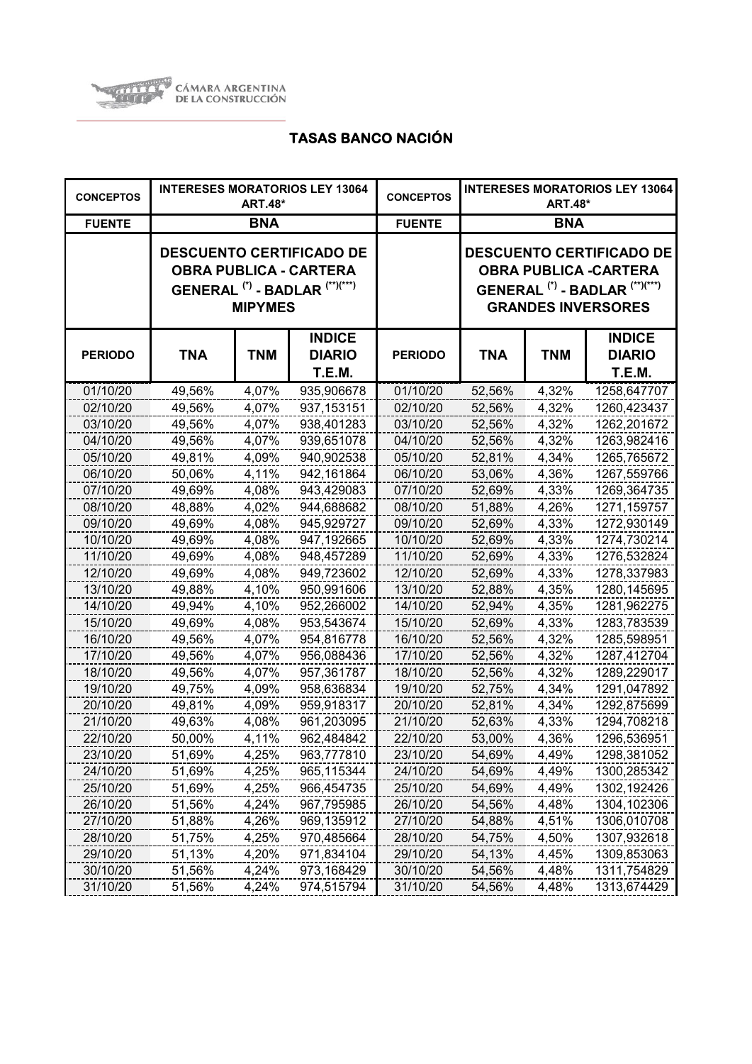CÁMARA ARGENTINA DE LA CONSTRUCCIÓN

## TASAS BANCO NACIÓN

| CONCEPTOS | INTERESES MORATORIOS LEY 13064 ART.48* | | | CONCEPTOS | INTERESES MORATORIOS LEY 13064 ART.48* | | |
|---|---|---|---|---|---|---|---|
| FUENTE | BNA | | | FUENTE | BNA | | |
| | DESCUENTO CERTIFICADO DE OBRA PUBLICA - CARTERA GENERAL (*) - BADLAR (**)(***) MIPYMES | | | | DESCUENTO CERTIFICADO DE OBRA PUBLICA -CARTERA GENERAL (*) - BADLAR (**)(***) GRANDES INVERSORES | | |
| PERIODO | TNA | TNM | INDICE DIARIO T.E.M. | PERIODO | TNA | TNM | INDICE DIARIO T.E.M. |
| 01/10/20 | 49,56% | 4,07% | 935,906678 | 01/10/20 | 52,56% | 4,32% | 1258,647707 |
| 02/10/20 | 49,56% | 4,07% | 937,153151 | 02/10/20 | 52,56% | 4,32% | 1260,423437 |
| 03/10/20 | 49,56% | 4,07% | 938,401283 | 03/10/20 | 52,56% | 4,32% | 1262,201672 |
| 04/10/20 | 49,56% | 4,07% | 939,651078 | 04/10/20 | 52,56% | 4,32% | 1263,982416 |
| 05/10/20 | 49,81% | 4,09% | 940,902538 | 05/10/20 | 52,81% | 4,34% | 1265,765672 |
| 06/10/20 | 50,06% | 4,11% | 942,161864 | 06/10/20 | 53,06% | 4,36% | 1267,559766 |
| 07/10/20 | 49,69% | 4,08% | 943,429083 | 07/10/20 | 52,69% | 4,33% | 1269,364735 |
| 08/10/20 | 48,88% | 4,02% | 944,688682 | 08/10/20 | 51,88% | 4,26% | 1271,159757 |
| 09/10/20 | 49,69% | 4,08% | 945,929727 | 09/10/20 | 52,69% | 4,33% | 1272,930149 |
| 10/10/20 | 49,69% | 4,08% | 947,192665 | 10/10/20 | 52,69% | 4,33% | 1274,730214 |
| 11/10/20 | 49,69% | 4,08% | 948,457289 | 11/10/20 | 52,69% | 4,33% | 1276,532824 |
| 12/10/20 | 49,69% | 4,08% | 949,723602 | 12/10/20 | 52,69% | 4,33% | 1278,337983 |
| 13/10/20 | 49,88% | 4,10% | 950,991606 | 13/10/20 | 52,88% | 4,35% | 1280,145695 |
| 14/10/20 | 49,94% | 4,10% | 952,266002 | 14/10/20 | 52,94% | 4,35% | 1281,962275 |
| 15/10/20 | 49,69% | 4,08% | 953,543674 | 15/10/20 | 52,69% | 4,33% | 1283,783539 |
| 16/10/20 | 49,56% | 4,07% | 954,816778 | 16/10/20 | 52,56% | 4,32% | 1285,598951 |
| 17/10/20 | 49,56% | 4,07% | 956,088436 | 17/10/20 | 52,56% | 4,32% | 1287,412704 |
| 18/10/20 | 49,56% | 4,07% | 957,361787 | 18/10/20 | 52,56% | 4,32% | 1289,229017 |
| 19/10/20 | 49,75% | 4,09% | 958,636834 | 19/10/20 | 52,75% | 4,34% | 1291,047892 |
| 20/10/20 | 49,81% | 4,09% | 959,918317 | 20/10/20 | 52,81% | 4,34% | 1292,875699 |
| 21/10/20 | 49,63% | 4,08% | 961,203095 | 21/10/20 | 52,63% | 4,33% | 1294,708218 |
| 22/10/20 | 50,00% | 4,11% | 962,484842 | 22/10/20 | 53,00% | 4,36% | 1296,536951 |
| 23/10/20 | 51,69% | 4,25% | 963,777810 | 23/10/20 | 54,69% | 4,49% | 1298,381052 |
| 24/10/20 | 51,69% | 4,25% | 965,115344 | 24/10/20 | 54,69% | 4,49% | 1300,285342 |
| 25/10/20 | 51,69% | 4,25% | 966,454735 | 25/10/20 | 54,69% | 4,49% | 1302,192426 |
| 26/10/20 | 51,56% | 4,24% | 967,795985 | 26/10/20 | 54,56% | 4,48% | 1304,102306 |
| 27/10/20 | 51,88% | 4,26% | 969,135912 | 27/10/20 | 54,88% | 4,51% | 1306,010708 |
| 28/10/20 | 51,75% | 4,25% | 970,485664 | 28/10/20 | 54,75% | 4,50% | 1307,932618 |
| 29/10/20 | 51,13% | 4,20% | 971,834104 | 29/10/20 | 54,13% | 4,45% | 1309,853063 |
| 30/10/20 | 51,56% | 4,24% | 973,168429 | 30/10/20 | 54,56% | 4,48% | 1311,754829 |
| 31/10/20 | 51,56% | 4,24% | 974,515794 | 31/10/20 | 54,56% | 4,48% | 1313,674429 |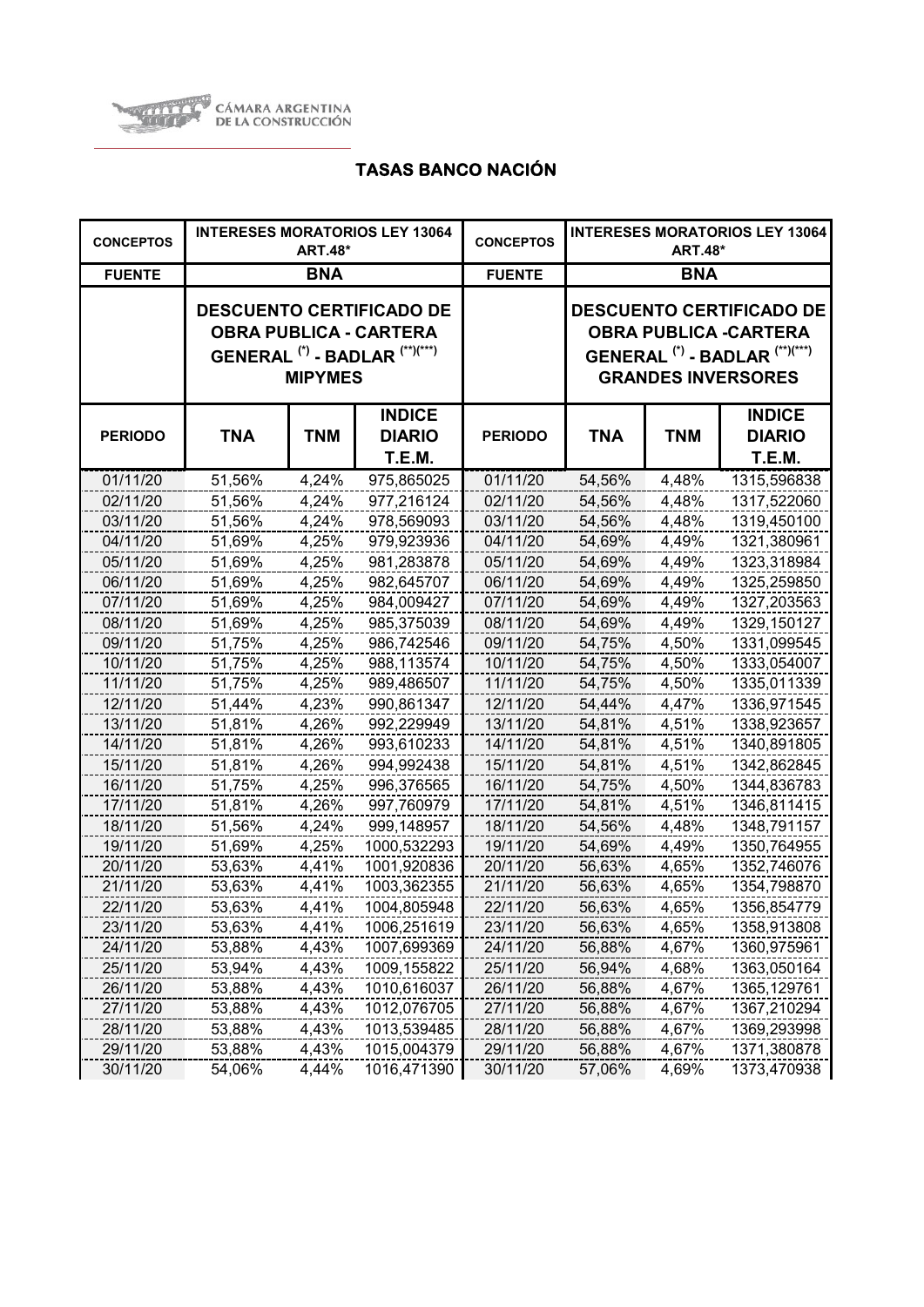CÁMARA ARGENTINA DE LA CONSTRUCCIÓN

## TASAS BANCO NACIÓN

| CONCEPTOS | INTERESES MORATORIOS LEY 13064 ART.48* | | | CONCEPTOS | INTERESES MORATORIOS LEY 13064 ART.48* | | |
|---|---|---|---|---|---|---|---|
| FUENTE | BNA | | | FUENTE | BNA | | |
| | DESCUENTO CERTIFICADO DE OBRA PUBLICA - CARTERA GENERAL (*) - BADLAR (**)(***) MIPYMES | | | | DESCUENTO CERTIFICADO DE OBRA PUBLICA -CARTERA GENERAL (*) - BADLAR (**)(***) GRANDES INVERSORES | | |
| PERIODO | TNA | TNM | INDICE DIARIO T.E.M. | PERIODO | TNA | TNM | INDICE DIARIO T.E.M. |
| 01/11/20 | 51,56% | 4,24% | 975,865025 | 01/11/20 | 54,56% | 4,48% | 1315,596838 |
| 02/11/20 | 51,56% | 4,24% | 977,216124 | 02/11/20 | 54,56% | 4,48% | 1317,522060 |
| 03/11/20 | 51,56% | 4,24% | 978,569093 | 03/11/20 | 54,56% | 4,48% | 1319,450100 |
| 04/11/20 | 51,69% | 4,25% | 979,923936 | 04/11/20 | 54,69% | 4,49% | 1321,380961 |
| 05/11/20 | 51,69% | 4,25% | 981,283878 | 05/11/20 | 54,69% | 4,49% | 1323,318984 |
| 06/11/20 | 51,69% | 4,25% | 982,645707 | 06/11/20 | 54,69% | 4,49% | 1325,259850 |
| 07/11/20 | 51,69% | 4,25% | 984,009427 | 07/11/20 | 54,69% | 4,49% | 1327,203563 |
| 08/11/20 | 51,69% | 4,25% | 985,375039 | 08/11/20 | 54,69% | 4,49% | 1329,150127 |
| 09/11/20 | 51,75% | 4,25% | 986,742546 | 09/11/20 | 54,75% | 4,50% | 1331,099545 |
| 10/11/20 | 51,75% | 4,25% | 988,113574 | 10/11/20 | 54,75% | 4,50% | 1333,054007 |
| 11/11/20 | 51,75% | 4,25% | 989,486507 | 11/11/20 | 54,75% | 4,50% | 1335,011339 |
| 12/11/20 | 51,44% | 4,23% | 990,861347 | 12/11/20 | 54,44% | 4,47% | 1336,971545 |
| 13/11/20 | 51,81% | 4,26% | 992,229949 | 13/11/20 | 54,81% | 4,51% | 1338,923657 |
| 14/11/20 | 51,81% | 4,26% | 993,610233 | 14/11/20 | 54,81% | 4,51% | 1340,891805 |
| 15/11/20 | 51,81% | 4,26% | 994,992438 | 15/11/20 | 54,81% | 4,51% | 1342,862845 |
| 16/11/20 | 51,75% | 4,25% | 996,376565 | 16/11/20 | 54,75% | 4,50% | 1344,836783 |
| 17/11/20 | 51,81% | 4,26% | 997,760979 | 17/11/20 | 54,81% | 4,51% | 1346,811415 |
| 18/11/20 | 51,56% | 4,24% | 999,148957 | 18/11/20 | 54,56% | 4,48% | 1348,791157 |
| 19/11/20 | 51,69% | 4,25% | 1000,532293 | 19/11/20 | 54,69% | 4,49% | 1350,764955 |
| 20/11/20 | 53,63% | 4,41% | 1001,920836 | 20/11/20 | 56,63% | 4,65% | 1352,746076 |
| 21/11/20 | 53,63% | 4,41% | 1003,362355 | 21/11/20 | 56,63% | 4,65% | 1354,798870 |
| 22/11/20 | 53,63% | 4,41% | 1004,805948 | 22/11/20 | 56,63% | 4,65% | 1356,854779 |
| 23/11/20 | 53,63% | 4,41% | 1006,251619 | 23/11/20 | 56,63% | 4,65% | 1358,913808 |
| 24/11/20 | 53,88% | 4,43% | 1007,699369 | 24/11/20 | 56,88% | 4,67% | 1360,975961 |
| 25/11/20 | 53,94% | 4,43% | 1009,155822 | 25/11/20 | 56,94% | 4,68% | 1363,050164 |
| 26/11/20 | 53,88% | 4,43% | 1010,616037 | 26/11/20 | 56,88% | 4,67% | 1365,129761 |
| 27/11/20 | 53,88% | 4,43% | 1012,076705 | 27/11/20 | 56,88% | 4,67% | 1367,210294 |
| 28/11/20 | 53,88% | 4,43% | 1013,539485 | 28/11/20 | 56,88% | 4,67% | 1369,293998 |
| 29/11/20 | 53,88% | 4,43% | 1015,004379 | 29/11/20 | 56,88% | 4,67% | 1371,380878 |
| 30/11/20 | 54,06% | 4,44% | 1016,471390 | 30/11/20 | 57,06% | 4,69% | 1373,470938 |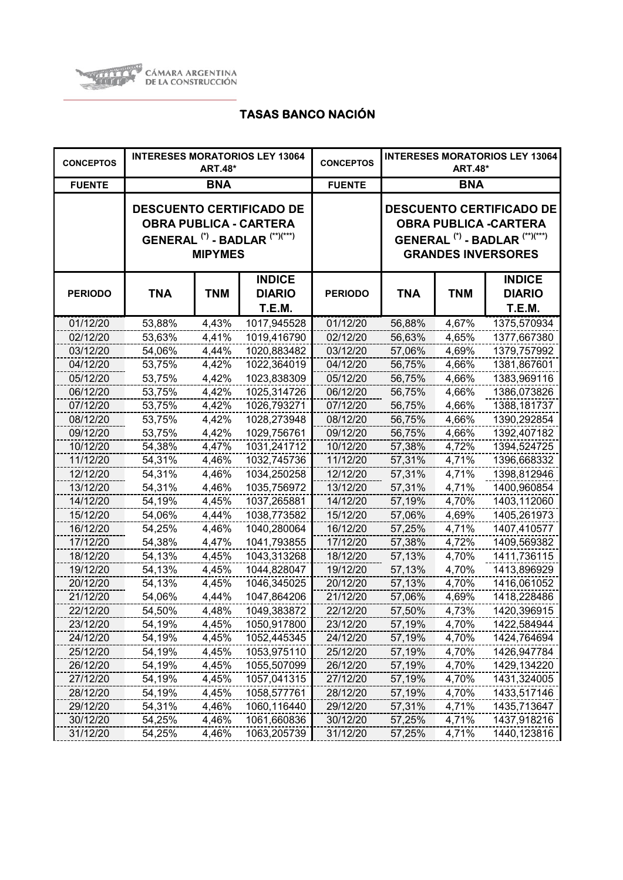CÁMARA ARGENTINA DE LA CONSTRUCCIÓN

# TASAS BANCO NACIÓN

| CONCEPTOS | INTERESES MORATORIOS LEY 13064 ART.48* | | | CONCEPTOS | INTERESES MORATORIOS LEY 13064 ART.48* | | |
|---|---|---|---|---|---|---|---|
| FUENTE | BNA | | | FUENTE | BNA | | |
| | DESCUENTO CERTIFICADO DE OBRA PUBLICA - CARTERA GENERAL (*) - BADLAR (**)(***) MIPYMES | | | | DESCUENTO CERTIFICADO DE OBRA PUBLICA -CARTERA GENERAL (*) - BADLAR (**)(***) GRANDES INVERSORES | | |
| PERIODO | TNA | TNM | INDICE DIARIO T.E.M. | PERIODO | TNA | TNM | INDICE DIARIO T.E.M. |
| 01/12/20 | 53,88% | 4,43% | 1017,945528 | 01/12/20 | 56,88% | 4,67% | 1375,570934 |
| 02/12/20 | 53,63% | 4,41% | 1019,416790 | 02/12/20 | 56,63% | 4,65% | 1377,667380 |
| 03/12/20 | 54,06% | 4,44% | 1020,883482 | 03/12/20 | 57,06% | 4,69% | 1379,757992 |
| 04/12/20 | 53,75% | 4,42% | 1022,364019 | 04/12/20 | 56,75% | 4,66% | 1381,867601 |
| 05/12/20 | 53,75% | 4,42% | 1023,838309 | 05/12/20 | 56,75% | 4,66% | 1383,969116 |
| 06/12/20 | 53,75% | 4,42% | 1025,314726 | 06/12/20 | 56,75% | 4,66% | 1386,073826 |
| 07/12/20 | 53,75% | 4,42% | 1026,793271 | 07/12/20 | 56,75% | 4,66% | 1388,181737 |
| 08/12/20 | 53,75% | 4,42% | 1028,273948 | 08/12/20 | 56,75% | 4,66% | 1390,292854 |
| 09/12/20 | 53,75% | 4,42% | 1029,756761 | 09/12/20 | 56,75% | 4,66% | 1392,407182 |
| 10/12/20 | 54,38% | 4,47% | 1031,241712 | 10/12/20 | 57,38% | 4,72% | 1394,524725 |
| 11/12/20 | 54,31% | 4,46% | 1032,745736 | 11/12/20 | 57,31% | 4,71% | 1396,668332 |
| 12/12/20 | 54,31% | 4,46% | 1034,250258 | 12/12/20 | 57,31% | 4,71% | 1398,812946 |
| 13/12/20 | 54,31% | 4,46% | 1035,756972 | 13/12/20 | 57,31% | 4,71% | 1400,960854 |
| 14/12/20 | 54,19% | 4,45% | 1037,265881 | 14/12/20 | 57,19% | 4,70% | 1403,112060 |
| 15/12/20 | 54,06% | 4,44% | 1038,773582 | 15/12/20 | 57,06% | 4,69% | 1405,261973 |
| 16/12/20 | 54,25% | 4,46% | 1040,280064 | 16/12/20 | 57,25% | 4,71% | 1407,410577 |
| 17/12/20 | 54,38% | 4,47% | 1041,793855 | 17/12/20 | 57,38% | 4,72% | 1409,569382 |
| 18/12/20 | 54,13% | 4,45% | 1043,313268 | 18/12/20 | 57,13% | 4,70% | 1411,736115 |
| 19/12/20 | 54,13% | 4,45% | 1044,828047 | 19/12/20 | 57,13% | 4,70% | 1413,896929 |
| 20/12/20 | 54,13% | 4,45% | 1046,345025 | 20/12/20 | 57,13% | 4,70% | 1416,061052 |
| 21/12/20 | 54,06% | 4,44% | 1047,864206 | 21/12/20 | 57,06% | 4,69% | 1418,228486 |
| 22/12/20 | 54,50% | 4,48% | 1049,383872 | 22/12/20 | 57,50% | 4,73% | 1420,396915 |
| 23/12/20 | 54,19% | 4,45% | 1050,917800 | 23/12/20 | 57,19% | 4,70% | 1422,584944 |
| 24/12/20 | 54,19% | 4,45% | 1052,445345 | 24/12/20 | 57,19% | 4,70% | 1424,764694 |
| 25/12/20 | 54,19% | 4,45% | 1053,975110 | 25/12/20 | 57,19% | 4,70% | 1426,947784 |
| 26/12/20 | 54,19% | 4,45% | 1055,507099 | 26/12/20 | 57,19% | 4,70% | 1429,134220 |
| 27/12/20 | 54,19% | 4,45% | 1057,041315 | 27/12/20 | 57,19% | 4,70% | 1431,324005 |
| 28/12/20 | 54,19% | 4,45% | 1058,577761 | 28/12/20 | 57,19% | 4,70% | 1433,517146 |
| 29/12/20 | 54,31% | 4,46% | 1060,116440 | 29/12/20 | 57,31% | 4,71% | 1435,713647 |
| 30/12/20 | 54,25% | 4,46% | 1061,660836 | 30/12/20 | 57,25% | 4,71% | 1437,918216 |
| 31/12/20 | 54,25% | 4,46% | 1063,205739 | 31/12/20 | 57,25% | 4,71% | 1440,123816 |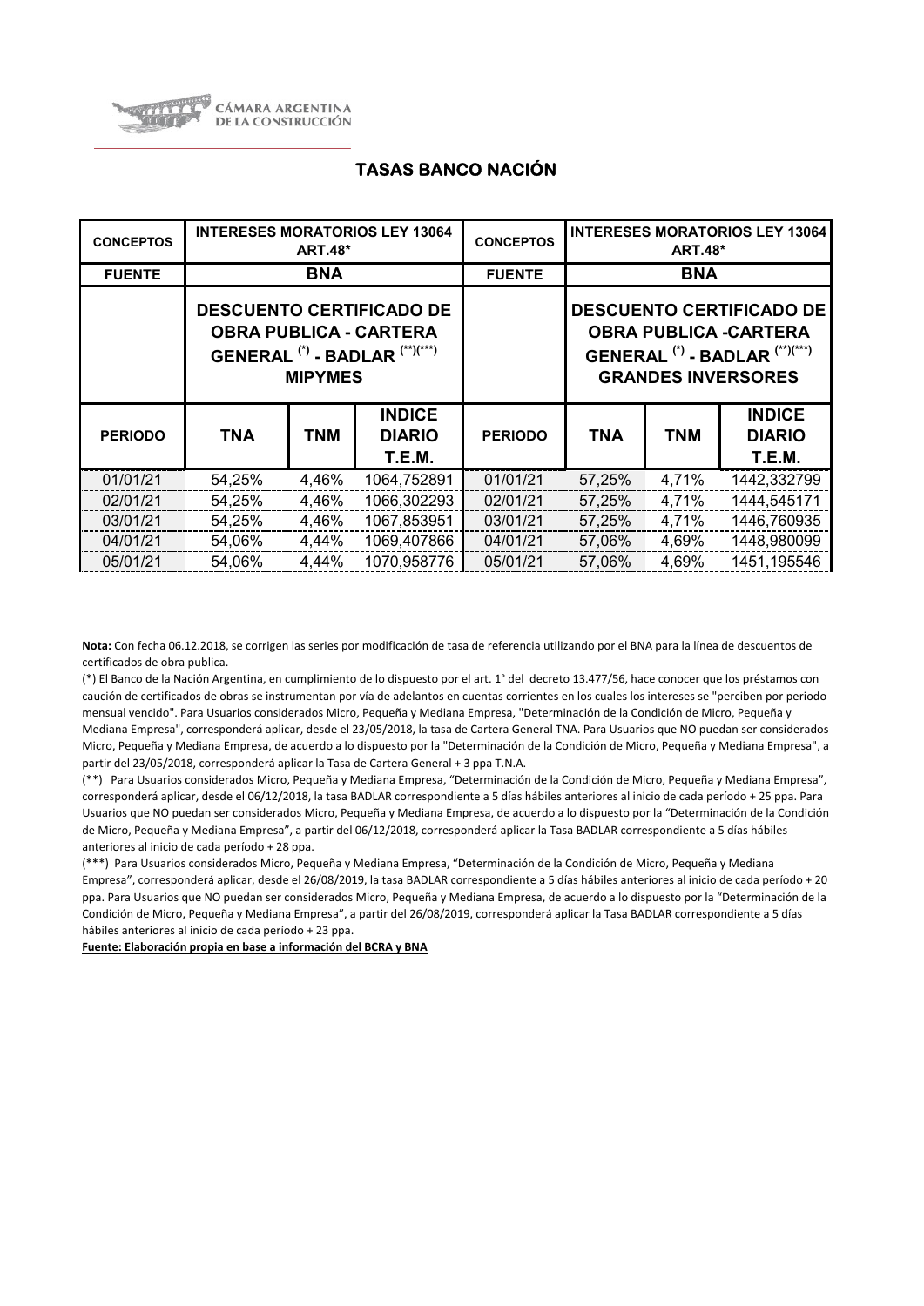CÁMARA ARGENTINA DE LA CONSTRUCCIÓN

## TASAS BANCO NACIÓN

| CONCEPTOS | INTERESES MORATORIOS LEY 13064 ART.48* | | | CONCEPTOS | INTERESES MORATORIOS LEY 13064 ART.48* | | |
|---|---|---|---|---|---|---|---|
| FUENTE | BNA | | | FUENTE | BNA | | |
| | DESCUENTO CERTIFICADO DE OBRA PUBLICA - CARTERA GENERAL (*) - BADLAR (**)(***) MIPYMES | | | | DESCUENTO CERTIFICADO DE OBRA PUBLICA -CARTERA GENERAL (*) - BADLAR (**)(***) GRANDES INVERSORES | | |
| PERIODO | TNA | TNM | INDICE DIARIO T.E.M. | PERIODO | TNA | TNM | INDICE DIARIO T.E.M. |
| 01/01/21 | 54,25% | 4,46% | 1064,752891 | 01/01/21 | 57,25% | 4,71% | 1442,332799 |
| 02/01/21 | 54,25% | 4,46% | 1066,302293 | 02/01/21 | 57,25% | 4,71% | 1444,545171 |
| 03/01/21 | 54,25% | 4,46% | 1067,853951 | 03/01/21 | 57,25% | 4,71% | 1446,760935 |
| 04/01/21 | 54,06% | 4,44% | 1069,407866 | 04/01/21 | 57,06% | 4,69% | 1448,980099 |
| 05/01/21 | 54,06% | 4,44% | 1070,958776 | 05/01/21 | 57,06% | 4,69% | 1451,195546 |

**Nota:** Con fecha 06.12.2018, se corrigen las series por modificación de tasa de referencia utilizando por el BNA para la línea de descuentos de certificados de obra publica.

(*) El Banco de la Nación Argentina, en cumplimiento de lo dispuesto por el art. 1° del decreto 13.477/56, hace conocer que los préstamos con caución de certificados de obras se instrumentan por vía de adelantos en cuentas corrientes en los cuales los intereses se "perciben por periodo mensual vencido". Para Usuarios considerados Micro, Pequeña y Mediana Empresa, "Determinación de la Condición de Micro, Pequeña y Mediana Empresa", corresponderá aplicar, desde el 23/05/2018, la tasa de Cartera General TNA. Para Usuarios que NO puedan ser considerados Micro, Pequeña y Mediana Empresa, de acuerdo a lo dispuesto por la "Determinación de la Condición de Micro, Pequeña y Mediana Empresa", a partir del 23/05/2018, corresponderá aplicar la Tasa de Cartera General + 3 ppa T.N.A.

(**) Para Usuarios considerados Micro, Pequeña y Mediana Empresa, "Determinación de la Condición de Micro, Pequeña y Mediana Empresa", corresponderá aplicar, desde el 06/12/2018, la tasa BADLAR correspondiente a 5 días hábiles anteriores al inicio de cada período + 25 ppa. Para Usuarios que NO puedan ser considerados Micro, Pequeña y Mediana Empresa, de acuerdo a lo dispuesto por la "Determinación de la Condición de Micro, Pequeña y Mediana Empresa", a partir del 06/12/2018, corresponderá aplicar la Tasa BADLAR correspondiente a 5 días hábiles anteriores al inicio de cada período + 28 ppa.

(***) Para Usuarios considerados Micro, Pequeña y Mediana Empresa, "Determinación de la Condición de Micro, Pequeña y Mediana Empresa", corresponderá aplicar, desde el 26/08/2019, la tasa BADLAR correspondiente a 5 días hábiles anteriores al inicio de cada período + 20 ppa. Para Usuarios que NO puedan ser considerados Micro, Pequeña y Mediana Empresa, de acuerdo a lo dispuesto por la "Determinación de la Condición de Micro, Pequeña y Mediana Empresa", a partir del 26/08/2019, corresponderá aplicar la Tasa BADLAR correspondiente a 5 días hábiles anteriores al inicio de cada período + 23 ppa.

**Fuente: Elaboración propia en base a información del BCRA y BNA**